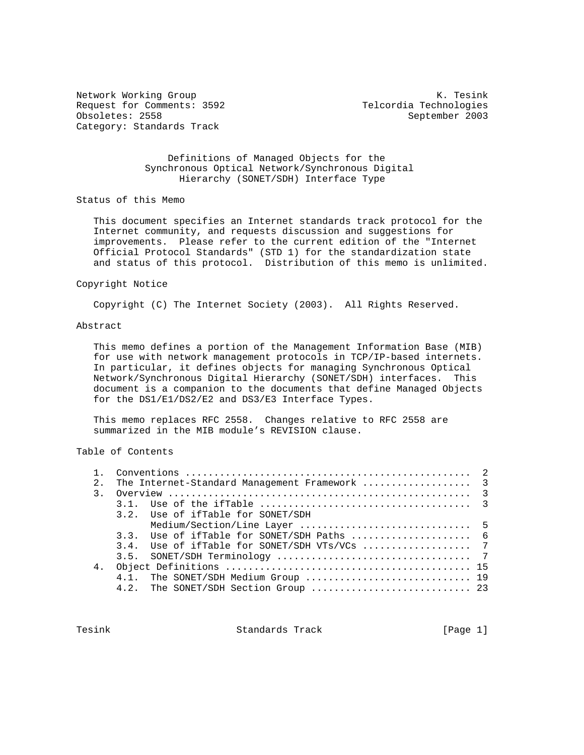Network Working Group K. Tesink
Request for Comments: 3592 Telcordia Technologies
Obsoletes: 2558 September 2003
Category: Standards Track

# Definitions of Managed Objects for the Synchronous Optical Network/Synchronous Digital Hierarchy (SONET/SDH) Interface Type

## Status of this Memo

This document specifies an Internet standards track protocol for the Internet community, and requests discussion and suggestions for improvements. Please refer to the current edition of the "Internet Official Protocol Standards" (STD 1) for the standardization state and status of this protocol. Distribution of this memo is unlimited.

## Copyright Notice

Copyright (C) The Internet Society (2003). All Rights Reserved.

## Abstract

This memo defines a portion of the Management Information Base (MIB) for use with network management protocols in TCP/IP-based internets. In particular, it defines objects for managing Synchronous Optical Network/Synchronous Digital Hierarchy (SONET/SDH) interfaces. This document is a companion to the documents that define Managed Objects for the DS1/E1/DS2/E2 and DS3/E3 Interface Types.

This memo replaces RFC 2558. Changes relative to RFC 2558 are summarized in the MIB module's REVISION clause.

## Table of Contents

```
   1.  Conventions .................................................  2
   2.  The Internet-Standard Management Framework ..................  3
   3.  Overview ....................................................  3
       3.1.  Use of the ifTable ....................................  3
       3.2.  Use of ifTable for SONET/SDH
             Medium/Section/Line Layer .............................  5
       3.3.  Use of ifTable for SONET/SDH Paths ....................  6
       3.4.  Use of ifTable for SONET/SDH VTs/VCs ..................  7
       3.5.  SONET/SDH Terminology .................................  7
   4.  Object Definitions .......................................... 15
       4.1.  The SONET/SDH Medium Group ............................ 19
       4.2.  The SONET/SDH Section Group ........................... 23
```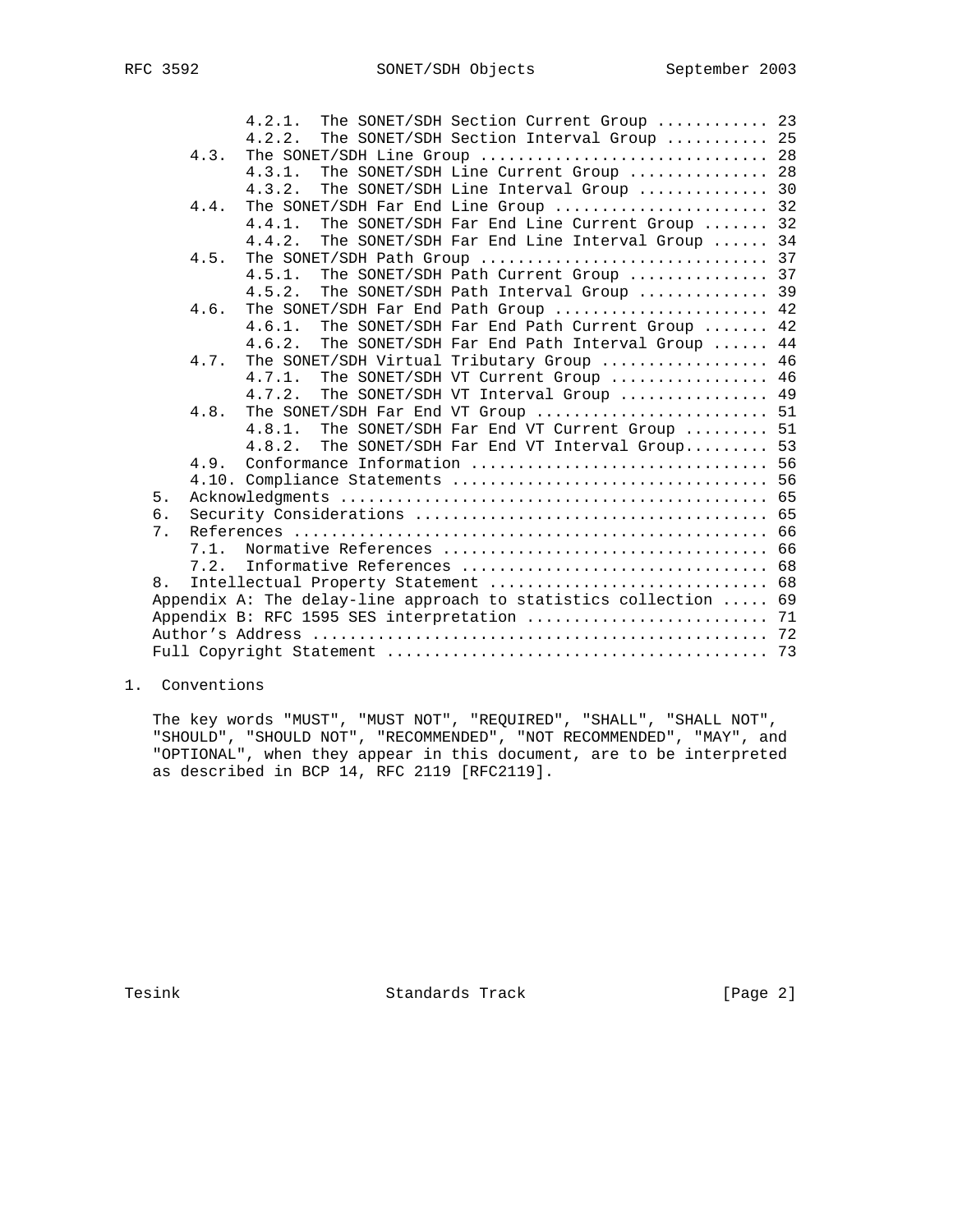```
         4.2.1.  The SONET/SDH Section Current Group ............ 23
         4.2.2.  The SONET/SDH Section Interval Group ........... 25
      4.3.   The SONET/SDH Line Group ............................. 28
         4.3.1.  The SONET/SDH Line Current Group ............... 28
         4.3.2.  The SONET/SDH Line Interval Group .............. 30
      4.4.   The SONET/SDH Far End Line Group ...................... 32
         4.4.1.  The SONET/SDH Far End Line Current Group ....... 32
         4.4.2.  The SONET/SDH Far End Line Interval Group ...... 34
      4.5.   The SONET/SDH Path Group ............................. 37
         4.5.1.  The SONET/SDH Path Current Group ............... 37
         4.5.2.  The SONET/SDH Path Interval Group .............. 39
      4.6.   The SONET/SDH Far End Path Group ...................... 42
         4.6.1.  The SONET/SDH Far End Path Current Group ....... 42
         4.6.2.  The SONET/SDH Far End Path Interval Group ...... 44
      4.7.   The SONET/SDH Virtual Tributary Group ................. 46
         4.7.1.  The SONET/SDH VT Current Group ................. 46
         4.7.2.  The SONET/SDH VT Interval Group ................ 49
      4.8.   The SONET/SDH Far End VT Group ........................ 51
         4.8.1.  The SONET/SDH Far End VT Current Group ......... 51
         4.8.2.  The SONET/SDH Far End VT Interval Group......... 53
      4.9.   Conformance Information ............................... 56
      4.10.  Compliance Statements ................................. 56
   5.  Acknowledgments ............................................ 65
   6.  Security Considerations .................................... 65
   7.  References ................................................. 66
      7.1.   Normative References .................................. 66
      7.2.   Informative References ................................ 68
   8.  Intellectual Property Statement ............................ 68
   Appendix A: The delay-line approach to statistics collection ..... 69
   Appendix B: RFC 1595 SES interpretation .......................... 71
   Author's Address ................................................. 72
   Full Copyright Statement ......................................... 73
```

## 1. Conventions

The key words "MUST", "MUST NOT", "REQUIRED", "SHALL", "SHALL NOT", "SHOULD", "SHOULD NOT", "RECOMMENDED", "NOT RECOMMENDED", "MAY", and "OPTIONAL", when they appear in this document, are to be interpreted as described in BCP 14, RFC 2119 [RFC2119].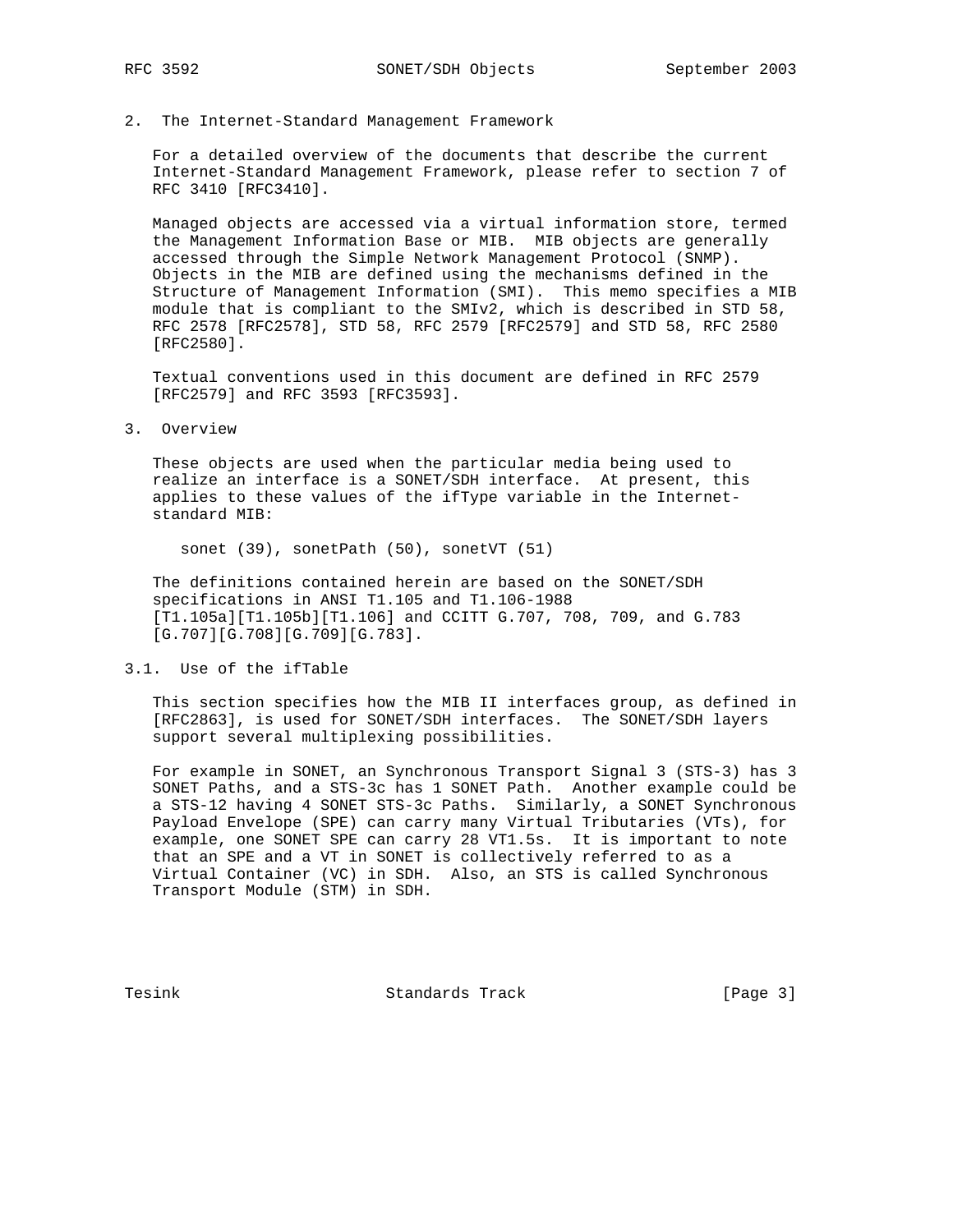## 2. The Internet-Standard Management Framework

For a detailed overview of the documents that describe the current Internet-Standard Management Framework, please refer to section 7 of RFC 3410 [RFC3410].

Managed objects are accessed via a virtual information store, termed the Management Information Base or MIB. MIB objects are generally accessed through the Simple Network Management Protocol (SNMP). Objects in the MIB are defined using the mechanisms defined in the Structure of Management Information (SMI). This memo specifies a MIB module that is compliant to the SMIv2, which is described in STD 58, RFC 2578 [RFC2578], STD 58, RFC 2579 [RFC2579] and STD 58, RFC 2580 [RFC2580].

Textual conventions used in this document are defined in RFC 2579 [RFC2579] and RFC 3593 [RFC3593].

## 3. Overview

These objects are used when the particular media being used to realize an interface is a SONET/SDH interface. At present, this applies to these values of the ifType variable in the Internet-standard MIB:

sonet (39), sonetPath (50), sonetVT (51)

The definitions contained herein are based on the SONET/SDH specifications in ANSI T1.105 and T1.106-1988 [T1.105a][T1.105b][T1.106] and CCITT G.707, 708, 709, and G.783 [G.707][G.708][G.709][G.783].

### 3.1. Use of the ifTable

This section specifies how the MIB II interfaces group, as defined in [RFC2863], is used for SONET/SDH interfaces. The SONET/SDH layers support several multiplexing possibilities.

For example in SONET, an Synchronous Transport Signal 3 (STS-3) has 3 SONET Paths, and a STS-3c has 1 SONET Path. Another example could be a STS-12 having 4 SONET STS-3c Paths. Similarly, a SONET Synchronous Payload Envelope (SPE) can carry many Virtual Tributaries (VTs), for example, one SONET SPE can carry 28 VT1.5s. It is important to note that an SPE and a VT in SONET is collectively referred to as a Virtual Container (VC) in SDH. Also, an STS is called Synchronous Transport Module (STM) in SDH.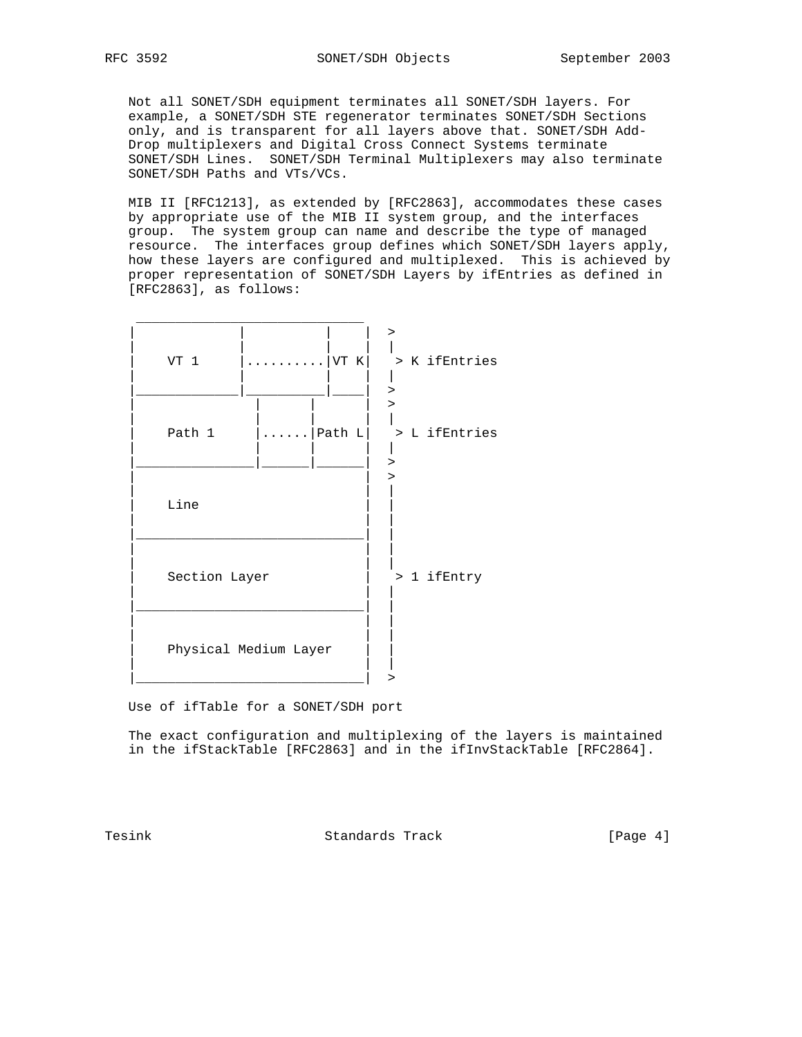Not all SONET/SDH equipment terminates all SONET/SDH layers. For example, a SONET/SDH STE regenerator terminates SONET/SDH Sections only, and is transparent for all layers above that. SONET/SDH Add-Drop multiplexers and Digital Cross Connect Systems terminate SONET/SDH Lines. SONET/SDH Terminal Multiplexers may also terminate SONET/SDH Paths and VTs/VCs.

MIB II [RFC1213], as extended by [RFC2863], accommodates these cases by appropriate use of the MIB II system group, and the interfaces group. The system group can name and describe the type of managed resource. The interfaces group defines which SONET/SDH layers apply, how these layers are configured and multiplexed. This is achieved by proper representation of SONET/SDH Layers by ifEntries as defined in [RFC2863], as follows:

```
 _____________________________
|            |          |    |  >
|            |          |    |  |
|    VT 1    |..........|VT K|   > K ifEntries
|            |          |    |  |
|____________|__________|____|  >
|              |      |      |  >
|              |      |      |  |
|    Path 1    |......|Path L|   > L ifEntries
|              |      |      |  |
|______________|______|______|  >
|                            |  >
|                            |  |
|    Line                    |  |
|                            |  |
|____________________________|  |
|                            |  |
|                            |  |
|    Section Layer           |   > 1 ifEntry
|                            |  |
|____________________________|  |
|                            |  |
|                            |  |
|    Physical Medium Layer   |  |
|                            |  |
|____________________________|  >
```

Use of ifTable for a SONET/SDH port

The exact configuration and multiplexing of the layers is maintained in the ifStackTable [RFC2863] and in the ifInvStackTable [RFC2864].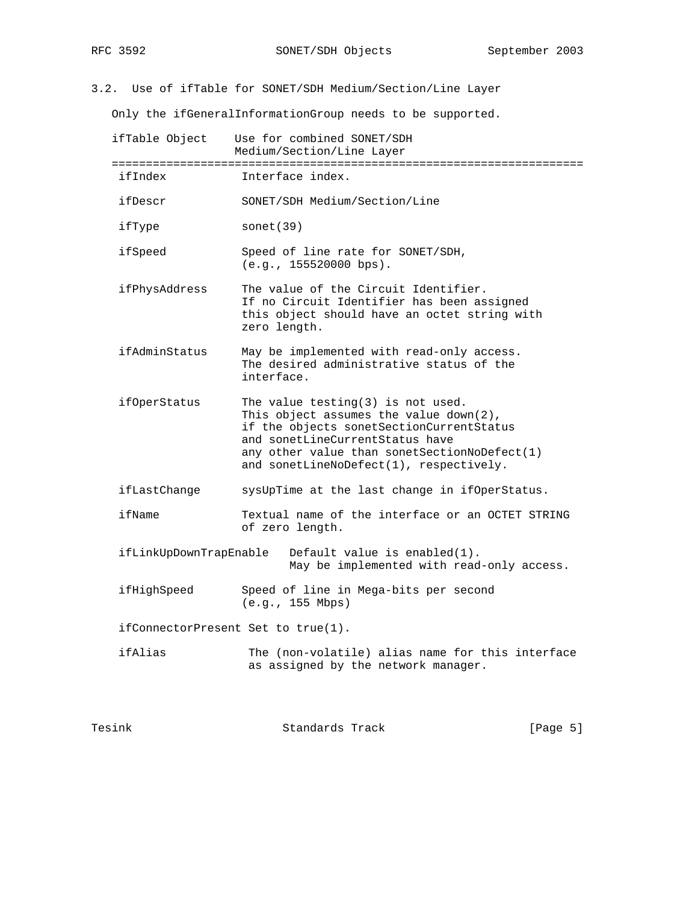### 3.2. Use of ifTable for SONET/SDH Medium/Section/Line Layer

Only the ifGeneralInformationGroup needs to be supported.

| ifTable Object | Use for combined SONET/SDH Medium/Section/Line Layer |
|---|---|
| ifIndex | Interface index. |
| ifDescr | SONET/SDH Medium/Section/Line |
| ifType | sonet(39) |
| ifSpeed | Speed of line rate for SONET/SDH, (e.g., 155520000 bps). |
| ifPhysAddress | The value of the Circuit Identifier. If no Circuit Identifier has been assigned this object should have an octet string with zero length. |
| ifAdminStatus | May be implemented with read-only access. The desired administrative status of the interface. |
| ifOperStatus | The value testing(3) is not used. This object assumes the value down(2), if the objects sonetSectionCurrentStatus and sonetLineCurrentStatus have any other value than sonetSectionNoDefect(1) and sonetLineNoDefect(1), respectively. |
| ifLastChange | sysUpTime at the last change in ifOperStatus. |
| ifName | Textual name of the interface or an OCTET STRING of zero length. |
| ifLinkUpDownTrapEnable | Default value is enabled(1). May be implemented with read-only access. |
| ifHighSpeed | Speed of line in Mega-bits per second (e.g., 155 Mbps) |
| ifConnectorPresent | Set to true(1). |
| ifAlias | The (non-volatile) alias name for this interface as assigned by the network manager. |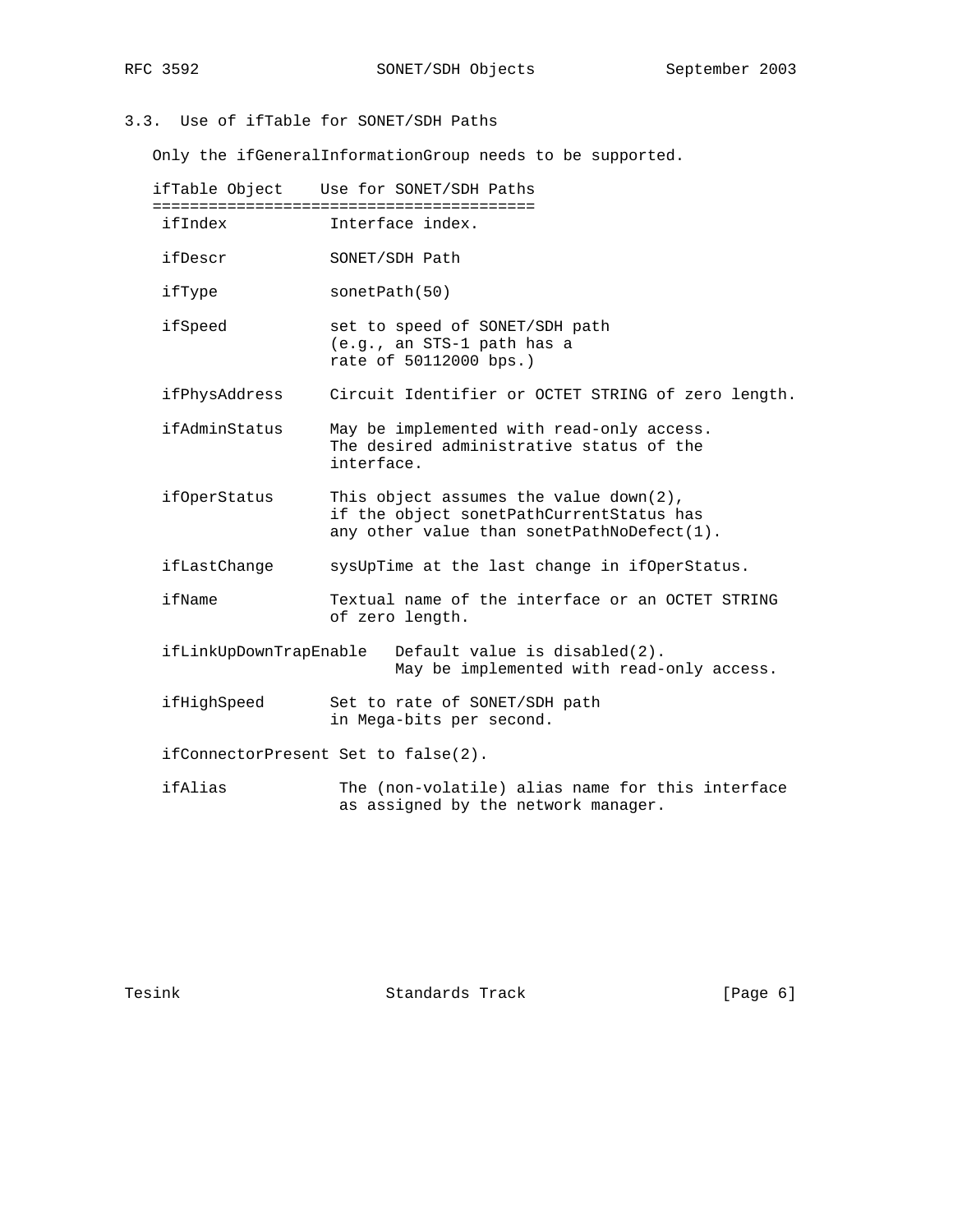### 3.3. Use of ifTable for SONET/SDH Paths

Only the ifGeneralInformationGroup needs to be supported.

| ifTable Object | Use for SONET/SDH Paths |
|---|---|
| ifIndex | Interface index. |
| ifDescr | SONET/SDH Path |
| ifType | sonetPath(50) |
| ifSpeed | set to speed of SONET/SDH path (e.g., an STS-1 path has a rate of 50112000 bps.) |
| ifPhysAddress | Circuit Identifier or OCTET STRING of zero length. |
| ifAdminStatus | May be implemented with read-only access. The desired administrative status of the interface. |
| ifOperStatus | This object assumes the value down(2), if the object sonetPathCurrentStatus has any other value than sonetPathNoDefect(1). |
| ifLastChange | sysUpTime at the last change in ifOperStatus. |
| ifName | Textual name of the interface or an OCTET STRING of zero length. |
| ifLinkUpDownTrapEnable | Default value is disabled(2). May be implemented with read-only access. |
| ifHighSpeed | Set to rate of SONET/SDH path in Mega-bits per second. |
| ifConnectorPresent | Set to false(2). |
| ifAlias | The (non-volatile) alias name for this interface as assigned by the network manager. |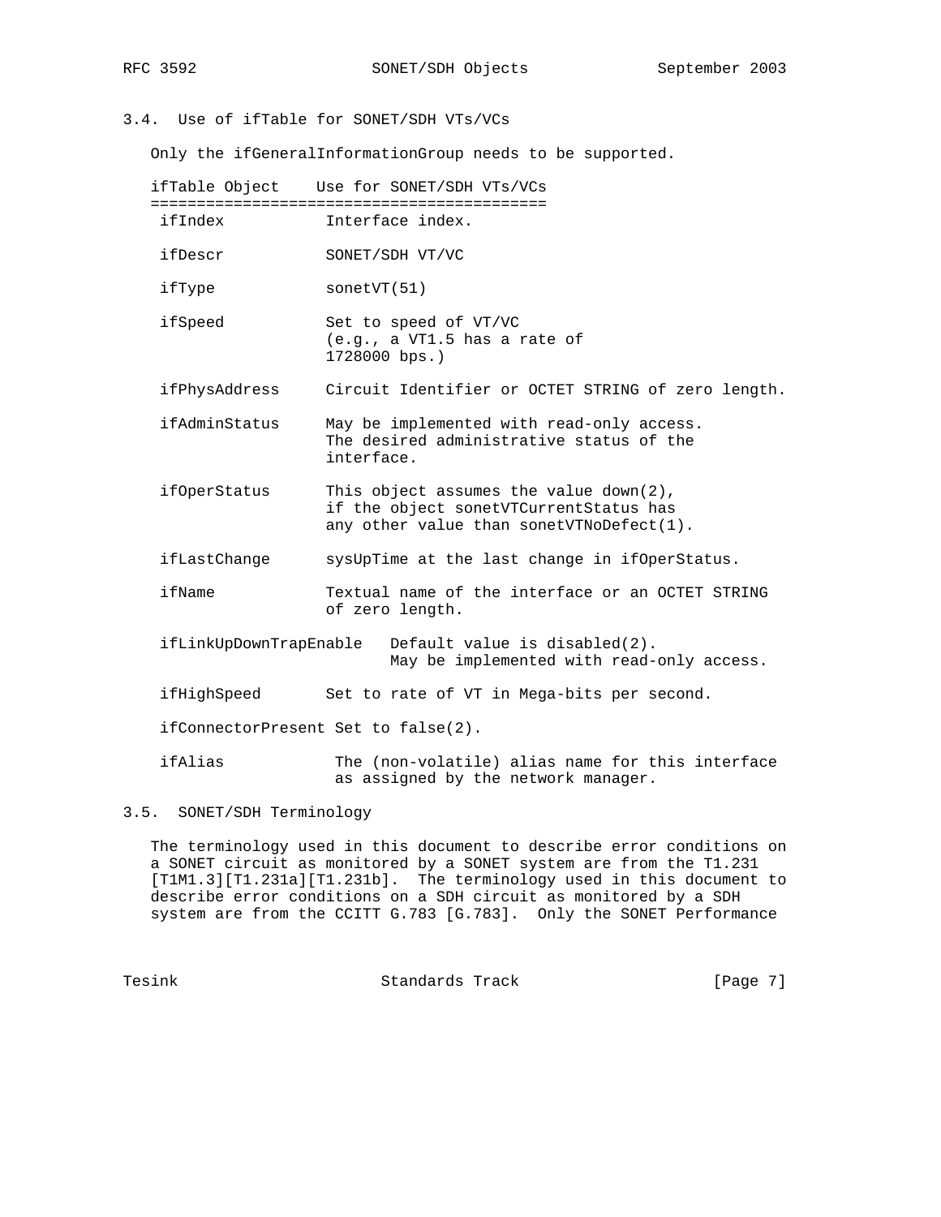### 3.4. Use of ifTable for SONET/SDH VTs/VCs

Only the ifGeneralInformationGroup needs to be supported.

| ifTable Object | Use for SONET/SDH VTs/VCs |
|---|---|
| ifIndex | Interface index. |
| ifDescr | SONET/SDH VT/VC |
| ifType | sonetVT(51) |
| ifSpeed | Set to speed of VT/VC (e.g., a VT1.5 has a rate of 1728000 bps.) |
| ifPhysAddress | Circuit Identifier or OCTET STRING of zero length. |
| ifAdminStatus | May be implemented with read-only access. The desired administrative status of the interface. |
| ifOperStatus | This object assumes the value down(2), if the object sonetVTCurrentStatus has any other value than sonetVTNoDefect(1). |
| ifLastChange | sysUpTime at the last change in ifOperStatus. |
| ifName | Textual name of the interface or an OCTET STRING of zero length. |
| ifLinkUpDownTrapEnable | Default value is disabled(2). May be implemented with read-only access. |
| ifHighSpeed | Set to rate of VT in Mega-bits per second. |
| ifConnectorPresent | Set to false(2). |
| ifAlias | The (non-volatile) alias name for this interface as assigned by the network manager. |

### 3.5. SONET/SDH Terminology

The terminology used in this document to describe error conditions on a SONET circuit as monitored by a SONET system are from the T1.231 [T1M1.3][T1.231a][T1.231b]. The terminology used in this document to describe error conditions on a SDH circuit as monitored by a SDH system are from the CCITT G.783 [G.783]. Only the SONET Performance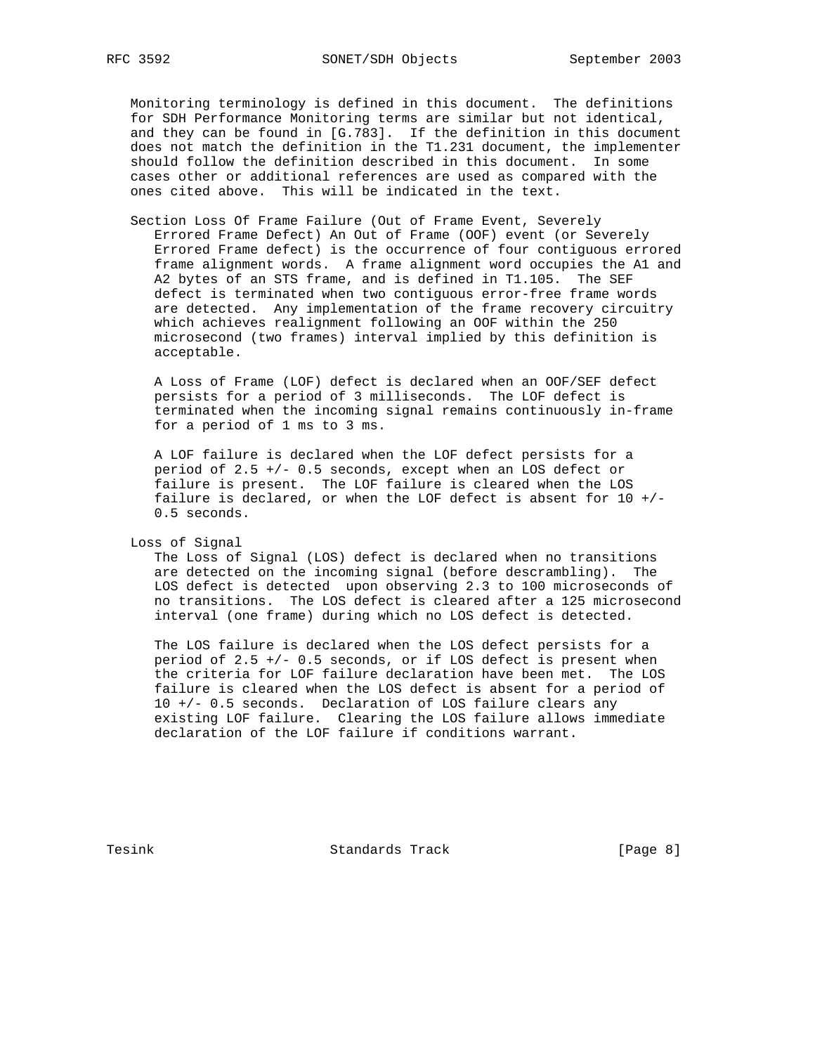Monitoring terminology is defined in this document. The definitions for SDH Performance Monitoring terms are similar but not identical, and they can be found in [G.783]. If the definition in this document does not match the definition in the T1.231 document, the implementer should follow the definition described in this document. In some cases other or additional references are used as compared with the ones cited above. This will be indicated in the text.

Section Loss Of Frame Failure (Out of Frame Event, Severely Errored Frame Defect) An Out of Frame (OOF) event (or Severely Errored Frame defect) is the occurrence of four contiguous errored frame alignment words. A frame alignment word occupies the A1 and A2 bytes of an STS frame, and is defined in T1.105. The SEF defect is terminated when two contiguous error-free frame words are detected. Any implementation of the frame recovery circuitry which achieves realignment following an OOF within the 250 microsecond (two frames) interval implied by this definition is acceptable.

A Loss of Frame (LOF) defect is declared when an OOF/SEF defect persists for a period of 3 milliseconds. The LOF defect is terminated when the incoming signal remains continuously in-frame for a period of 1 ms to 3 ms.

A LOF failure is declared when the LOF defect persists for a period of 2.5 +/- 0.5 seconds, except when an LOS defect or failure is present. The LOF failure is cleared when the LOS failure is declared, or when the LOF defect is absent for 10 +/- 0.5 seconds.

Loss of Signal

The Loss of Signal (LOS) defect is declared when no transitions are detected on the incoming signal (before descrambling). The LOS defect is detected upon observing 2.3 to 100 microseconds of no transitions. The LOS defect is cleared after a 125 microsecond interval (one frame) during which no LOS defect is detected.

The LOS failure is declared when the LOS defect persists for a period of 2.5 +/- 0.5 seconds, or if LOS defect is present when the criteria for LOF failure declaration have been met. The LOS failure is cleared when the LOS defect is absent for a period of 10 +/- 0.5 seconds. Declaration of LOS failure clears any existing LOF failure. Clearing the LOS failure allows immediate declaration of the LOF failure if conditions warrant.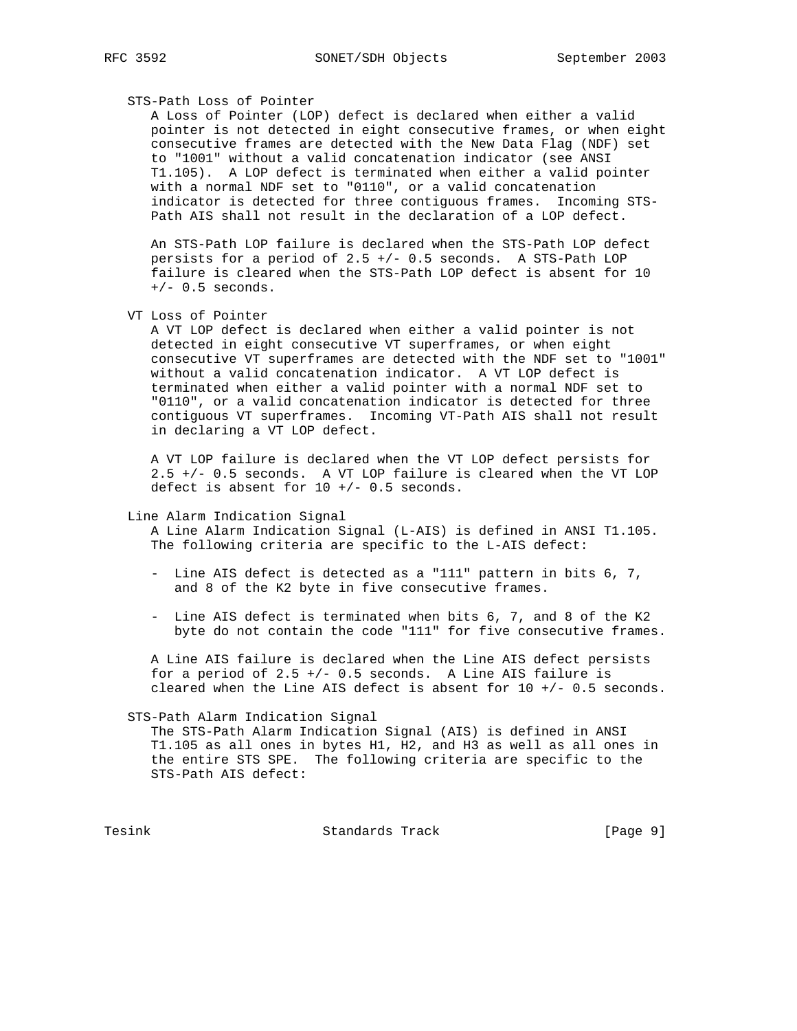STS-Path Loss of Pointer

A Loss of Pointer (LOP) defect is declared when either a valid pointer is not detected in eight consecutive frames, or when eight consecutive frames are detected with the New Data Flag (NDF) set to "1001" without a valid concatenation indicator (see ANSI T1.105). A LOP defect is terminated when either a valid pointer with a normal NDF set to "0110", or a valid concatenation indicator is detected for three contiguous frames. Incoming STS-Path AIS shall not result in the declaration of a LOP defect.

An STS-Path LOP failure is declared when the STS-Path LOP defect persists for a period of 2.5 +/- 0.5 seconds. A STS-Path LOP failure is cleared when the STS-Path LOP defect is absent for 10 +/- 0.5 seconds.

VT Loss of Pointer

A VT LOP defect is declared when either a valid pointer is not detected in eight consecutive VT superframes, or when eight consecutive VT superframes are detected with the NDF set to "1001" without a valid concatenation indicator. A VT LOP defect is terminated when either a valid pointer with a normal NDF set to "0110", or a valid concatenation indicator is detected for three contiguous VT superframes. Incoming VT-Path AIS shall not result in declaring a VT LOP defect.

A VT LOP failure is declared when the VT LOP defect persists for 2.5 +/- 0.5 seconds. A VT LOP failure is cleared when the VT LOP defect is absent for 10 +/- 0.5 seconds.

Line Alarm Indication Signal

A Line Alarm Indication Signal (L-AIS) is defined in ANSI T1.105. The following criteria are specific to the L-AIS defect:

- Line AIS defect is detected as a "111" pattern in bits 6, 7, and 8 of the K2 byte in five consecutive frames.

- Line AIS defect is terminated when bits 6, 7, and 8 of the K2 byte do not contain the code "111" for five consecutive frames.

A Line AIS failure is declared when the Line AIS defect persists for a period of 2.5 +/- 0.5 seconds. A Line AIS failure is cleared when the Line AIS defect is absent for 10 +/- 0.5 seconds.

STS-Path Alarm Indication Signal

The STS-Path Alarm Indication Signal (AIS) is defined in ANSI T1.105 as all ones in bytes H1, H2, and H3 as well as all ones in the entire STS SPE. The following criteria are specific to the STS-Path AIS defect: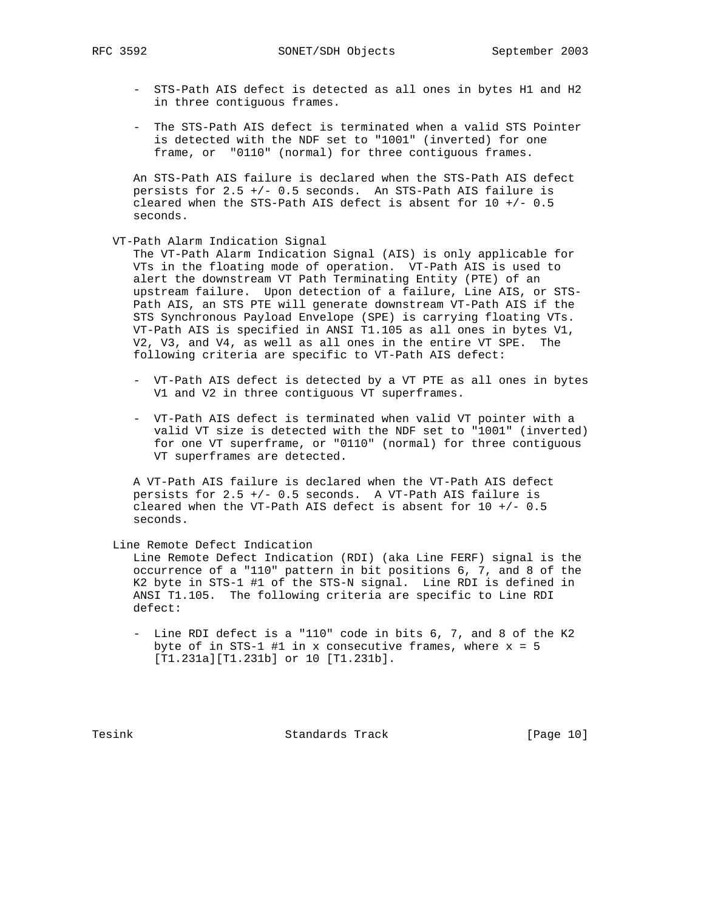- STS-Path AIS defect is detected as all ones in bytes H1 and H2 in three contiguous frames.

- The STS-Path AIS defect is terminated when a valid STS Pointer is detected with the NDF set to "1001" (inverted) for one frame, or  "0110" (normal) for three contiguous frames.

An STS-Path AIS failure is declared when the STS-Path AIS defect persists for 2.5 +/- 0.5 seconds.  An STS-Path AIS failure is cleared when the STS-Path AIS defect is absent for 10 +/- 0.5 seconds.

VT-Path Alarm Indication Signal

The VT-Path Alarm Indication Signal (AIS) is only applicable for VTs in the floating mode of operation.  VT-Path AIS is used to alert the downstream VT Path Terminating Entity (PTE) of an upstream failure.  Upon detection of a failure, Line AIS, or STS-Path AIS, an STS PTE will generate downstream VT-Path AIS if the STS Synchronous Payload Envelope (SPE) is carrying floating VTs. VT-Path AIS is specified in ANSI T1.105 as all ones in bytes V1, V2, V3, and V4, as well as all ones in the entire VT SPE.  The following criteria are specific to VT-Path AIS defect:

- VT-Path AIS defect is detected by a VT PTE as all ones in bytes V1 and V2 in three contiguous VT superframes.

- VT-Path AIS defect is terminated when valid VT pointer with a valid VT size is detected with the NDF set to "1001" (inverted) for one VT superframe, or "0110" (normal) for three contiguous VT superframes are detected.

A VT-Path AIS failure is declared when the VT-Path AIS defect persists for 2.5 +/- 0.5 seconds.  A VT-Path AIS failure is cleared when the VT-Path AIS defect is absent for 10 +/- 0.5 seconds.

Line Remote Defect Indication

Line Remote Defect Indication (RDI) (aka Line FERF) signal is the occurrence of a "110" pattern in bit positions 6, 7, and 8 of the K2 byte in STS-1 #1 of the STS-N signal.  Line RDI is defined in ANSI T1.105.  The following criteria are specific to Line RDI defect:

- Line RDI defect is a "110" code in bits 6, 7, and 8 of the K2 byte of in STS-1 #1 in x consecutive frames, where x = 5 [T1.231a][T1.231b] or 10 [T1.231b].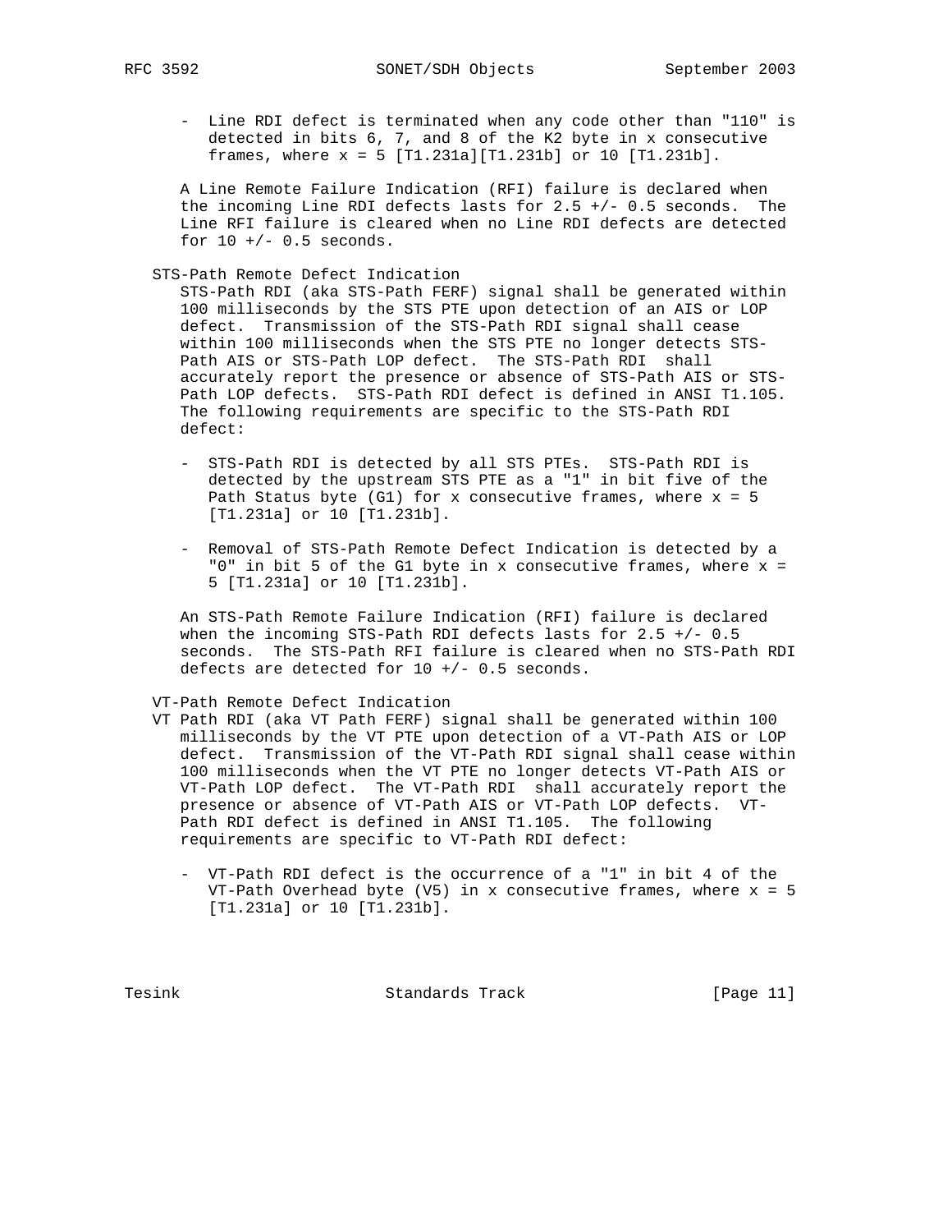- Line RDI defect is terminated when any code other than "110" is detected in bits 6, 7, and 8 of the K2 byte in x consecutive frames, where x = 5 [T1.231a][T1.231b] or 10 [T1.231b].

A Line Remote Failure Indication (RFI) failure is declared when the incoming Line RDI defects lasts for 2.5 +/- 0.5 seconds. The Line RFI failure is cleared when no Line RDI defects are detected for 10 +/- 0.5 seconds.

STS-Path Remote Defect Indication

STS-Path RDI (aka STS-Path FERF) signal shall be generated within 100 milliseconds by the STS PTE upon detection of an AIS or LOP defect. Transmission of the STS-Path RDI signal shall cease within 100 milliseconds when the STS PTE no longer detects STS-Path AIS or STS-Path LOP defect. The STS-Path RDI shall accurately report the presence or absence of STS-Path AIS or STS-Path LOP defects. STS-Path RDI defect is defined in ANSI T1.105. The following requirements are specific to the STS-Path RDI defect:

- STS-Path RDI is detected by all STS PTEs. STS-Path RDI is detected by the upstream STS PTE as a "1" in bit five of the Path Status byte (G1) for x consecutive frames, where x = 5 [T1.231a] or 10 [T1.231b].

- Removal of STS-Path Remote Defect Indication is detected by a "0" in bit 5 of the G1 byte in x consecutive frames, where x = 5 [T1.231a] or 10 [T1.231b].

An STS-Path Remote Failure Indication (RFI) failure is declared when the incoming STS-Path RDI defects lasts for 2.5 +/- 0.5 seconds. The STS-Path RFI failure is cleared when no STS-Path RDI defects are detected for 10 +/- 0.5 seconds.

VT-Path Remote Defect Indication

VT Path RDI (aka VT Path FERF) signal shall be generated within 100 milliseconds by the VT PTE upon detection of a VT-Path AIS or LOP defect. Transmission of the VT-Path RDI signal shall cease within 100 milliseconds when the VT PTE no longer detects VT-Path AIS or VT-Path LOP defect. The VT-Path RDI shall accurately report the presence or absence of VT-Path AIS or VT-Path LOP defects. VT-Path RDI defect is defined in ANSI T1.105. The following requirements are specific to VT-Path RDI defect:

- VT-Path RDI defect is the occurrence of a "1" in bit 4 of the VT-Path Overhead byte (V5) in x consecutive frames, where x = 5 [T1.231a] or 10 [T1.231b].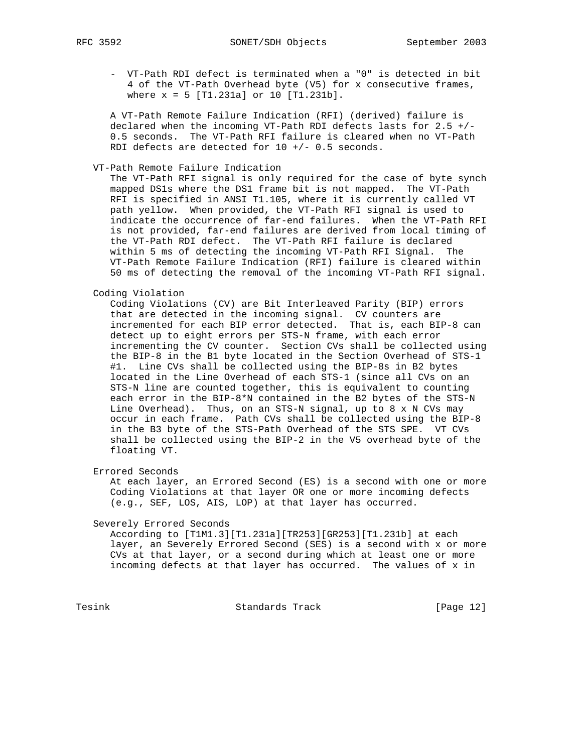- VT-Path RDI defect is terminated when a "0" is detected in bit 4 of the VT-Path Overhead byte (V5) for x consecutive frames, where x = 5 [T1.231a] or 10 [T1.231b].

A VT-Path Remote Failure Indication (RFI) (derived) failure is declared when the incoming VT-Path RDI defects lasts for 2.5 +/- 0.5 seconds. The VT-Path RFI failure is cleared when no VT-Path RDI defects are detected for 10 +/- 0.5 seconds.

VT-Path Remote Failure Indication

The VT-Path RFI signal is only required for the case of byte synch mapped DS1s where the DS1 frame bit is not mapped. The VT-Path RFI is specified in ANSI T1.105, where it is currently called VT path yellow. When provided, the VT-Path RFI signal is used to indicate the occurrence of far-end failures. When the VT-Path RFI is not provided, far-end failures are derived from local timing of the VT-Path RDI defect. The VT-Path RFI failure is declared within 5 ms of detecting the incoming VT-Path RFI Signal. The VT-Path Remote Failure Indication (RFI) failure is cleared within 50 ms of detecting the removal of the incoming VT-Path RFI signal.

Coding Violation

Coding Violations (CV) are Bit Interleaved Parity (BIP) errors that are detected in the incoming signal. CV counters are incremented for each BIP error detected. That is, each BIP-8 can detect up to eight errors per STS-N frame, with each error incrementing the CV counter. Section CVs shall be collected using the BIP-8 in the B1 byte located in the Section Overhead of STS-1 #1. Line CVs shall be collected using the BIP-8s in B2 bytes located in the Line Overhead of each STS-1 (since all CVs on an STS-N line are counted together, this is equivalent to counting each error in the BIP-8*N contained in the B2 bytes of the STS-N Line Overhead). Thus, on an STS-N signal, up to 8 x N CVs may occur in each frame. Path CVs shall be collected using the BIP-8 in the B3 byte of the STS-Path Overhead of the STS SPE. VT CVs shall be collected using the BIP-2 in the V5 overhead byte of the floating VT.

Errored Seconds

At each layer, an Errored Second (ES) is a second with one or more Coding Violations at that layer OR one or more incoming defects (e.g., SEF, LOS, AIS, LOP) at that layer has occurred.

Severely Errored Seconds

According to [T1M1.3][T1.231a][TR253][GR253][T1.231b] at each layer, an Severely Errored Second (SES) is a second with x or more CVs at that layer, or a second during which at least one or more incoming defects at that layer has occurred. The values of x in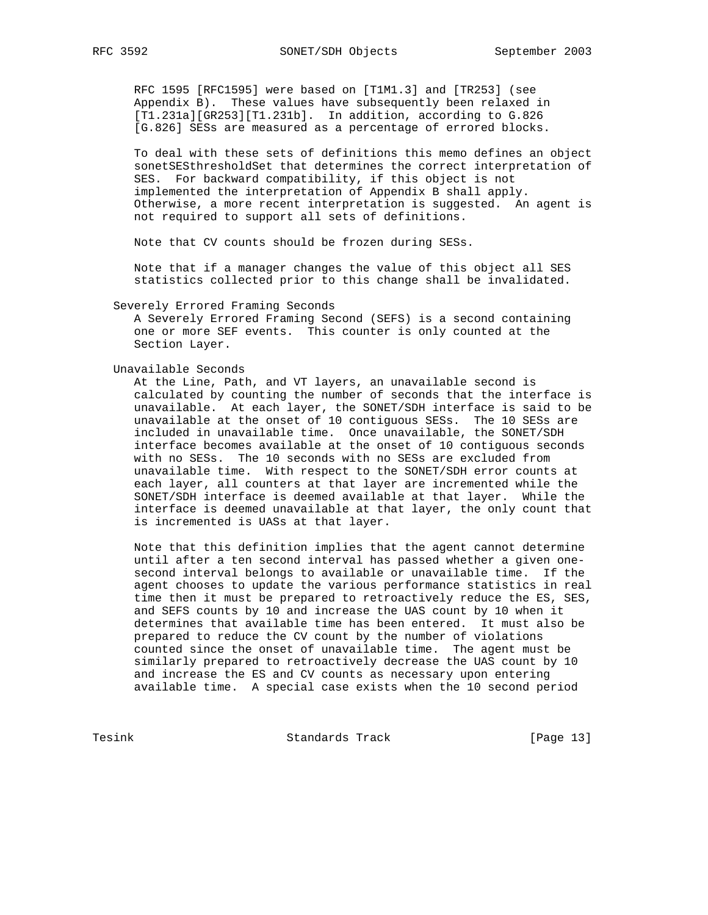RFC 1595 [RFC1595] were based on [T1M1.3] and [TR253] (see Appendix B). These values have subsequently been relaxed in [T1.231a][GR253][T1.231b]. In addition, according to G.826 [G.826] SESs are measured as a percentage of errored blocks.

To deal with these sets of definitions this memo defines an object sonetSESthresholdSet that determines the correct interpretation of SES. For backward compatibility, if this object is not implemented the interpretation of Appendix B shall apply. Otherwise, a more recent interpretation is suggested. An agent is not required to support all sets of definitions.

Note that CV counts should be frozen during SESs.

Note that if a manager changes the value of this object all SES statistics collected prior to this change shall be invalidated.

Severely Errored Framing Seconds

A Severely Errored Framing Second (SEFS) is a second containing one or more SEF events. This counter is only counted at the Section Layer.

Unavailable Seconds

At the Line, Path, and VT layers, an unavailable second is calculated by counting the number of seconds that the interface is unavailable. At each layer, the SONET/SDH interface is said to be unavailable at the onset of 10 contiguous SESs. The 10 SESs are included in unavailable time. Once unavailable, the SONET/SDH interface becomes available at the onset of 10 contiguous seconds with no SESs. The 10 seconds with no SESs are excluded from unavailable time. With respect to the SONET/SDH error counts at each layer, all counters at that layer are incremented while the SONET/SDH interface is deemed available at that layer. While the interface is deemed unavailable at that layer, the only count that is incremented is UASs at that layer.

Note that this definition implies that the agent cannot determine until after a ten second interval has passed whether a given one-second interval belongs to available or unavailable time. If the agent chooses to update the various performance statistics in real time then it must be prepared to retroactively reduce the ES, SES, and SEFS counts by 10 and increase the UAS count by 10 when it determines that available time has been entered. It must also be prepared to reduce the CV count by the number of violations counted since the onset of unavailable time. The agent must be similarly prepared to retroactively decrease the UAS count by 10 and increase the ES and CV counts as necessary upon entering available time. A special case exists when the 10 second period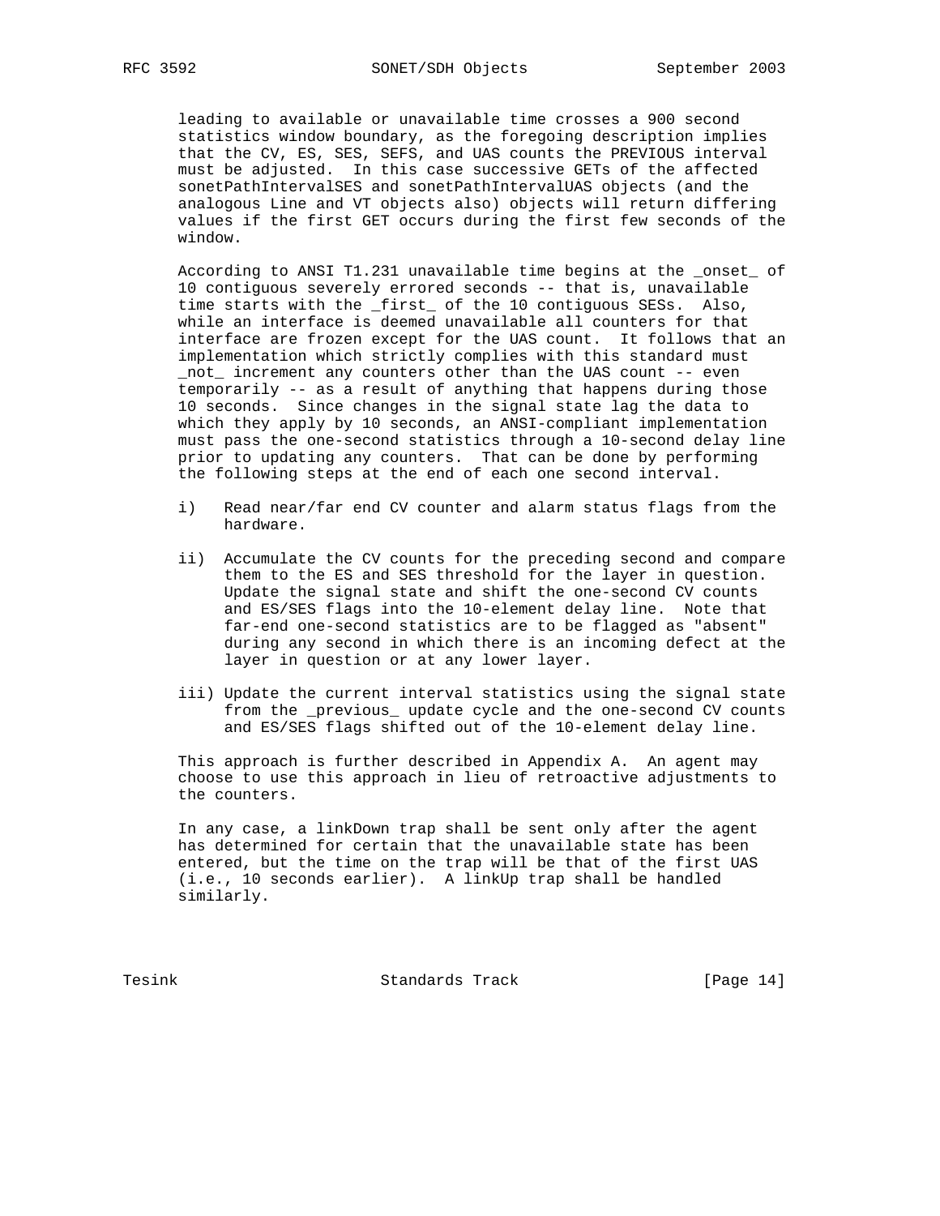leading to available or unavailable time crosses a 900 second statistics window boundary, as the foregoing description implies that the CV, ES, SES, SEFS, and UAS counts the PREVIOUS interval must be adjusted. In this case successive GETs of the affected sonetPathIntervalSES and sonetPathIntervalUAS objects (and the analogous Line and VT objects also) objects will return differing values if the first GET occurs during the first few seconds of the window.

According to ANSI T1.231 unavailable time begins at the _onset_ of 10 contiguous severely errored seconds -- that is, unavailable time starts with the _first_ of the 10 contiguous SESs. Also, while an interface is deemed unavailable all counters for that interface are frozen except for the UAS count. It follows that an implementation which strictly complies with this standard must _not_ increment any counters other than the UAS count -- even temporarily -- as a result of anything that happens during those 10 seconds. Since changes in the signal state lag the data to which they apply by 10 seconds, an ANSI-compliant implementation must pass the one-second statistics through a 10-second delay line prior to updating any counters. That can be done by performing the following steps at the end of each one second interval.

i) Read near/far end CV counter and alarm status flags from the hardware.

ii) Accumulate the CV counts for the preceding second and compare them to the ES and SES threshold for the layer in question. Update the signal state and shift the one-second CV counts and ES/SES flags into the 10-element delay line. Note that far-end one-second statistics are to be flagged as "absent" during any second in which there is an incoming defect at the layer in question or at any lower layer.

iii) Update the current interval statistics using the signal state from the _previous_ update cycle and the one-second CV counts and ES/SES flags shifted out of the 10-element delay line.

This approach is further described in Appendix A. An agent may choose to use this approach in lieu of retroactive adjustments to the counters.

In any case, a linkDown trap shall be sent only after the agent has determined for certain that the unavailable state has been entered, but the time on the trap will be that of the first UAS (i.e., 10 seconds earlier). A linkUp trap shall be handled similarly.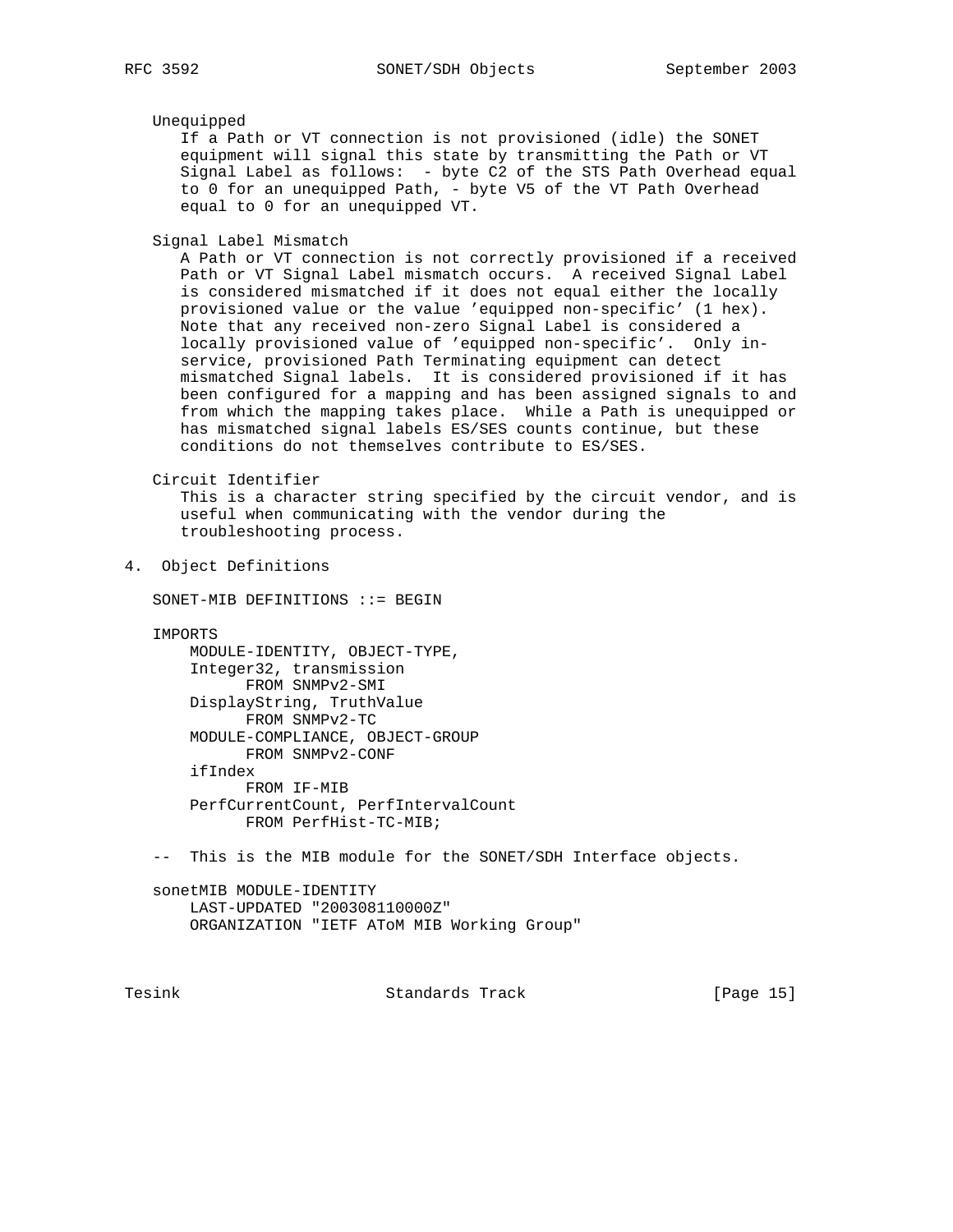Unequipped

If a Path or VT connection is not provisioned (idle) the SONET equipment will signal this state by transmitting the Path or VT Signal Label as follows: - byte C2 of the STS Path Overhead equal to 0 for an unequipped Path, - byte V5 of the VT Path Overhead equal to 0 for an unequipped VT.

Signal Label Mismatch

A Path or VT connection is not correctly provisioned if a received Path or VT Signal Label mismatch occurs. A received Signal Label is considered mismatched if it does not equal either the locally provisioned value or the value 'equipped non-specific' (1 hex). Note that any received non-zero Signal Label is considered a locally provisioned value of 'equipped non-specific'. Only in-service, provisioned Path Terminating equipment can detect mismatched Signal labels. It is considered provisioned if it has been configured for a mapping and has been assigned signals to and from which the mapping takes place. While a Path is unequipped or has mismatched signal labels ES/SES counts continue, but these conditions do not themselves contribute to ES/SES.

Circuit Identifier

This is a character string specified by the circuit vendor, and is useful when communicating with the vendor during the troubleshooting process.

## 4. Object Definitions

```
SONET-MIB DEFINITIONS ::= BEGIN

IMPORTS
     MODULE-IDENTITY, OBJECT-TYPE,
     Integer32, transmission
           FROM SNMPv2-SMI
     DisplayString, TruthValue
           FROM SNMPv2-TC
     MODULE-COMPLIANCE, OBJECT-GROUP
           FROM SNMPv2-CONF
     ifIndex
           FROM IF-MIB
     PerfCurrentCount, PerfIntervalCount
           FROM PerfHist-TC-MIB;

--  This is the MIB module for the SONET/SDH Interface objects.

sonetMIB MODULE-IDENTITY
     LAST-UPDATED "200308110000Z"
     ORGANIZATION "IETF AToM MIB Working Group"
```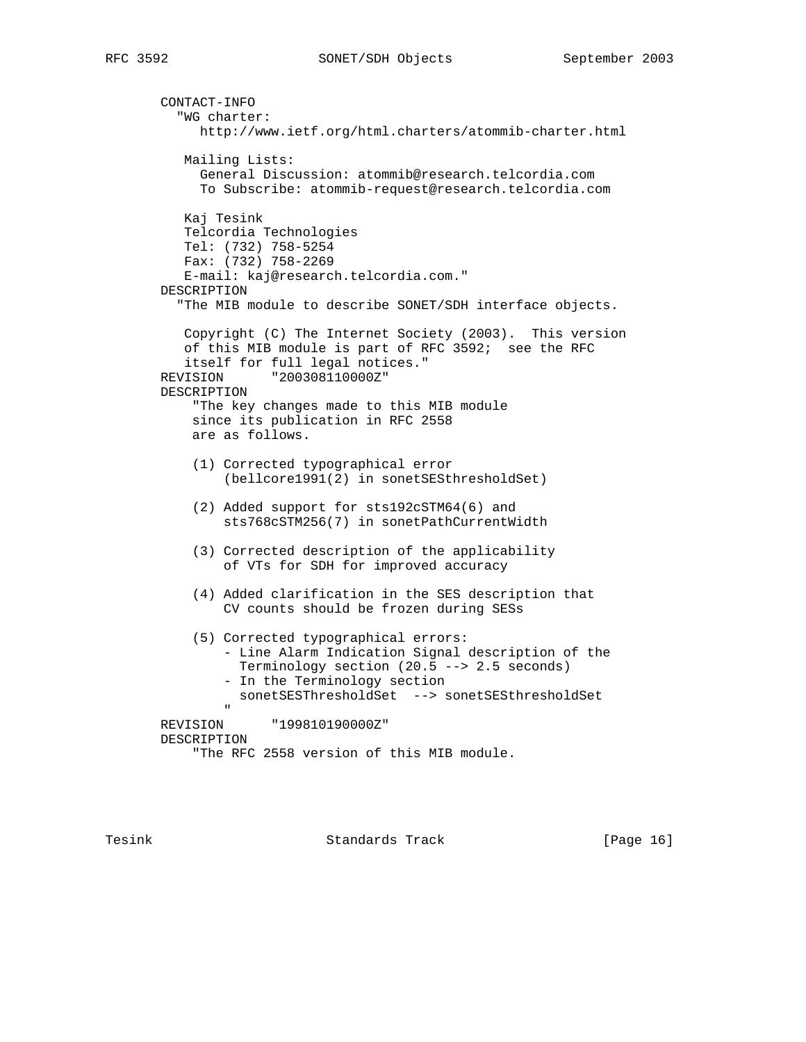```
       CONTACT-INFO
         "WG charter:
            http://www.ietf.org/html.charters/atommib-charter.html

          Mailing Lists:
            General Discussion: atommib@research.telcordia.com
            To Subscribe: atommib-request@research.telcordia.com

          Kaj Tesink
          Telcordia Technologies
          Tel: (732) 758-5254
          Fax: (732) 758-2269
          E-mail: kaj@research.telcordia.com."
       DESCRIPTION
         "The MIB module to describe SONET/SDH interface objects.

          Copyright (C) The Internet Society (2003).  This version
          of this MIB module is part of RFC 3592;  see the RFC
          itself for full legal notices."
       REVISION      "200308110000Z"
       DESCRIPTION
           "The key changes made to this MIB module
           since its publication in RFC 2558
           are as follows.

           (1) Corrected typographical error
               (bellcore1991(2) in sonetSESthresholdSet)

           (2) Added support for sts192cSTM64(6) and
               sts768cSTM256(7) in sonetPathCurrentWidth

           (3) Corrected description of the applicability
               of VTs for SDH for improved accuracy

           (4) Added clarification in the SES description that
               CV counts should be frozen during SESs

           (5) Corrected typographical errors:
               - Line Alarm Indication Signal description of the
                 Terminology section (20.5 --> 2.5 seconds)
               - In the Terminology section
                 sonetSESThresholdSet  --> sonetSESthresholdSet
               "
       REVISION      "199810190000Z"
       DESCRIPTION
           "The RFC 2558 version of this MIB module.
```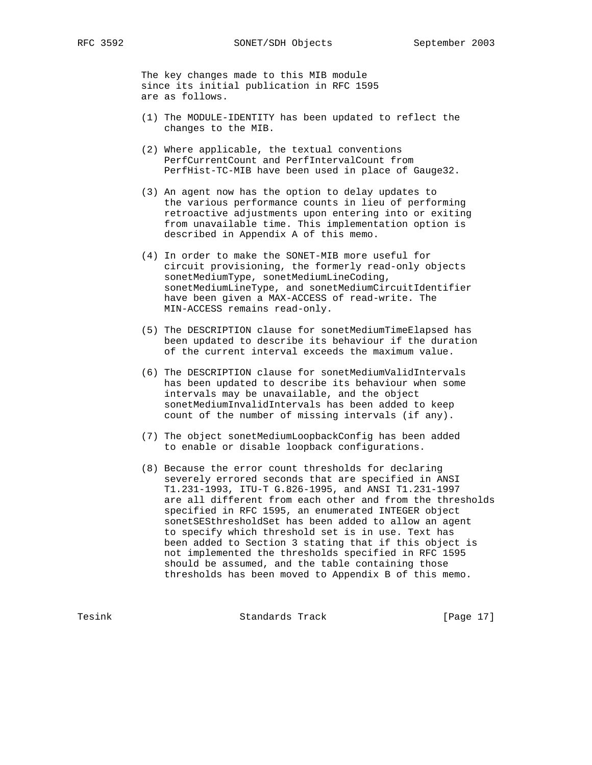The key changes made to this MIB module since its initial publication in RFC 1595 are as follows.

(1) The MODULE-IDENTITY has been updated to reflect the changes to the MIB.

(2) Where applicable, the textual conventions PerfCurrentCount and PerfIntervalCount from PerfHist-TC-MIB have been used in place of Gauge32.

(3) An agent now has the option to delay updates to the various performance counts in lieu of performing retroactive adjustments upon entering into or exiting from unavailable time. This implementation option is described in Appendix A of this memo.

(4) In order to make the SONET-MIB more useful for circuit provisioning, the formerly read-only objects sonetMediumType, sonetMediumLineCoding, sonetMediumLineType, and sonetMediumCircuitIdentifier have been given a MAX-ACCESS of read-write. The MIN-ACCESS remains read-only.

(5) The DESCRIPTION clause for sonetMediumTimeElapsed has been updated to describe its behaviour if the duration of the current interval exceeds the maximum value.

(6) The DESCRIPTION clause for sonetMediumValidIntervals has been updated to describe its behaviour when some intervals may be unavailable, and the object sonetMediumInvalidIntervals has been added to keep count of the number of missing intervals (if any).

(7) The object sonetMediumLoopbackConfig has been added to enable or disable loopback configurations.

(8) Because the error count thresholds for declaring severely errored seconds that are specified in ANSI T1.231-1993, ITU-T G.826-1995, and ANSI T1.231-1997 are all different from each other and from the thresholds specified in RFC 1595, an enumerated INTEGER object sonetSESthresholdSet has been added to allow an agent to specify which threshold set is in use. Text has been added to Section 3 stating that if this object is not implemented the thresholds specified in RFC 1595 should be assumed, and the table containing those thresholds has been moved to Appendix B of this memo.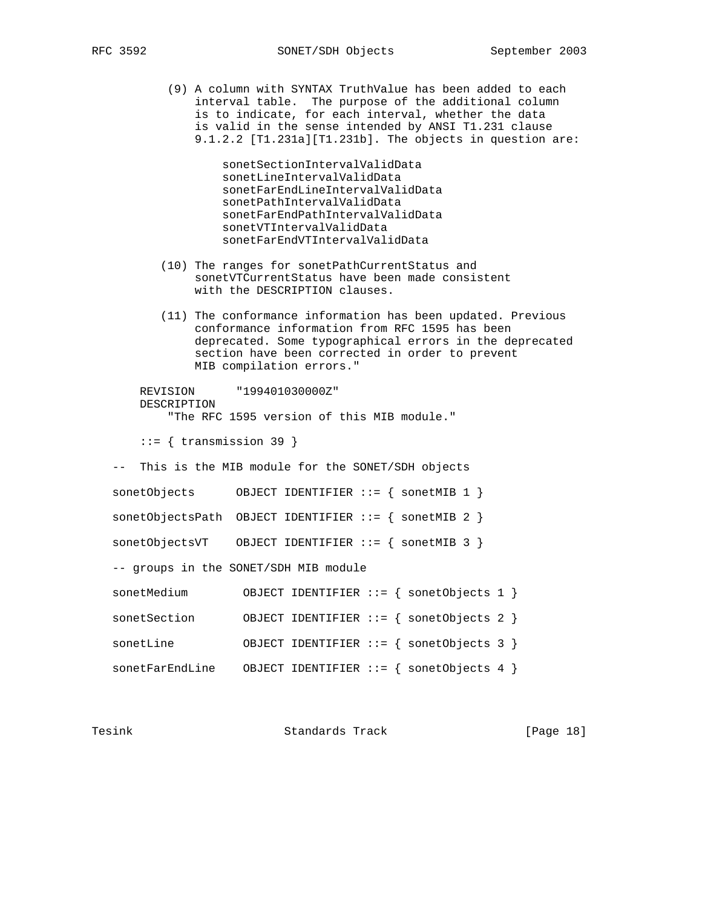```
           (9) A column with SYNTAX TruthValue has been added to each
               interval table.  The purpose of the additional column
               is to indicate, for each interval, whether the data
               is valid in the sense intended by ANSI T1.231 clause
               9.1.2.2 [T1.231a][T1.231b]. The objects in question are:

                   sonetSectionIntervalValidData
                   sonetLineIntervalValidData
                   sonetFarEndLineIntervalValidData
                   sonetPathIntervalValidData
                   sonetFarEndPathIntervalValidData
                   sonetVTIntervalValidData
                   sonetFarEndVTIntervalValidData

          (10) The ranges for sonetPathCurrentStatus and
               sonetVTCurrentStatus have been made consistent
               with the DESCRIPTION clauses.

          (11) The conformance information has been updated. Previous
               conformance information from RFC 1595 has been
               deprecated. Some typographical errors in the deprecated
               section have been corrected in order to prevent
               MIB compilation errors."

       REVISION      "199401030000Z"
       DESCRIPTION
           "The RFC 1595 version of this MIB module."

       ::= { transmission 39 }

   --  This is the MIB module for the SONET/SDH objects

   sonetObjects      OBJECT IDENTIFIER ::= { sonetMIB 1 }

   sonetObjectsPath  OBJECT IDENTIFIER ::= { sonetMIB 2 }

   sonetObjectsVT    OBJECT IDENTIFIER ::= { sonetMIB 3 }

   -- groups in the SONET/SDH MIB module

   sonetMedium        OBJECT IDENTIFIER ::= { sonetObjects 1 }

   sonetSection       OBJECT IDENTIFIER ::= { sonetObjects 2 }

   sonetLine          OBJECT IDENTIFIER ::= { sonetObjects 3 }

   sonetFarEndLine    OBJECT IDENTIFIER ::= { sonetObjects 4 }
```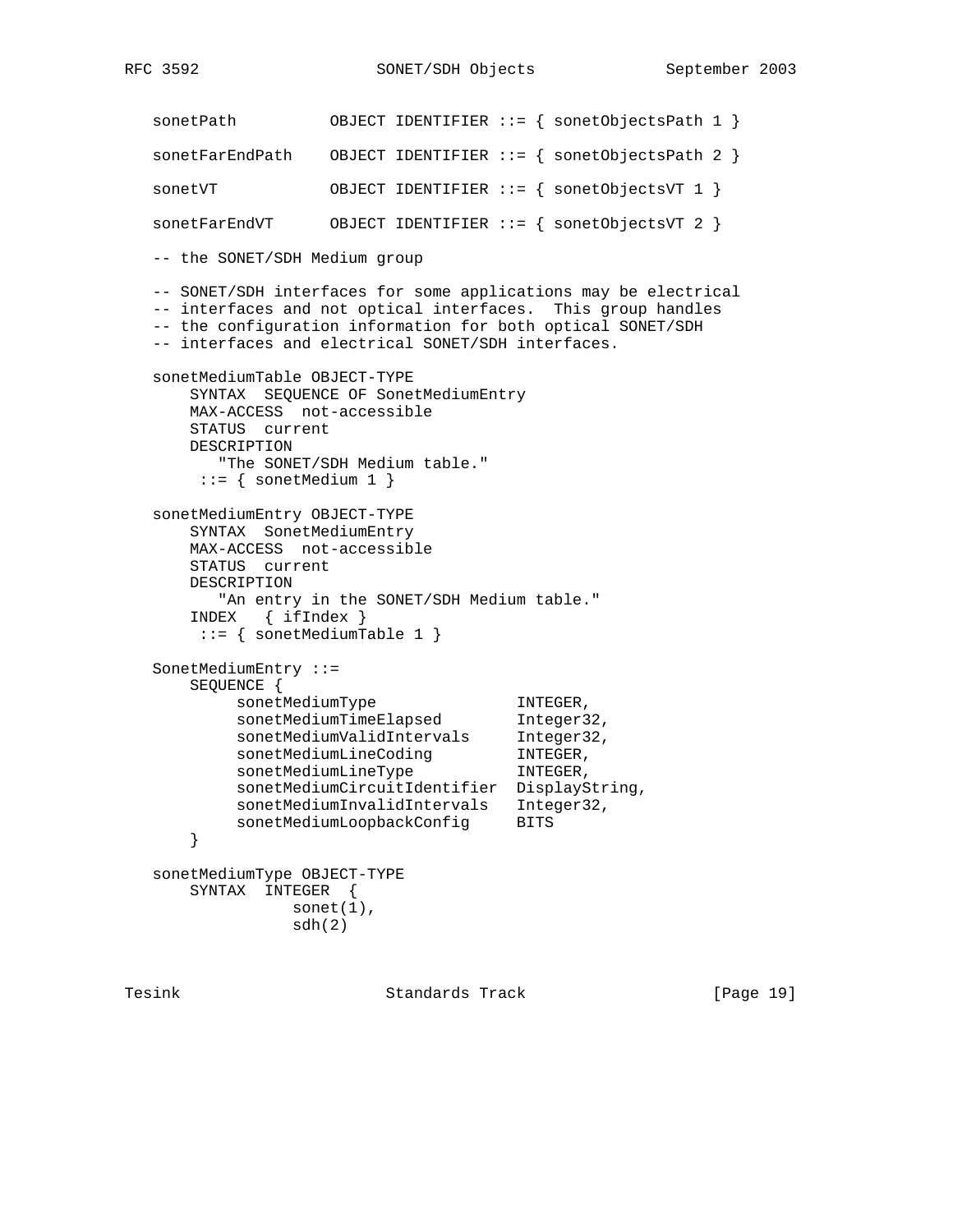```
   sonetPath          OBJECT IDENTIFIER ::= { sonetObjectsPath 1 }

   sonetFarEndPath    OBJECT IDENTIFIER ::= { sonetObjectsPath 2 }

   sonetVT            OBJECT IDENTIFIER ::= { sonetObjectsVT 1 }

   sonetFarEndVT      OBJECT IDENTIFIER ::= { sonetObjectsVT 2 }

   -- the SONET/SDH Medium group

   -- SONET/SDH interfaces for some applications may be electrical
   -- interfaces and not optical interfaces.  This group handles
   -- the configuration information for both optical SONET/SDH
   -- interfaces and electrical SONET/SDH interfaces.

   sonetMediumTable OBJECT-TYPE
       SYNTAX  SEQUENCE OF SonetMediumEntry
       MAX-ACCESS  not-accessible
       STATUS  current
       DESCRIPTION
          "The SONET/SDH Medium table."
        ::= { sonetMedium 1 }

   sonetMediumEntry OBJECT-TYPE
       SYNTAX  SonetMediumEntry
       MAX-ACCESS  not-accessible
       STATUS  current
       DESCRIPTION
          "An entry in the SONET/SDH Medium table."
       INDEX   { ifIndex }
        ::= { sonetMediumTable 1 }

   SonetMediumEntry ::=
       SEQUENCE {
            sonetMediumType                INTEGER,
            sonetMediumTimeElapsed         Integer32,
            sonetMediumValidIntervals      Integer32,
            sonetMediumLineCoding          INTEGER,
            sonetMediumLineType            INTEGER,
            sonetMediumCircuitIdentifier   DisplayString,
            sonetMediumInvalidIntervals    Integer32,
            sonetMediumLoopbackConfig      BITS
       }

   sonetMediumType OBJECT-TYPE
       SYNTAX  INTEGER  {
                  sonet(1),
                  sdh(2)
```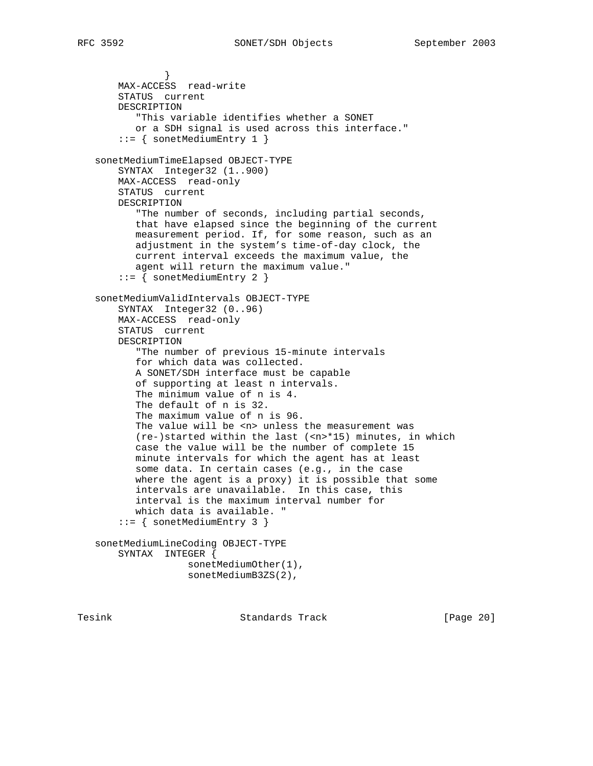```
              }
       MAX-ACCESS  read-write
       STATUS  current
       DESCRIPTION
          "This variable identifies whether a SONET
          or a SDH signal is used across this interface."
       ::= { sonetMediumEntry 1 }

   sonetMediumTimeElapsed OBJECT-TYPE
       SYNTAX  Integer32 (1..900)
       MAX-ACCESS  read-only
       STATUS  current
       DESCRIPTION
          "The number of seconds, including partial seconds,
          that have elapsed since the beginning of the current
          measurement period. If, for some reason, such as an
          adjustment in the system's time-of-day clock, the
          current interval exceeds the maximum value, the
          agent will return the maximum value."
       ::= { sonetMediumEntry 2 }

   sonetMediumValidIntervals OBJECT-TYPE
       SYNTAX  Integer32 (0..96)
       MAX-ACCESS  read-only
       STATUS  current
       DESCRIPTION
          "The number of previous 15-minute intervals
          for which data was collected.
          A SONET/SDH interface must be capable
          of supporting at least n intervals.
          The minimum value of n is 4.
          The default of n is 32.
          The maximum value of n is 96.
          The value will be <n> unless the measurement was
          (re-)started within the last (<n>*15) minutes, in which
          case the value will be the number of complete 15
          minute intervals for which the agent has at least
          some data. In certain cases (e.g., in the case
          where the agent is a proxy) it is possible that some
          intervals are unavailable.  In this case, this
          interval is the maximum interval number for
          which data is available. "
       ::= { sonetMediumEntry 3 }

   sonetMediumLineCoding OBJECT-TYPE
       SYNTAX  INTEGER {
                   sonetMediumOther(1),
                   sonetMediumB3ZS(2),
```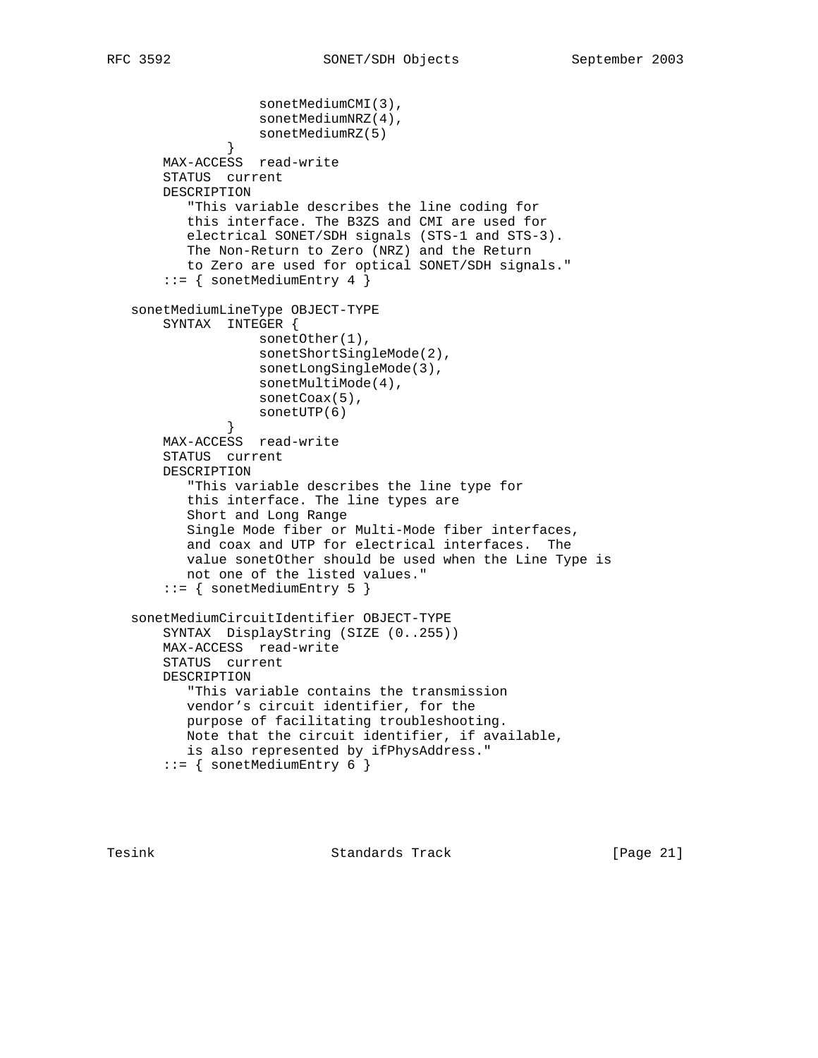```
                  sonetMediumCMI(3),
                  sonetMediumNRZ(4),
                  sonetMediumRZ(5)
              }
       MAX-ACCESS  read-write
       STATUS  current
       DESCRIPTION
          "This variable describes the line coding for
          this interface. The B3ZS and CMI are used for
          electrical SONET/SDH signals (STS-1 and STS-3).
          The Non-Return to Zero (NRZ) and the Return
          to Zero are used for optical SONET/SDH signals."
       ::= { sonetMediumEntry 4 }

   sonetMediumLineType OBJECT-TYPE
       SYNTAX  INTEGER {
                  sonetOther(1),
                  sonetShortSingleMode(2),
                  sonetLongSingleMode(3),
                  sonetMultiMode(4),
                  sonetCoax(5),
                  sonetUTP(6)
              }
       MAX-ACCESS  read-write
       STATUS  current
       DESCRIPTION
          "This variable describes the line type for
          this interface. The line types are
          Short and Long Range
          Single Mode fiber or Multi-Mode fiber interfaces,
          and coax and UTP for electrical interfaces.  The
          value sonetOther should be used when the Line Type is
          not one of the listed values."
       ::= { sonetMediumEntry 5 }

   sonetMediumCircuitIdentifier OBJECT-TYPE
       SYNTAX  DisplayString (SIZE (0..255))
       MAX-ACCESS  read-write
       STATUS  current
       DESCRIPTION
          "This variable contains the transmission
          vendor's circuit identifier, for the
          purpose of facilitating troubleshooting.
          Note that the circuit identifier, if available,
          is also represented by ifPhysAddress."
       ::= { sonetMediumEntry 6 }
```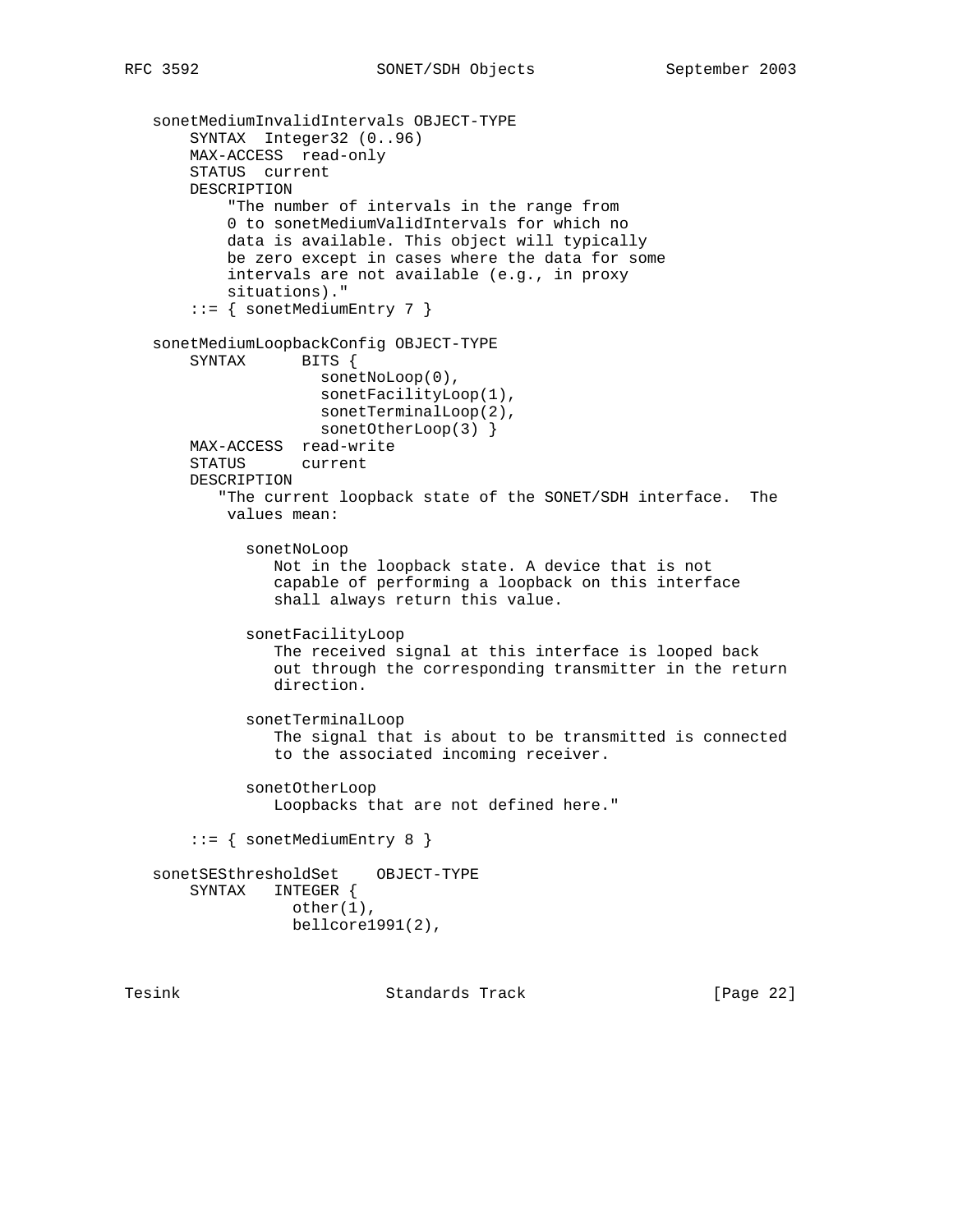```
   sonetMediumInvalidIntervals OBJECT-TYPE
       SYNTAX  Integer32 (0..96)
       MAX-ACCESS  read-only
       STATUS  current
       DESCRIPTION
           "The number of intervals in the range from
           0 to sonetMediumValidIntervals for which no
           data is available. This object will typically
           be zero except in cases where the data for some
           intervals are not available (e.g., in proxy
           situations)."
       ::= { sonetMediumEntry 7 }

   sonetMediumLoopbackConfig OBJECT-TYPE
       SYNTAX      BITS {
                     sonetNoLoop(0),
                     sonetFacilityLoop(1),
                     sonetTerminalLoop(2),
                     sonetOtherLoop(3) }
       MAX-ACCESS  read-write
       STATUS      current
       DESCRIPTION
          "The current loopback state of the SONET/SDH interface.  The
           values mean:

             sonetNoLoop
                Not in the loopback state. A device that is not
                capable of performing a loopback on this interface
                shall always return this value.

             sonetFacilityLoop
                The received signal at this interface is looped back
                out through the corresponding transmitter in the return
                direction.

             sonetTerminalLoop
                The signal that is about to be transmitted is connected
                to the associated incoming receiver.

             sonetOtherLoop
                Loopbacks that are not defined here."

       ::= { sonetMediumEntry 8 }

   sonetSESthresholdSet    OBJECT-TYPE
       SYNTAX   INTEGER {
                  other(1),
                  bellcore1991(2),
```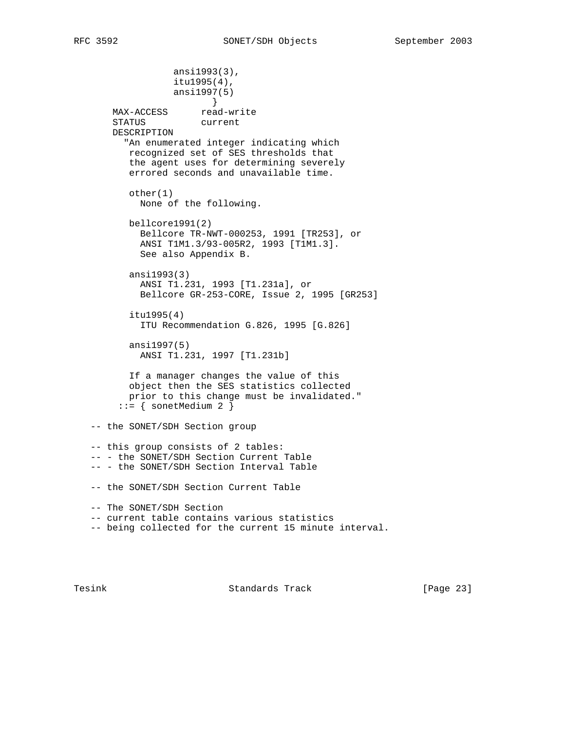```
                 ansi1993(3),
                 itu1995(4),
                 ansi1997(5)
                        }
       MAX-ACCESS      read-write
       STATUS          current
       DESCRIPTION
         "An enumerated integer indicating which
          recognized set of SES thresholds that
          the agent uses for determining severely
          errored seconds and unavailable time.

          other(1)
            None of the following.

          bellcore1991(2)
            Bellcore TR-NWT-000253, 1991 [TR253], or
            ANSI T1M1.3/93-005R2, 1993 [T1M1.3].
            See also Appendix B.

          ansi1993(3)
            ANSI T1.231, 1993 [T1.231a], or
            Bellcore GR-253-CORE, Issue 2, 1995 [GR253]

          itu1995(4)
            ITU Recommendation G.826, 1995 [G.826]

          ansi1997(5)
            ANSI T1.231, 1997 [T1.231b]

          If a manager changes the value of this
          object then the SES statistics collected
          prior to this change must be invalidated."
        ::= { sonetMedium 2 }

   -- the SONET/SDH Section group

   -- this group consists of 2 tables:
   -- - the SONET/SDH Section Current Table
   -- - the SONET/SDH Section Interval Table

   -- the SONET/SDH Section Current Table

   -- The SONET/SDH Section
   -- current table contains various statistics
   -- being collected for the current 15 minute interval.
```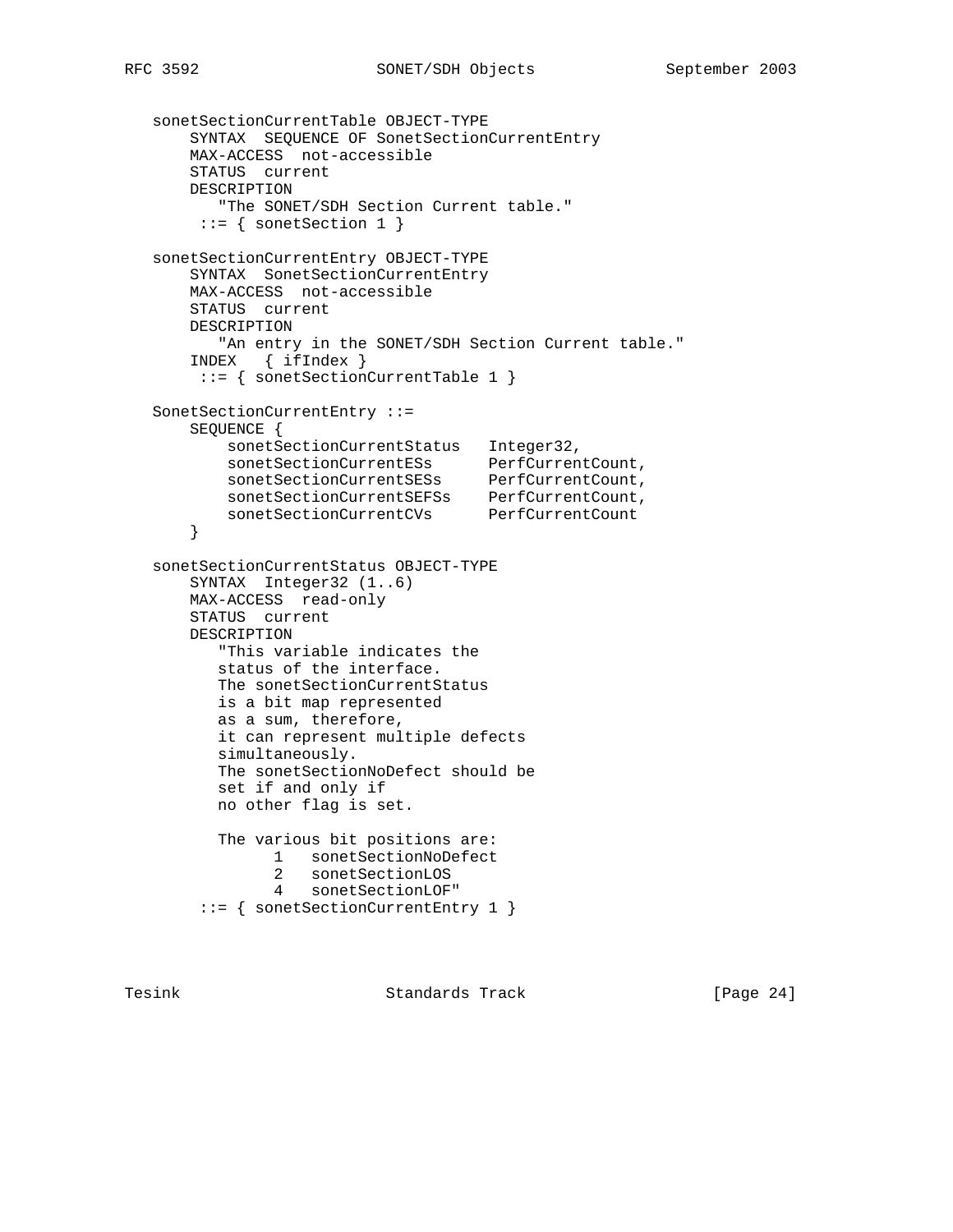```
   sonetSectionCurrentTable OBJECT-TYPE
       SYNTAX  SEQUENCE OF SonetSectionCurrentEntry
       MAX-ACCESS  not-accessible
       STATUS  current
       DESCRIPTION
          "The SONET/SDH Section Current table."
        ::= { sonetSection 1 }

   sonetSectionCurrentEntry OBJECT-TYPE
       SYNTAX  SonetSectionCurrentEntry
       MAX-ACCESS  not-accessible
       STATUS  current
       DESCRIPTION
          "An entry in the SONET/SDH Section Current table."
       INDEX   { ifIndex }
        ::= { sonetSectionCurrentTable 1 }

   SonetSectionCurrentEntry ::=
       SEQUENCE {
           sonetSectionCurrentStatus   Integer32,
           sonetSectionCurrentESs      PerfCurrentCount,
           sonetSectionCurrentSESs     PerfCurrentCount,
           sonetSectionCurrentSEFSs    PerfCurrentCount,
           sonetSectionCurrentCVs      PerfCurrentCount
       }

   sonetSectionCurrentStatus OBJECT-TYPE
       SYNTAX  Integer32 (1..6)
       MAX-ACCESS  read-only
       STATUS  current
       DESCRIPTION
          "This variable indicates the
          status of the interface.
          The sonetSectionCurrentStatus
          is a bit map represented
          as a sum, therefore,
          it can represent multiple defects
          simultaneously.
          The sonetSectionNoDefect should be
          set if and only if
          no other flag is set.

          The various bit positions are:
                1   sonetSectionNoDefect
                2   sonetSectionLOS
                4   sonetSectionLOF"
        ::= { sonetSectionCurrentEntry 1 }
```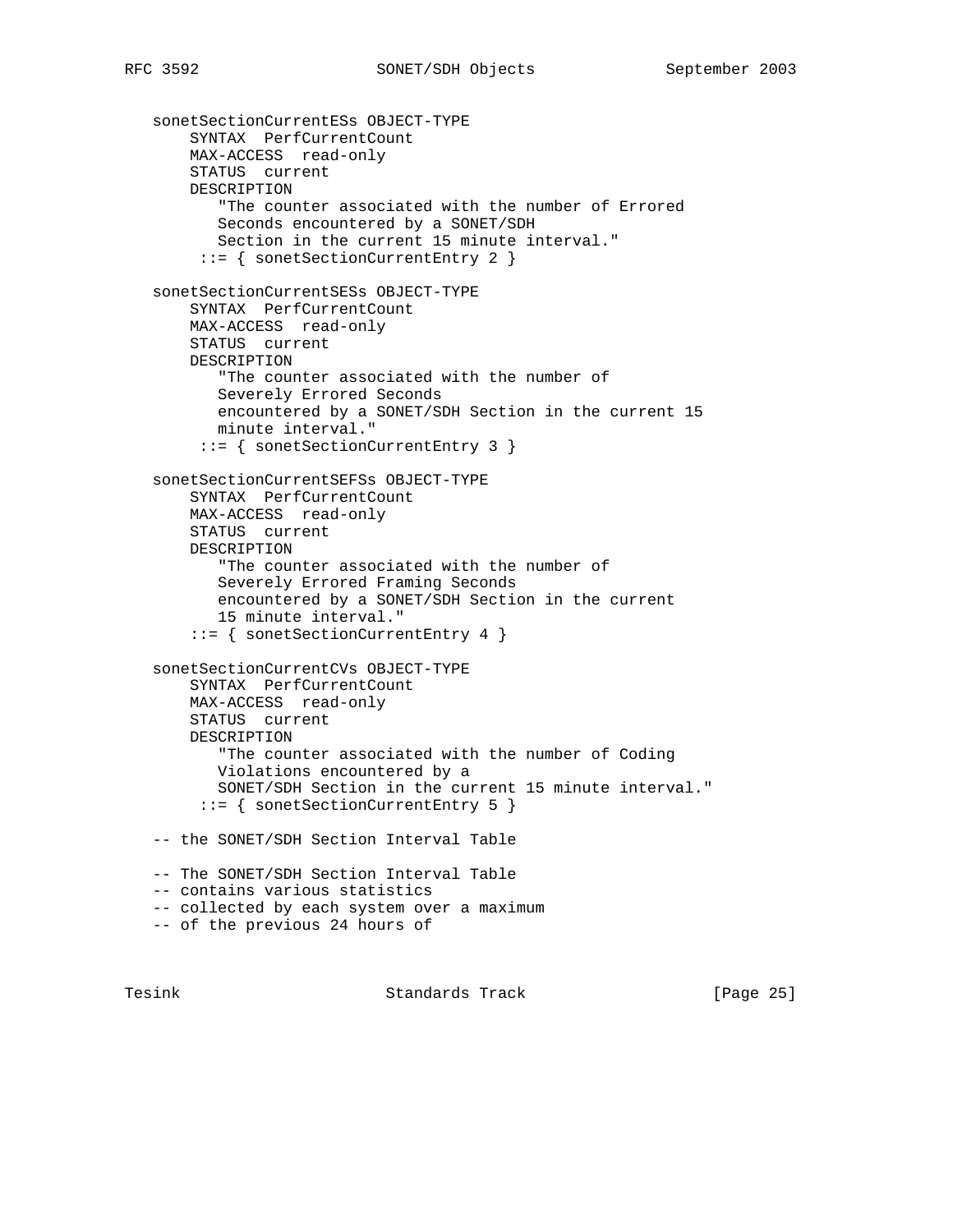```
   sonetSectionCurrentESs OBJECT-TYPE
       SYNTAX  PerfCurrentCount
       MAX-ACCESS  read-only
       STATUS  current
       DESCRIPTION
          "The counter associated with the number of Errored
          Seconds encountered by a SONET/SDH
          Section in the current 15 minute interval."
        ::= { sonetSectionCurrentEntry 2 }

   sonetSectionCurrentSESs OBJECT-TYPE
       SYNTAX  PerfCurrentCount
       MAX-ACCESS  read-only
       STATUS  current
       DESCRIPTION
          "The counter associated with the number of
          Severely Errored Seconds
          encountered by a SONET/SDH Section in the current 15
          minute interval."
        ::= { sonetSectionCurrentEntry 3 }

   sonetSectionCurrentSEFSs OBJECT-TYPE
       SYNTAX  PerfCurrentCount
       MAX-ACCESS  read-only
       STATUS  current
       DESCRIPTION
          "The counter associated with the number of
          Severely Errored Framing Seconds
          encountered by a SONET/SDH Section in the current
          15 minute interval."
       ::= { sonetSectionCurrentEntry 4 }

   sonetSectionCurrentCVs OBJECT-TYPE
       SYNTAX  PerfCurrentCount
       MAX-ACCESS  read-only
       STATUS  current
       DESCRIPTION
          "The counter associated with the number of Coding
          Violations encountered by a
          SONET/SDH Section in the current 15 minute interval."
        ::= { sonetSectionCurrentEntry 5 }

   -- the SONET/SDH Section Interval Table

   -- The SONET/SDH Section Interval Table
   -- contains various statistics
   -- collected by each system over a maximum
   -- of the previous 24 hours of
```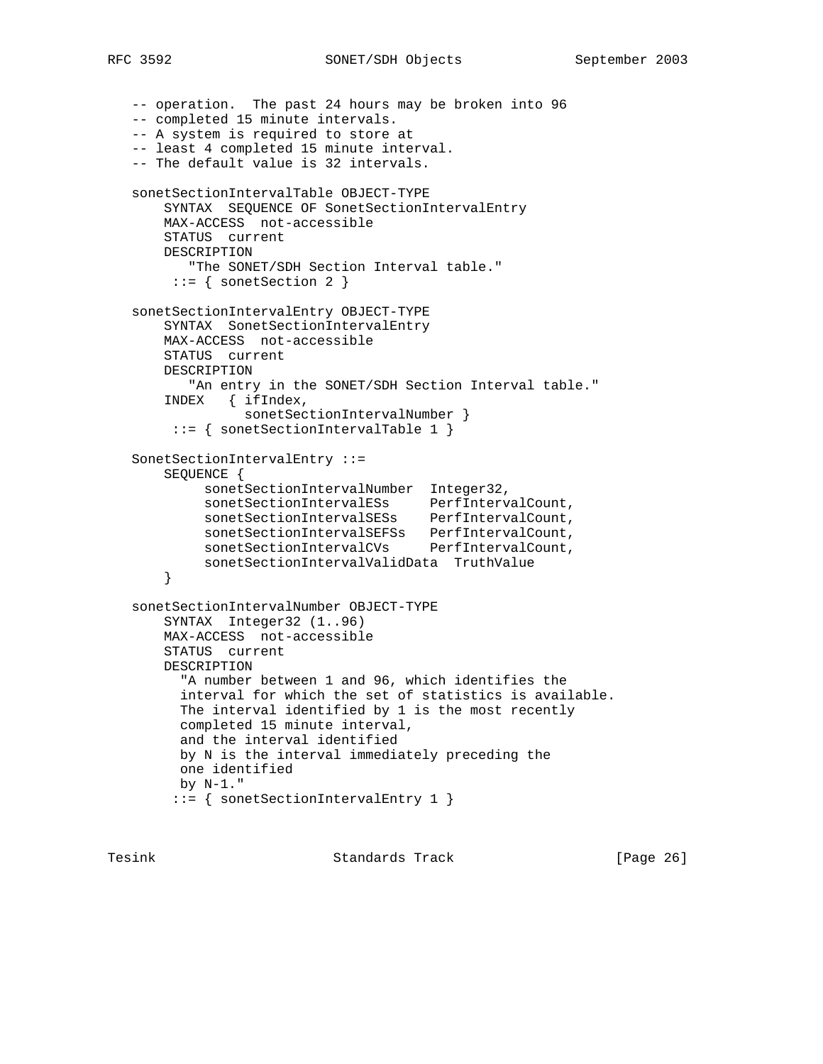```
   -- operation.  The past 24 hours may be broken into 96
   -- completed 15 minute intervals.
   -- A system is required to store at
   -- least 4 completed 15 minute interval.
   -- The default value is 32 intervals.

   sonetSectionIntervalTable OBJECT-TYPE
       SYNTAX  SEQUENCE OF SonetSectionIntervalEntry
       MAX-ACCESS  not-accessible
       STATUS  current
       DESCRIPTION
          "The SONET/SDH Section Interval table."
        ::= { sonetSection 2 }

   sonetSectionIntervalEntry OBJECT-TYPE
       SYNTAX  SonetSectionIntervalEntry
       MAX-ACCESS  not-accessible
       STATUS  current
       DESCRIPTION
          "An entry in the SONET/SDH Section Interval table."
       INDEX   { ifIndex,
                 sonetSectionIntervalNumber }
        ::= { sonetSectionIntervalTable 1 }

   SonetSectionIntervalEntry ::=
       SEQUENCE {
            sonetSectionIntervalNumber  Integer32,
            sonetSectionIntervalESs     PerfIntervalCount,
            sonetSectionIntervalSESs    PerfIntervalCount,
            sonetSectionIntervalSEFSs   PerfIntervalCount,
            sonetSectionIntervalCVs     PerfIntervalCount,
            sonetSectionIntervalValidData  TruthValue
       }

   sonetSectionIntervalNumber OBJECT-TYPE
       SYNTAX  Integer32 (1..96)
       MAX-ACCESS  not-accessible
       STATUS  current
       DESCRIPTION
         "A number between 1 and 96, which identifies the
         interval for which the set of statistics is available.
         The interval identified by 1 is the most recently
         completed 15 minute interval,
         and the interval identified
         by N is the interval immediately preceding the
         one identified
         by N-1."
        ::= { sonetSectionIntervalEntry 1 }
```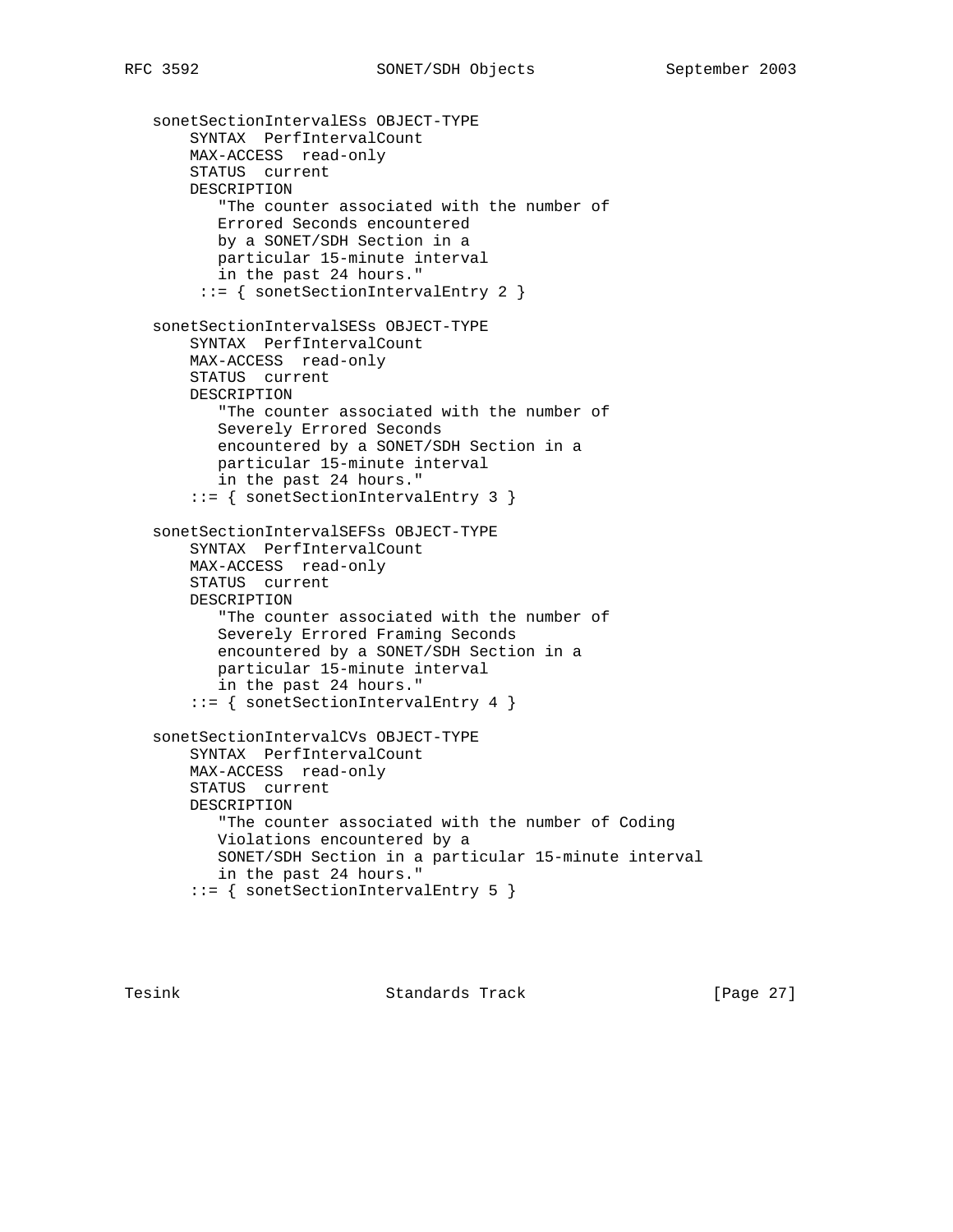```
   sonetSectionIntervalESs OBJECT-TYPE
       SYNTAX  PerfIntervalCount
       MAX-ACCESS  read-only
       STATUS  current
       DESCRIPTION
          "The counter associated with the number of
          Errored Seconds encountered
          by a SONET/SDH Section in a
          particular 15-minute interval
          in the past 24 hours."
        ::= { sonetSectionIntervalEntry 2 }

   sonetSectionIntervalSESs OBJECT-TYPE
       SYNTAX  PerfIntervalCount
       MAX-ACCESS  read-only
       STATUS  current
       DESCRIPTION
          "The counter associated with the number of
          Severely Errored Seconds
          encountered by a SONET/SDH Section in a
          particular 15-minute interval
          in the past 24 hours."
       ::= { sonetSectionIntervalEntry 3 }

   sonetSectionIntervalSEFSs OBJECT-TYPE
       SYNTAX  PerfIntervalCount
       MAX-ACCESS  read-only
       STATUS  current
       DESCRIPTION
          "The counter associated with the number of
          Severely Errored Framing Seconds
          encountered by a SONET/SDH Section in a
          particular 15-minute interval
          in the past 24 hours."
       ::= { sonetSectionIntervalEntry 4 }

   sonetSectionIntervalCVs OBJECT-TYPE
       SYNTAX  PerfIntervalCount
       MAX-ACCESS  read-only
       STATUS  current
       DESCRIPTION
          "The counter associated with the number of Coding
          Violations encountered by a
          SONET/SDH Section in a particular 15-minute interval
          in the past 24 hours."
       ::= { sonetSectionIntervalEntry 5 }
```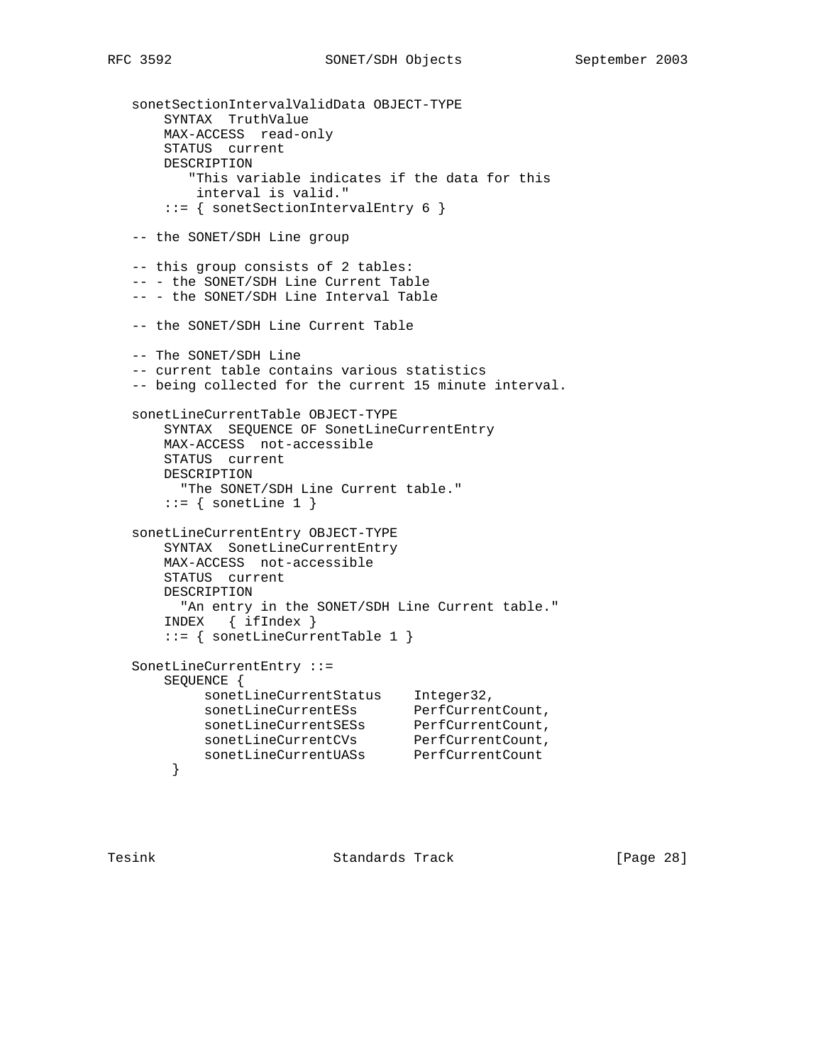```
   sonetSectionIntervalValidData OBJECT-TYPE
       SYNTAX  TruthValue
       MAX-ACCESS  read-only
       STATUS  current
       DESCRIPTION
          "This variable indicates if the data for this
           interval is valid."
       ::= { sonetSectionIntervalEntry 6 }

   -- the SONET/SDH Line group

   -- this group consists of 2 tables:
   -- - the SONET/SDH Line Current Table
   -- - the SONET/SDH Line Interval Table

   -- the SONET/SDH Line Current Table

   -- The SONET/SDH Line
   -- current table contains various statistics
   -- being collected for the current 15 minute interval.

   sonetLineCurrentTable OBJECT-TYPE
       SYNTAX  SEQUENCE OF SonetLineCurrentEntry
       MAX-ACCESS  not-accessible
       STATUS  current
       DESCRIPTION
         "The SONET/SDH Line Current table."
       ::= { sonetLine 1 }

   sonetLineCurrentEntry OBJECT-TYPE
       SYNTAX  SonetLineCurrentEntry
       MAX-ACCESS  not-accessible
       STATUS  current
       DESCRIPTION
         "An entry in the SONET/SDH Line Current table."
       INDEX   { ifIndex }
       ::= { sonetLineCurrentTable 1 }

   SonetLineCurrentEntry ::=
       SEQUENCE {
            sonetLineCurrentStatus    Integer32,
            sonetLineCurrentESs       PerfCurrentCount,
            sonetLineCurrentSESs      PerfCurrentCount,
            sonetLineCurrentCVs       PerfCurrentCount,
            sonetLineCurrentUASs      PerfCurrentCount
        }
```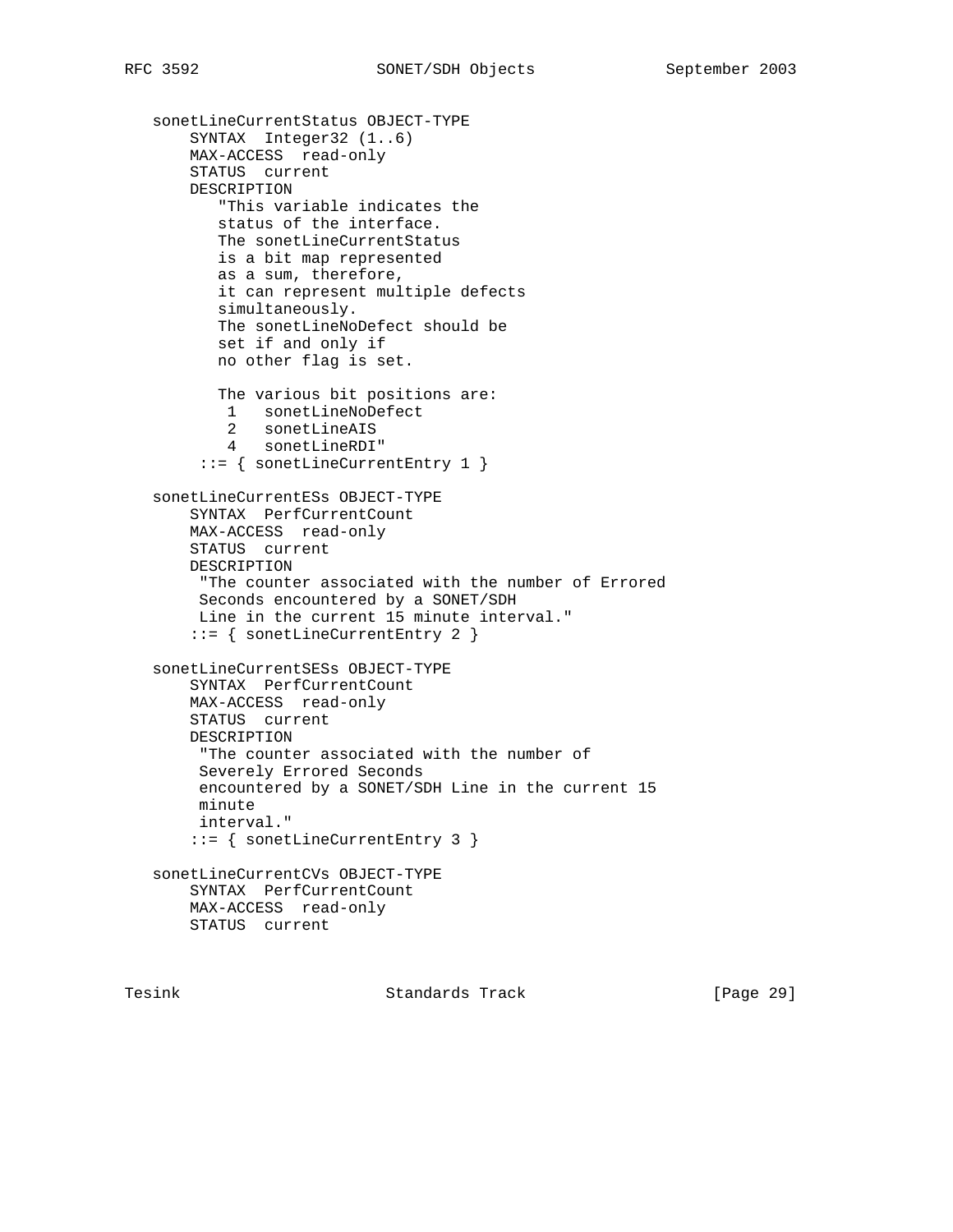```
   sonetLineCurrentStatus OBJECT-TYPE
       SYNTAX  Integer32 (1..6)
       MAX-ACCESS  read-only
       STATUS  current
       DESCRIPTION
          "This variable indicates the
          status of the interface.
          The sonetLineCurrentStatus
          is a bit map represented
          as a sum, therefore,
          it can represent multiple defects
          simultaneously.
          The sonetLineNoDefect should be
          set if and only if
          no other flag is set.

          The various bit positions are:
           1   sonetLineNoDefect
           2   sonetLineAIS
           4   sonetLineRDI"
        ::= { sonetLineCurrentEntry 1 }

   sonetLineCurrentESs OBJECT-TYPE
       SYNTAX  PerfCurrentCount
       MAX-ACCESS  read-only
       STATUS  current
       DESCRIPTION
        "The counter associated with the number of Errored
        Seconds encountered by a SONET/SDH
        Line in the current 15 minute interval."
       ::= { sonetLineCurrentEntry 2 }

   sonetLineCurrentSESs OBJECT-TYPE
       SYNTAX  PerfCurrentCount
       MAX-ACCESS  read-only
       STATUS  current
       DESCRIPTION
        "The counter associated with the number of
        Severely Errored Seconds
        encountered by a SONET/SDH Line in the current 15
        minute
        interval."
       ::= { sonetLineCurrentEntry 3 }

   sonetLineCurrentCVs OBJECT-TYPE
       SYNTAX  PerfCurrentCount
       MAX-ACCESS  read-only
       STATUS  current
```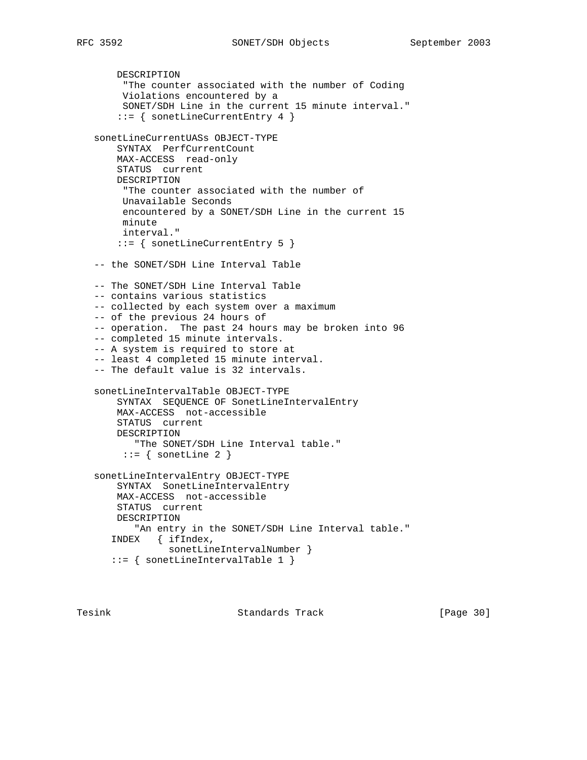```
       DESCRIPTION
        "The counter associated with the number of Coding
        Violations encountered by a
        SONET/SDH Line in the current 15 minute interval."
       ::= { sonetLineCurrentEntry 4 }

   sonetLineCurrentUASs OBJECT-TYPE
       SYNTAX  PerfCurrentCount
       MAX-ACCESS  read-only
       STATUS  current
       DESCRIPTION
        "The counter associated with the number of
        Unavailable Seconds
        encountered by a SONET/SDH Line in the current 15
        minute
        interval."
       ::= { sonetLineCurrentEntry 5 }

   -- the SONET/SDH Line Interval Table

   -- The SONET/SDH Line Interval Table
   -- contains various statistics
   -- collected by each system over a maximum
   -- of the previous 24 hours of
   -- operation.  The past 24 hours may be broken into 96
   -- completed 15 minute intervals.
   -- A system is required to store at
   -- least 4 completed 15 minute interval.
   -- The default value is 32 intervals.

   sonetLineIntervalTable OBJECT-TYPE
       SYNTAX  SEQUENCE OF SonetLineIntervalEntry
       MAX-ACCESS  not-accessible
       STATUS  current
       DESCRIPTION
          "The SONET/SDH Line Interval table."
        ::= { sonetLine 2 }

   sonetLineIntervalEntry OBJECT-TYPE
       SYNTAX  SonetLineIntervalEntry
       MAX-ACCESS  not-accessible
       STATUS  current
       DESCRIPTION
          "An entry in the SONET/SDH Line Interval table."
      INDEX   { ifIndex,
                sonetLineIntervalNumber }
      ::= { sonetLineIntervalTable 1 }
```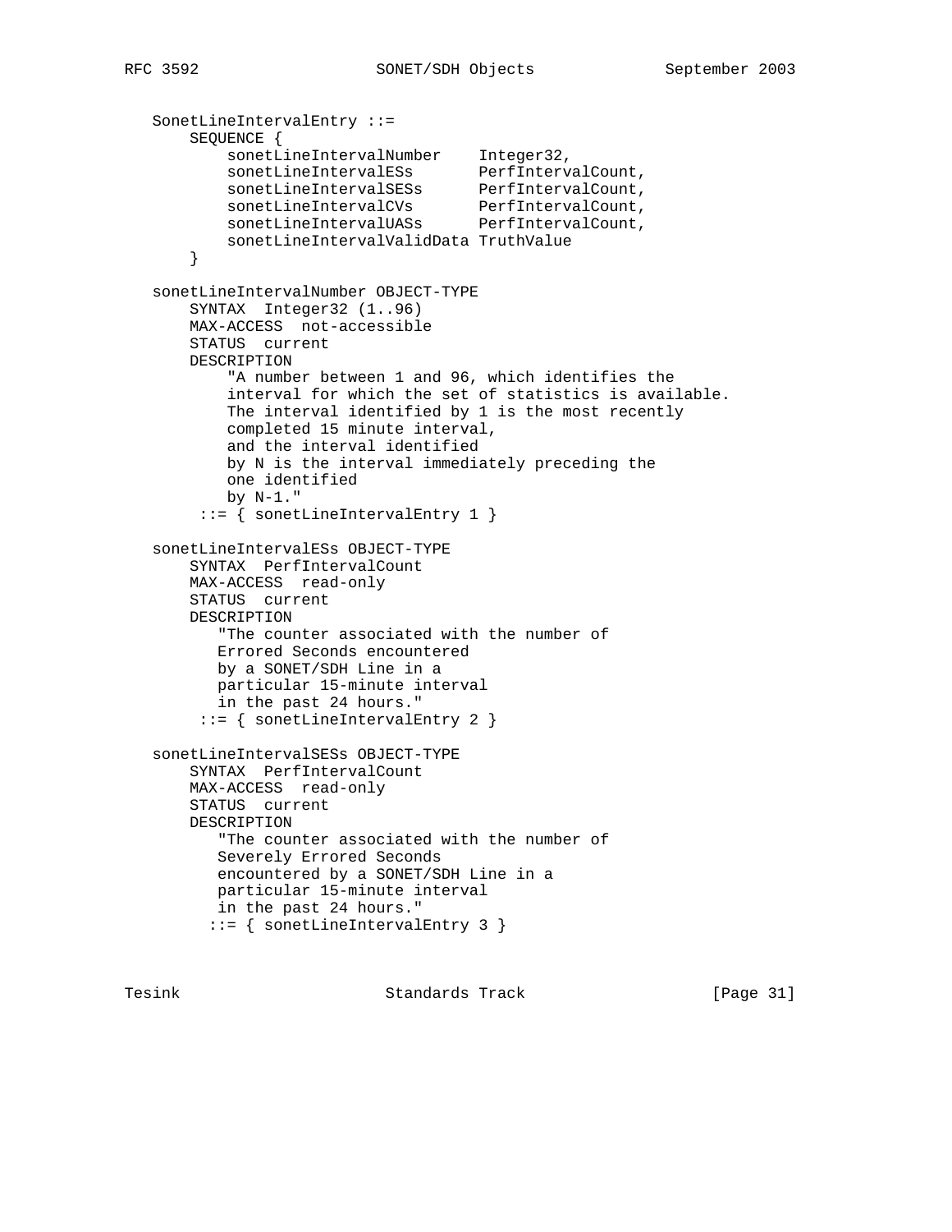```
   SonetLineIntervalEntry ::=
       SEQUENCE {
           sonetLineIntervalNumber    Integer32,
           sonetLineIntervalESs       PerfIntervalCount,
           sonetLineIntervalSESs      PerfIntervalCount,
           sonetLineIntervalCVs       PerfIntervalCount,
           sonetLineIntervalUASs      PerfIntervalCount,
           sonetLineIntervalValidData TruthValue
       }

   sonetLineIntervalNumber OBJECT-TYPE
       SYNTAX  Integer32 (1..96)
       MAX-ACCESS  not-accessible
       STATUS  current
       DESCRIPTION
           "A number between 1 and 96, which identifies the
           interval for which the set of statistics is available.
           The interval identified by 1 is the most recently
           completed 15 minute interval,
           and the interval identified
           by N is the interval immediately preceding the
           one identified
           by N-1."
        ::= { sonetLineIntervalEntry 1 }

   sonetLineIntervalESs OBJECT-TYPE
       SYNTAX  PerfIntervalCount
       MAX-ACCESS  read-only
       STATUS  current
       DESCRIPTION
          "The counter associated with the number of
          Errored Seconds encountered
          by a SONET/SDH Line in a
          particular 15-minute interval
          in the past 24 hours."
        ::= { sonetLineIntervalEntry 2 }

   sonetLineIntervalSESs OBJECT-TYPE
       SYNTAX  PerfIntervalCount
       MAX-ACCESS  read-only
       STATUS  current
       DESCRIPTION
          "The counter associated with the number of
          Severely Errored Seconds
          encountered by a SONET/SDH Line in a
          particular 15-minute interval
          in the past 24 hours."
         ::= { sonetLineIntervalEntry 3 }
```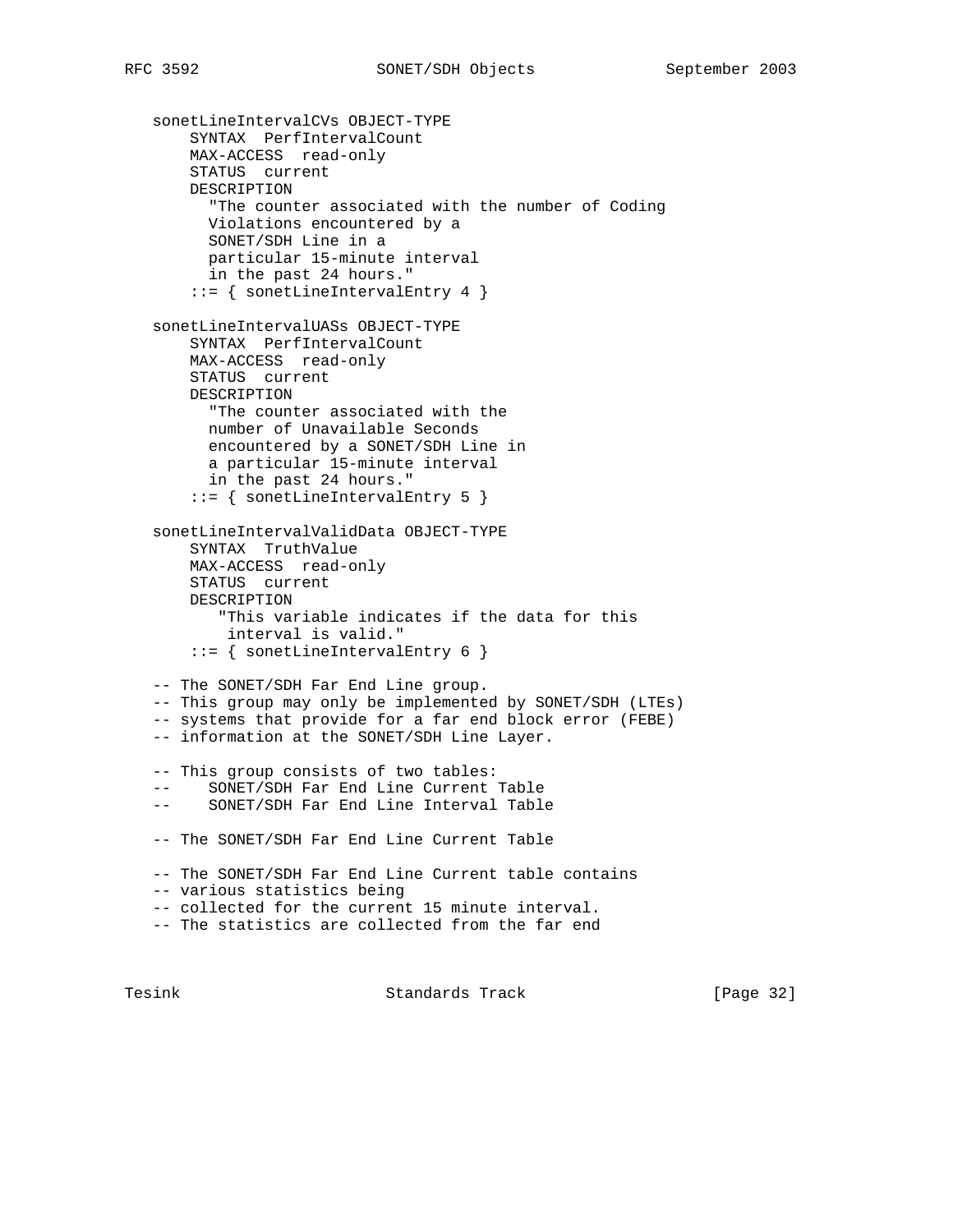```
   sonetLineIntervalCVs OBJECT-TYPE
       SYNTAX  PerfIntervalCount
       MAX-ACCESS  read-only
       STATUS  current
       DESCRIPTION
         "The counter associated with the number of Coding
         Violations encountered by a
         SONET/SDH Line in a
         particular 15-minute interval
         in the past 24 hours."
       ::= { sonetLineIntervalEntry 4 }

   sonetLineIntervalUASs OBJECT-TYPE
       SYNTAX  PerfIntervalCount
       MAX-ACCESS  read-only
       STATUS  current
       DESCRIPTION
         "The counter associated with the
         number of Unavailable Seconds
         encountered by a SONET/SDH Line in
         a particular 15-minute interval
         in the past 24 hours."
       ::= { sonetLineIntervalEntry 5 }

   sonetLineIntervalValidData OBJECT-TYPE
       SYNTAX  TruthValue
       MAX-ACCESS  read-only
       STATUS  current
       DESCRIPTION
          "This variable indicates if the data for this
           interval is valid."
       ::= { sonetLineIntervalEntry 6 }

   -- The SONET/SDH Far End Line group.
   -- This group may only be implemented by SONET/SDH (LTEs)
   -- systems that provide for a far end block error (FEBE)
   -- information at the SONET/SDH Line Layer.

   -- This group consists of two tables:
   --    SONET/SDH Far End Line Current Table
   --    SONET/SDH Far End Line Interval Table

   -- The SONET/SDH Far End Line Current Table

   -- The SONET/SDH Far End Line Current table contains
   -- various statistics being
   -- collected for the current 15 minute interval.
   -- The statistics are collected from the far end
```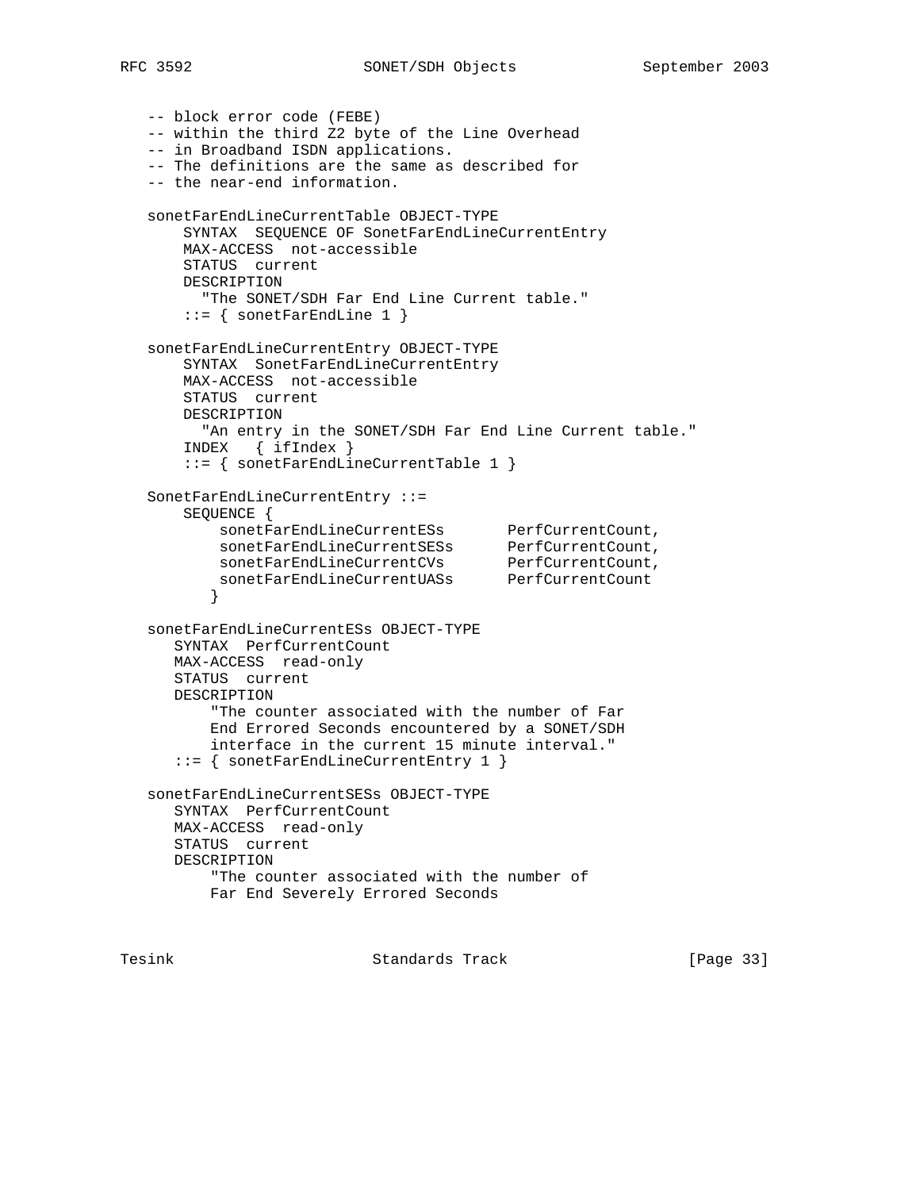```
   -- block error code (FEBE)
   -- within the third Z2 byte of the Line Overhead
   -- in Broadband ISDN applications.
   -- The definitions are the same as described for
   -- the near-end information.

   sonetFarEndLineCurrentTable OBJECT-TYPE
       SYNTAX  SEQUENCE OF SonetFarEndLineCurrentEntry
       MAX-ACCESS  not-accessible
       STATUS  current
       DESCRIPTION
         "The SONET/SDH Far End Line Current table."
       ::= { sonetFarEndLine 1 }

   sonetFarEndLineCurrentEntry OBJECT-TYPE
       SYNTAX  SonetFarEndLineCurrentEntry
       MAX-ACCESS  not-accessible
       STATUS  current
       DESCRIPTION
         "An entry in the SONET/SDH Far End Line Current table."
       INDEX   { ifIndex }
       ::= { sonetFarEndLineCurrentTable 1 }

   SonetFarEndLineCurrentEntry ::=
       SEQUENCE {
           sonetFarEndLineCurrentESs       PerfCurrentCount,
           sonetFarEndLineCurrentSESs      PerfCurrentCount,
           sonetFarEndLineCurrentCVs       PerfCurrentCount,
           sonetFarEndLineCurrentUASs      PerfCurrentCount
          }

   sonetFarEndLineCurrentESs OBJECT-TYPE
      SYNTAX  PerfCurrentCount
      MAX-ACCESS  read-only
      STATUS  current
      DESCRIPTION
          "The counter associated with the number of Far
          End Errored Seconds encountered by a SONET/SDH
          interface in the current 15 minute interval."
      ::= { sonetFarEndLineCurrentEntry 1 }

   sonetFarEndLineCurrentSESs OBJECT-TYPE
      SYNTAX  PerfCurrentCount
      MAX-ACCESS  read-only
      STATUS  current
      DESCRIPTION
          "The counter associated with the number of
          Far End Severely Errored Seconds
```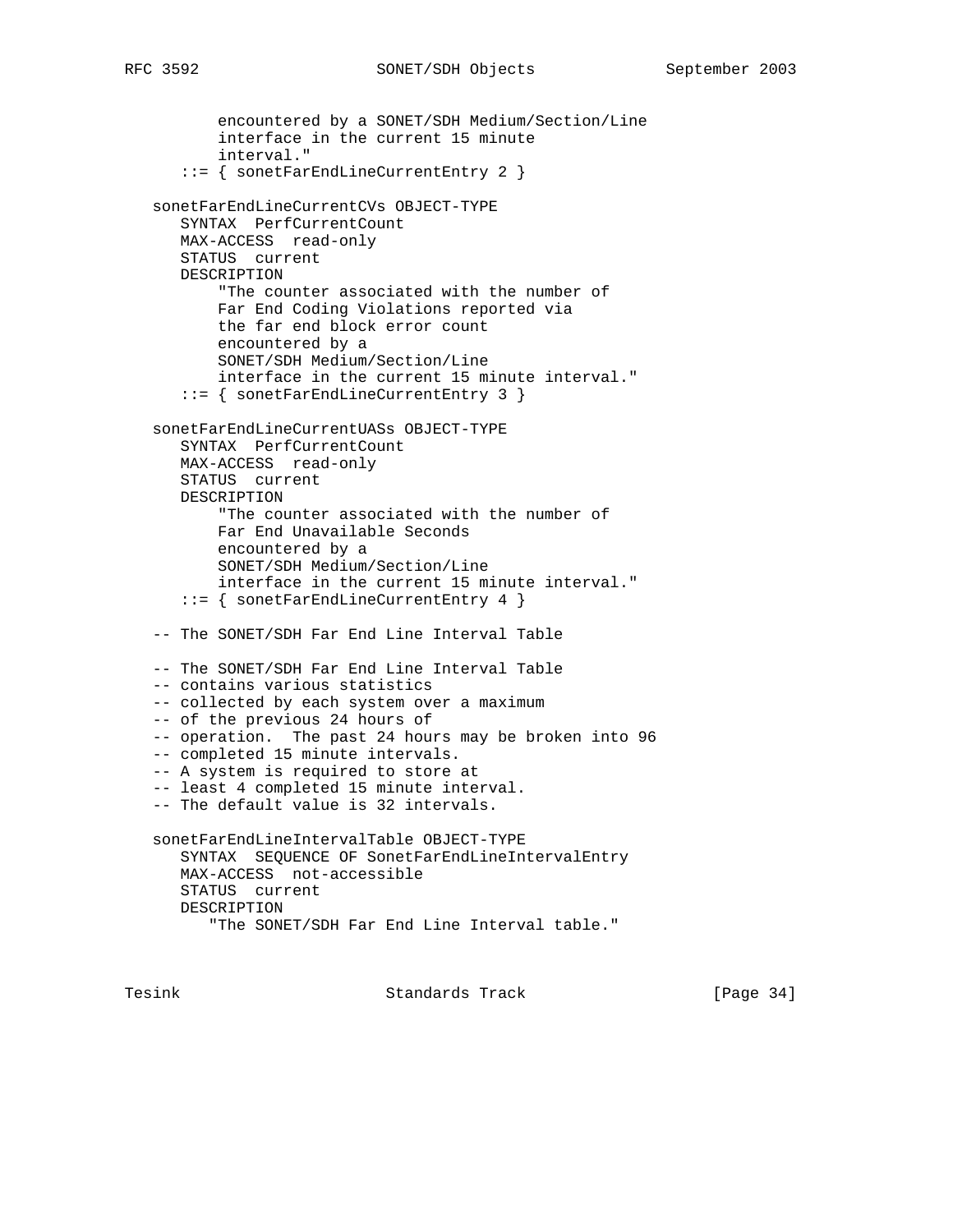```
          encountered by a SONET/SDH Medium/Section/Line
          interface in the current 15 minute
          interval."
      ::= { sonetFarEndLineCurrentEntry 2 }

   sonetFarEndLineCurrentCVs OBJECT-TYPE
      SYNTAX  PerfCurrentCount
      MAX-ACCESS  read-only
      STATUS  current
      DESCRIPTION
          "The counter associated with the number of
          Far End Coding Violations reported via
          the far end block error count
          encountered by a
          SONET/SDH Medium/Section/Line
          interface in the current 15 minute interval."
      ::= { sonetFarEndLineCurrentEntry 3 }

   sonetFarEndLineCurrentUASs OBJECT-TYPE
      SYNTAX  PerfCurrentCount
      MAX-ACCESS  read-only
      STATUS  current
      DESCRIPTION
          "The counter associated with the number of
          Far End Unavailable Seconds
          encountered by a
          SONET/SDH Medium/Section/Line
          interface in the current 15 minute interval."
      ::= { sonetFarEndLineCurrentEntry 4 }

   -- The SONET/SDH Far End Line Interval Table

   -- The SONET/SDH Far End Line Interval Table
   -- contains various statistics
   -- collected by each system over a maximum
   -- of the previous 24 hours of
   -- operation.  The past 24 hours may be broken into 96
   -- completed 15 minute intervals.
   -- A system is required to store at
   -- least 4 completed 15 minute interval.
   -- The default value is 32 intervals.

   sonetFarEndLineIntervalTable OBJECT-TYPE
      SYNTAX  SEQUENCE OF SonetFarEndLineIntervalEntry
      MAX-ACCESS  not-accessible
      STATUS  current
      DESCRIPTION
         "The SONET/SDH Far End Line Interval table."
```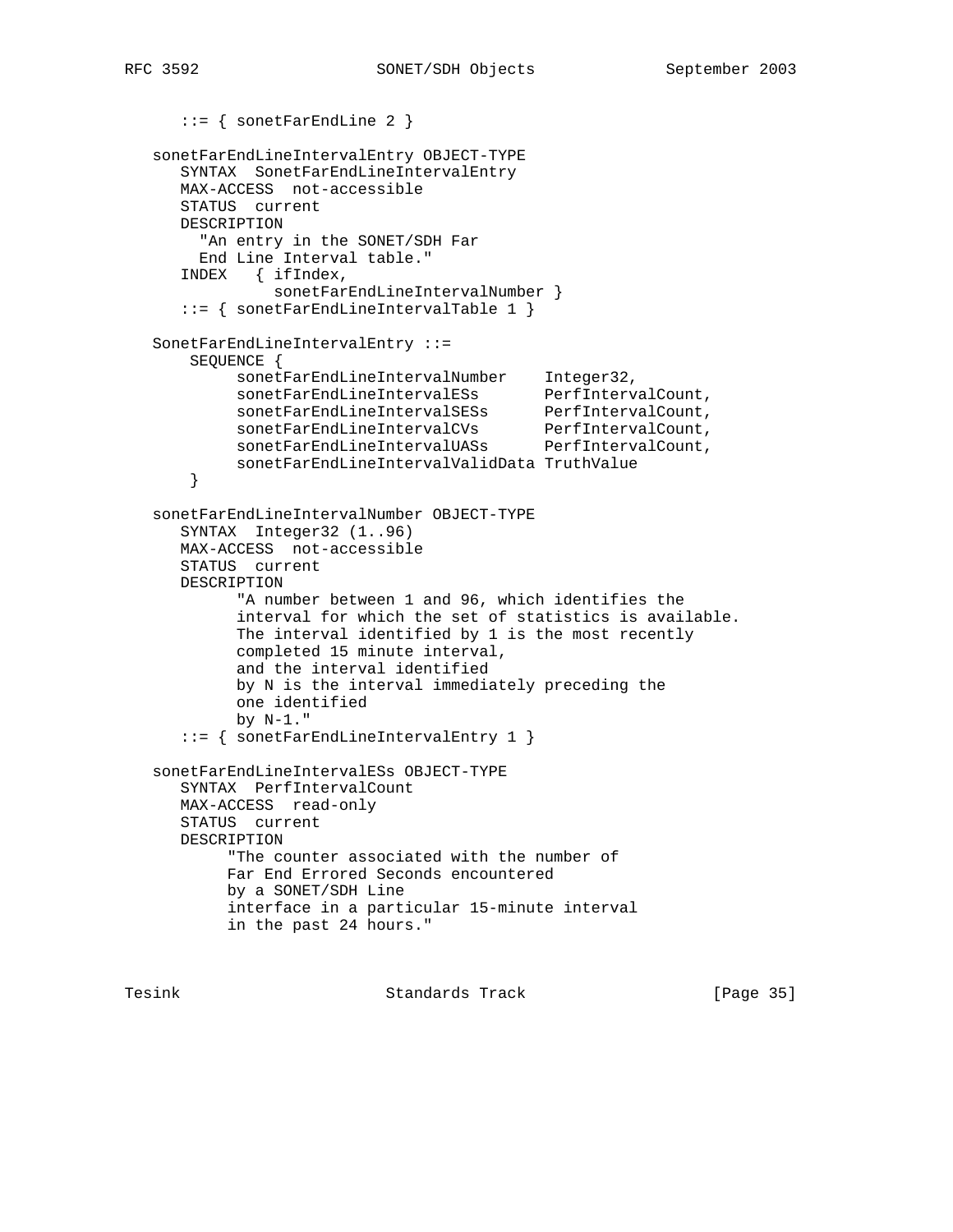```
      ::= { sonetFarEndLine 2 }

   sonetFarEndLineIntervalEntry OBJECT-TYPE
      SYNTAX  SonetFarEndLineIntervalEntry
      MAX-ACCESS  not-accessible
      STATUS  current
      DESCRIPTION
        "An entry in the SONET/SDH Far
        End Line Interval table."
      INDEX   { ifIndex,
                sonetFarEndLineIntervalNumber }
      ::= { sonetFarEndLineIntervalTable 1 }

   SonetFarEndLineIntervalEntry ::=
       SEQUENCE {
            sonetFarEndLineIntervalNumber    Integer32,
            sonetFarEndLineIntervalESs       PerfIntervalCount,
            sonetFarEndLineIntervalSESs      PerfIntervalCount,
            sonetFarEndLineIntervalCVs       PerfIntervalCount,
            sonetFarEndLineIntervalUASs      PerfIntervalCount,
            sonetFarEndLineIntervalValidData TruthValue
       }

   sonetFarEndLineIntervalNumber OBJECT-TYPE
      SYNTAX  Integer32 (1..96)
      MAX-ACCESS  not-accessible
      STATUS  current
      DESCRIPTION
            "A number between 1 and 96, which identifies the
            interval for which the set of statistics is available.
            The interval identified by 1 is the most recently
            completed 15 minute interval,
            and the interval identified
            by N is the interval immediately preceding the
            one identified
            by N-1."
      ::= { sonetFarEndLineIntervalEntry 1 }

   sonetFarEndLineIntervalESs OBJECT-TYPE
      SYNTAX  PerfIntervalCount
      MAX-ACCESS  read-only
      STATUS  current
      DESCRIPTION
           "The counter associated with the number of
           Far End Errored Seconds encountered
           by a SONET/SDH Line
           interface in a particular 15-minute interval
           in the past 24 hours."
```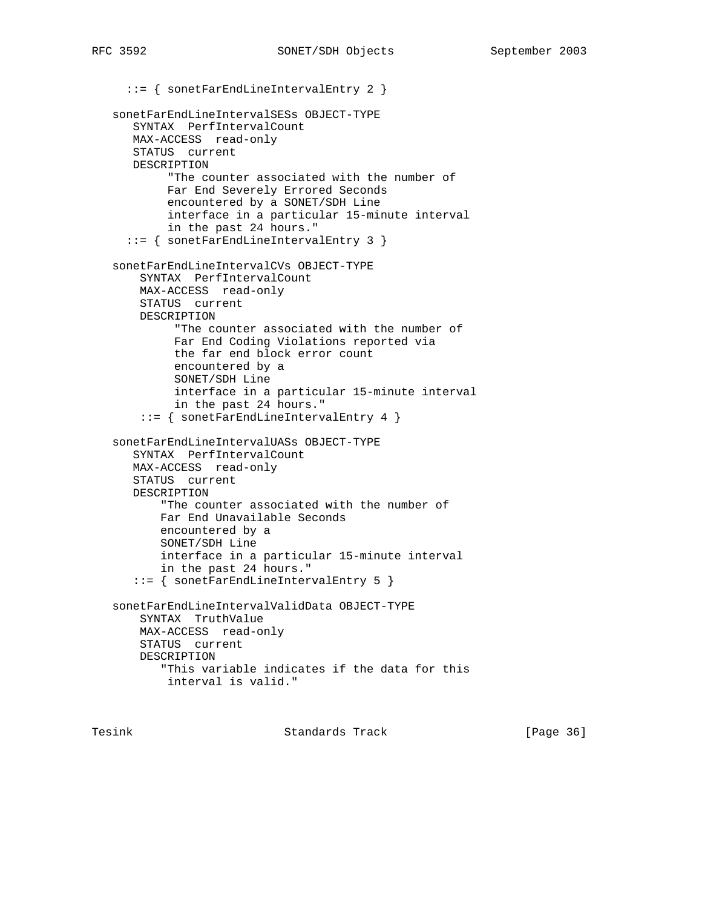```
     ::= { sonetFarEndLineIntervalEntry 2 }

   sonetFarEndLineIntervalSESs OBJECT-TYPE
      SYNTAX  PerfIntervalCount
      MAX-ACCESS  read-only
      STATUS  current
      DESCRIPTION
           "The counter associated with the number of
           Far End Severely Errored Seconds
           encountered by a SONET/SDH Line
           interface in a particular 15-minute interval
           in the past 24 hours."
     ::= { sonetFarEndLineIntervalEntry 3 }

   sonetFarEndLineIntervalCVs OBJECT-TYPE
       SYNTAX  PerfIntervalCount
       MAX-ACCESS  read-only
       STATUS  current
       DESCRIPTION
            "The counter associated with the number of
            Far End Coding Violations reported via
            the far end block error count
            encountered by a
            SONET/SDH Line
            interface in a particular 15-minute interval
            in the past 24 hours."
       ::= { sonetFarEndLineIntervalEntry 4 }

   sonetFarEndLineIntervalUASs OBJECT-TYPE
      SYNTAX  PerfIntervalCount
      MAX-ACCESS  read-only
      STATUS  current
      DESCRIPTION
          "The counter associated with the number of
          Far End Unavailable Seconds
          encountered by a
          SONET/SDH Line
          interface in a particular 15-minute interval
          in the past 24 hours."
      ::= { sonetFarEndLineIntervalEntry 5 }

   sonetFarEndLineIntervalValidData OBJECT-TYPE
       SYNTAX  TruthValue
       MAX-ACCESS  read-only
       STATUS  current
       DESCRIPTION
          "This variable indicates if the data for this
           interval is valid."
```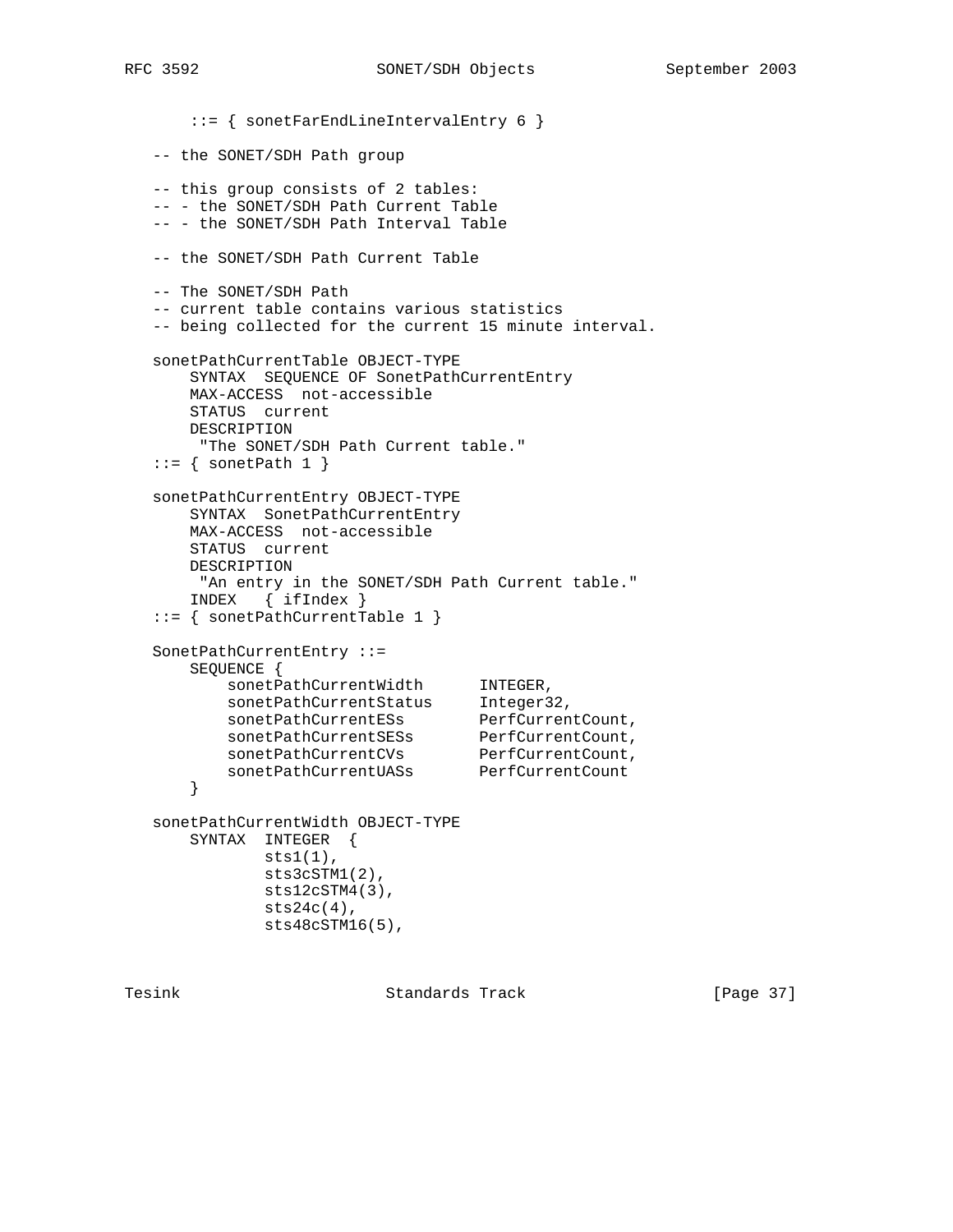```
       ::= { sonetFarEndLineIntervalEntry 6 }

   -- the SONET/SDH Path group

   -- this group consists of 2 tables:
   -- - the SONET/SDH Path Current Table
   -- - the SONET/SDH Path Interval Table

   -- the SONET/SDH Path Current Table

   -- The SONET/SDH Path
   -- current table contains various statistics
   -- being collected for the current 15 minute interval.

   sonetPathCurrentTable OBJECT-TYPE
       SYNTAX  SEQUENCE OF SonetPathCurrentEntry
       MAX-ACCESS  not-accessible
       STATUS  current
       DESCRIPTION
        "The SONET/SDH Path Current table."
   ::= { sonetPath 1 }

   sonetPathCurrentEntry OBJECT-TYPE
       SYNTAX  SonetPathCurrentEntry
       MAX-ACCESS  not-accessible
       STATUS  current
       DESCRIPTION
        "An entry in the SONET/SDH Path Current table."
       INDEX   { ifIndex }
   ::= { sonetPathCurrentTable 1 }

   SonetPathCurrentEntry ::=
       SEQUENCE {
           sonetPathCurrentWidth      INTEGER,
           sonetPathCurrentStatus     Integer32,
           sonetPathCurrentESs        PerfCurrentCount,
           sonetPathCurrentSESs       PerfCurrentCount,
           sonetPathCurrentCVs        PerfCurrentCount,
           sonetPathCurrentUASs       PerfCurrentCount
       }

   sonetPathCurrentWidth OBJECT-TYPE
       SYNTAX  INTEGER  {
               sts1(1),
               sts3cSTM1(2),
               sts12cSTM4(3),
               sts24c(4),
               sts48cSTM16(5),
```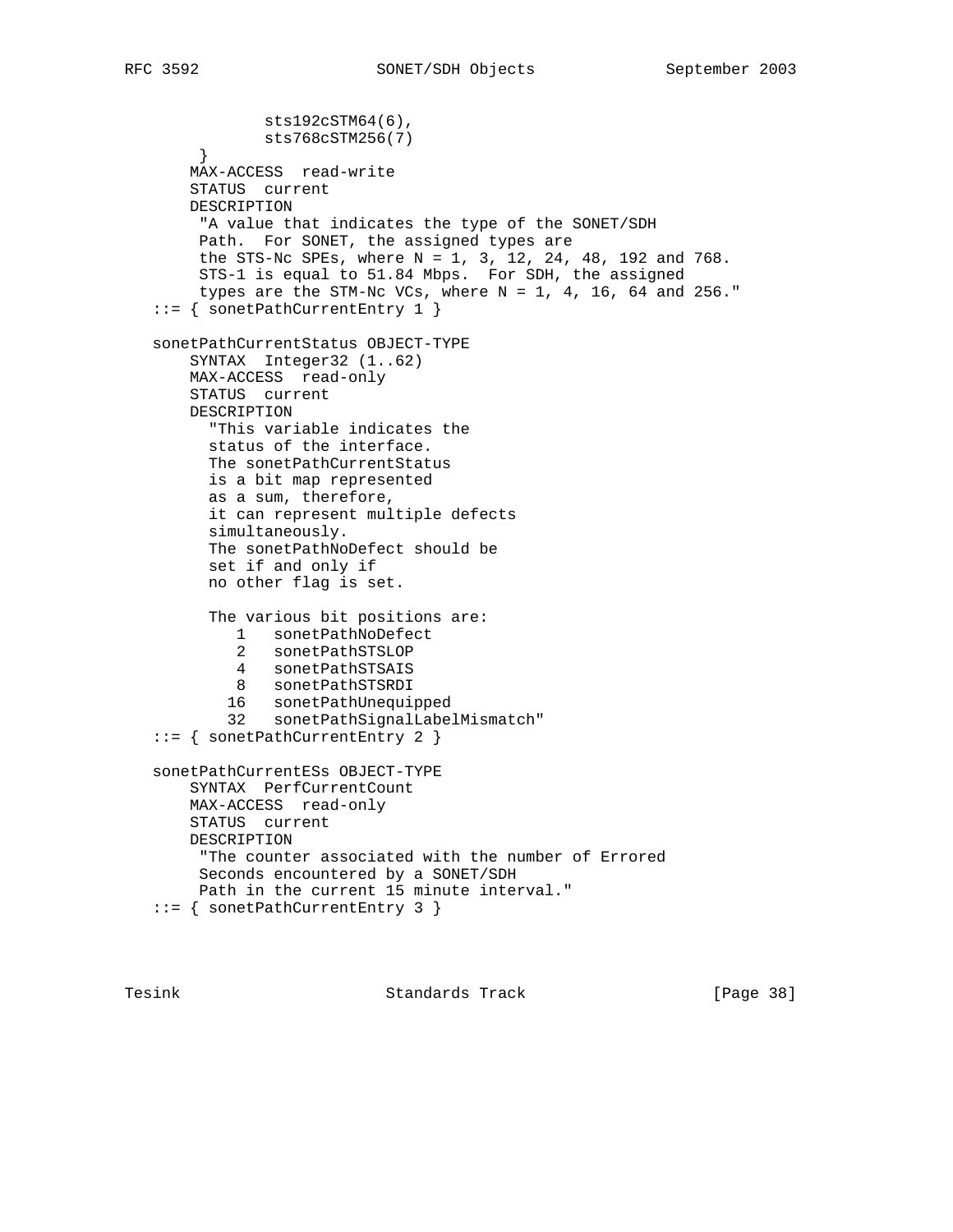```
              sts192cSTM64(6),
              sts768cSTM256(7)
        }
       MAX-ACCESS  read-write
       STATUS  current
       DESCRIPTION
        "A value that indicates the type of the SONET/SDH
        Path.  For SONET, the assigned types are
        the STS-Nc SPEs, where N = 1, 3, 12, 24, 48, 192 and 768.
        STS-1 is equal to 51.84 Mbps.  For SDH, the assigned
        types are the STM-Nc VCs, where N = 1, 4, 16, 64 and 256."
   ::= { sonetPathCurrentEntry 1 }

   sonetPathCurrentStatus OBJECT-TYPE
       SYNTAX  Integer32 (1..62)
       MAX-ACCESS  read-only
       STATUS  current
       DESCRIPTION
         "This variable indicates the
         status of the interface.
         The sonetPathCurrentStatus
         is a bit map represented
         as a sum, therefore,
         it can represent multiple defects
         simultaneously.
         The sonetPathNoDefect should be
         set if and only if
         no other flag is set.

         The various bit positions are:
            1   sonetPathNoDefect
            2   sonetPathSTSLOP
            4   sonetPathSTSAIS
            8   sonetPathSTSRDI
           16   sonetPathUnequipped
           32   sonetPathSignalLabelMismatch"
   ::= { sonetPathCurrentEntry 2 }

   sonetPathCurrentESs OBJECT-TYPE
       SYNTAX  PerfCurrentCount
       MAX-ACCESS  read-only
       STATUS  current
       DESCRIPTION
        "The counter associated with the number of Errored
        Seconds encountered by a SONET/SDH
        Path in the current 15 minute interval."
   ::= { sonetPathCurrentEntry 3 }
```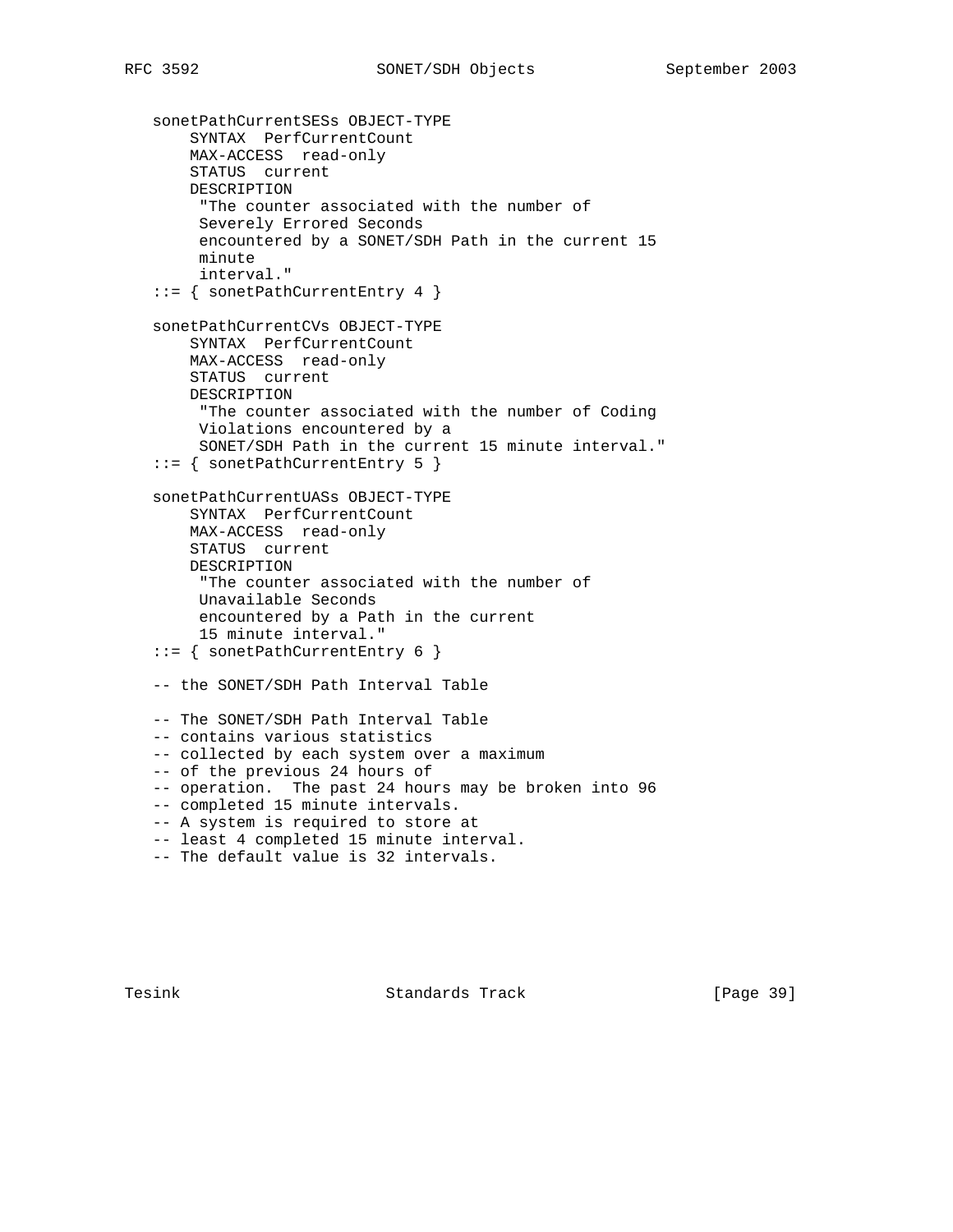```
   sonetPathCurrentSESs OBJECT-TYPE
       SYNTAX  PerfCurrentCount
       MAX-ACCESS  read-only
       STATUS  current
       DESCRIPTION
        "The counter associated with the number of
        Severely Errored Seconds
        encountered by a SONET/SDH Path in the current 15
        minute
        interval."
   ::= { sonetPathCurrentEntry 4 }

   sonetPathCurrentCVs OBJECT-TYPE
       SYNTAX  PerfCurrentCount
       MAX-ACCESS  read-only
       STATUS  current
       DESCRIPTION
        "The counter associated with the number of Coding
        Violations encountered by a
        SONET/SDH Path in the current 15 minute interval."
   ::= { sonetPathCurrentEntry 5 }

   sonetPathCurrentUASs OBJECT-TYPE
       SYNTAX  PerfCurrentCount
       MAX-ACCESS  read-only
       STATUS  current
       DESCRIPTION
        "The counter associated with the number of
        Unavailable Seconds
        encountered by a Path in the current
        15 minute interval."
   ::= { sonetPathCurrentEntry 6 }

   -- the SONET/SDH Path Interval Table

   -- The SONET/SDH Path Interval Table
   -- contains various statistics
   -- collected by each system over a maximum
   -- of the previous 24 hours of
   -- operation.  The past 24 hours may be broken into 96
   -- completed 15 minute intervals.
   -- A system is required to store at
   -- least 4 completed 15 minute interval.
   -- The default value is 32 intervals.
```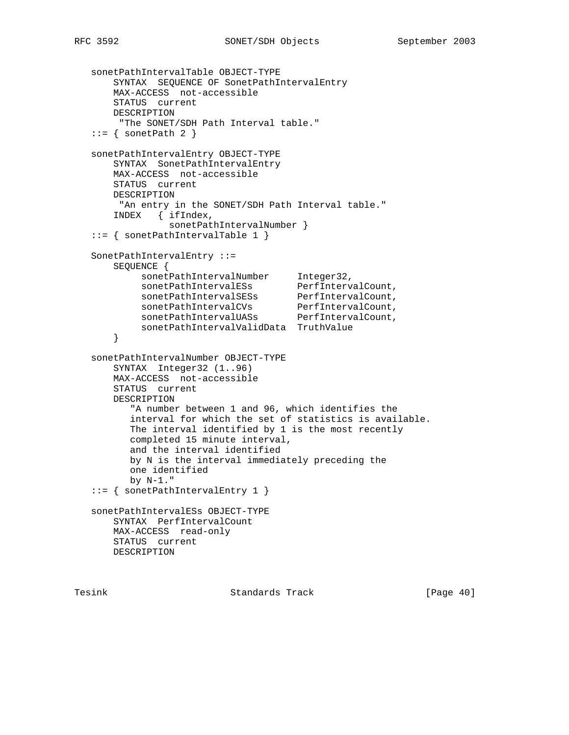```
   sonetPathIntervalTable OBJECT-TYPE
       SYNTAX  SEQUENCE OF SonetPathIntervalEntry
       MAX-ACCESS  not-accessible
       STATUS  current
       DESCRIPTION
        "The SONET/SDH Path Interval table."
   ::= { sonetPath 2 }

   sonetPathIntervalEntry OBJECT-TYPE
       SYNTAX  SonetPathIntervalEntry
       MAX-ACCESS  not-accessible
       STATUS  current
       DESCRIPTION
        "An entry in the SONET/SDH Path Interval table."
       INDEX   { ifIndex,
                 sonetPathIntervalNumber }
   ::= { sonetPathIntervalTable 1 }

   SonetPathIntervalEntry ::=
       SEQUENCE {
            sonetPathIntervalNumber     Integer32,
            sonetPathIntervalESs        PerfIntervalCount,
            sonetPathIntervalSESs       PerfIntervalCount,
            sonetPathIntervalCVs        PerfIntervalCount,
            sonetPathIntervalUASs       PerfIntervalCount,
            sonetPathIntervalValidData  TruthValue
       }

   sonetPathIntervalNumber OBJECT-TYPE
       SYNTAX  Integer32 (1..96)
       MAX-ACCESS  not-accessible
       STATUS  current
       DESCRIPTION
          "A number between 1 and 96, which identifies the
          interval for which the set of statistics is available.
          The interval identified by 1 is the most recently
          completed 15 minute interval,
          and the interval identified
          by N is the interval immediately preceding the
          one identified
          by N-1."
   ::= { sonetPathIntervalEntry 1 }

   sonetPathIntervalESs OBJECT-TYPE
       SYNTAX  PerfIntervalCount
       MAX-ACCESS  read-only
       STATUS  current
       DESCRIPTION
```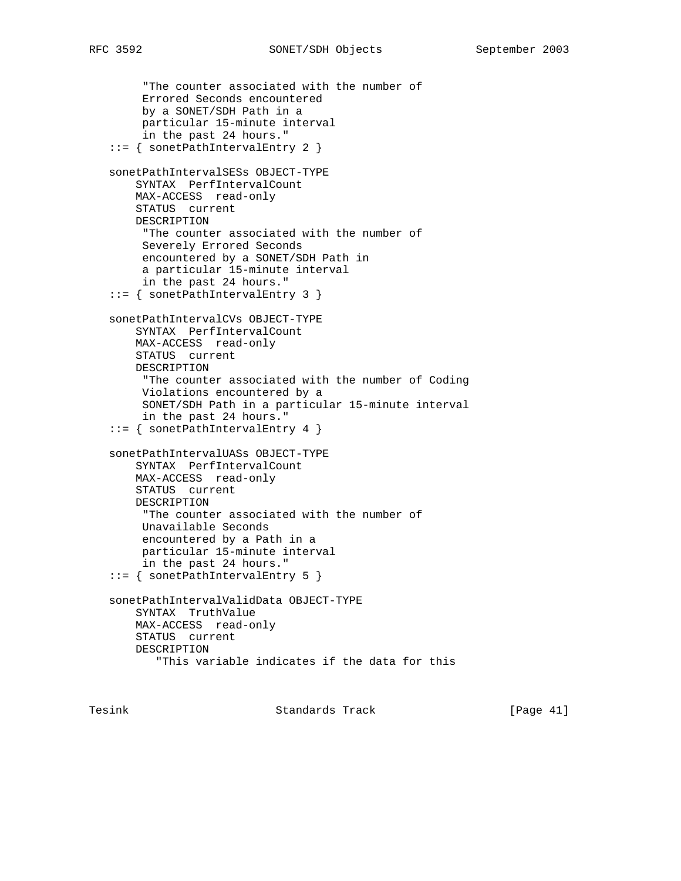```
        "The counter associated with the number of
        Errored Seconds encountered
        by a SONET/SDH Path in a
        particular 15-minute interval
        in the past 24 hours."
   ::= { sonetPathIntervalEntry 2 }

   sonetPathIntervalSESs OBJECT-TYPE
       SYNTAX  PerfIntervalCount
       MAX-ACCESS  read-only
       STATUS  current
       DESCRIPTION
        "The counter associated with the number of
        Severely Errored Seconds
        encountered by a SONET/SDH Path in
        a particular 15-minute interval
        in the past 24 hours."
   ::= { sonetPathIntervalEntry 3 }

   sonetPathIntervalCVs OBJECT-TYPE
       SYNTAX  PerfIntervalCount
       MAX-ACCESS  read-only
       STATUS  current
       DESCRIPTION
        "The counter associated with the number of Coding
        Violations encountered by a
        SONET/SDH Path in a particular 15-minute interval
        in the past 24 hours."
   ::= { sonetPathIntervalEntry 4 }

   sonetPathIntervalUASs OBJECT-TYPE
       SYNTAX  PerfIntervalCount
       MAX-ACCESS  read-only
       STATUS  current
       DESCRIPTION
        "The counter associated with the number of
        Unavailable Seconds
        encountered by a Path in a
        particular 15-minute interval
        in the past 24 hours."
   ::= { sonetPathIntervalEntry 5 }

   sonetPathIntervalValidData OBJECT-TYPE
       SYNTAX  TruthValue
       MAX-ACCESS  read-only
       STATUS  current
       DESCRIPTION
          "This variable indicates if the data for this
```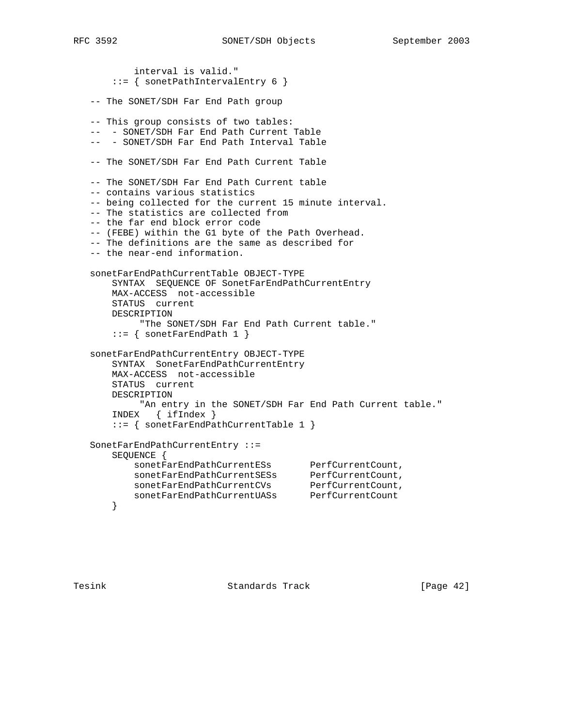```
          interval is valid."
       ::= { sonetPathIntervalEntry 6 }

   -- The SONET/SDH Far End Path group

   -- This group consists of two tables:
   --  - SONET/SDH Far End Path Current Table
   --  - SONET/SDH Far End Path Interval Table

   -- The SONET/SDH Far End Path Current Table

   -- The SONET/SDH Far End Path Current table
   -- contains various statistics
   -- being collected for the current 15 minute interval.
   -- The statistics are collected from
   -- the far end block error code
   -- (FEBE) within the G1 byte of the Path Overhead.
   -- The definitions are the same as described for
   -- the near-end information.

   sonetFarEndPathCurrentTable OBJECT-TYPE
       SYNTAX  SEQUENCE OF SonetFarEndPathCurrentEntry
       MAX-ACCESS  not-accessible
       STATUS  current
       DESCRIPTION
            "The SONET/SDH Far End Path Current table."
       ::= { sonetFarEndPath 1 }

   sonetFarEndPathCurrentEntry OBJECT-TYPE
       SYNTAX  SonetFarEndPathCurrentEntry
       MAX-ACCESS  not-accessible
       STATUS  current
       DESCRIPTION
            "An entry in the SONET/SDH Far End Path Current table."
       INDEX   { ifIndex }
       ::= { sonetFarEndPathCurrentTable 1 }

   SonetFarEndPathCurrentEntry ::=
       SEQUENCE {
           sonetFarEndPathCurrentESs       PerfCurrentCount,
           sonetFarEndPathCurrentSESs      PerfCurrentCount,
           sonetFarEndPathCurrentCVs       PerfCurrentCount,
           sonetFarEndPathCurrentUASs      PerfCurrentCount
       }
```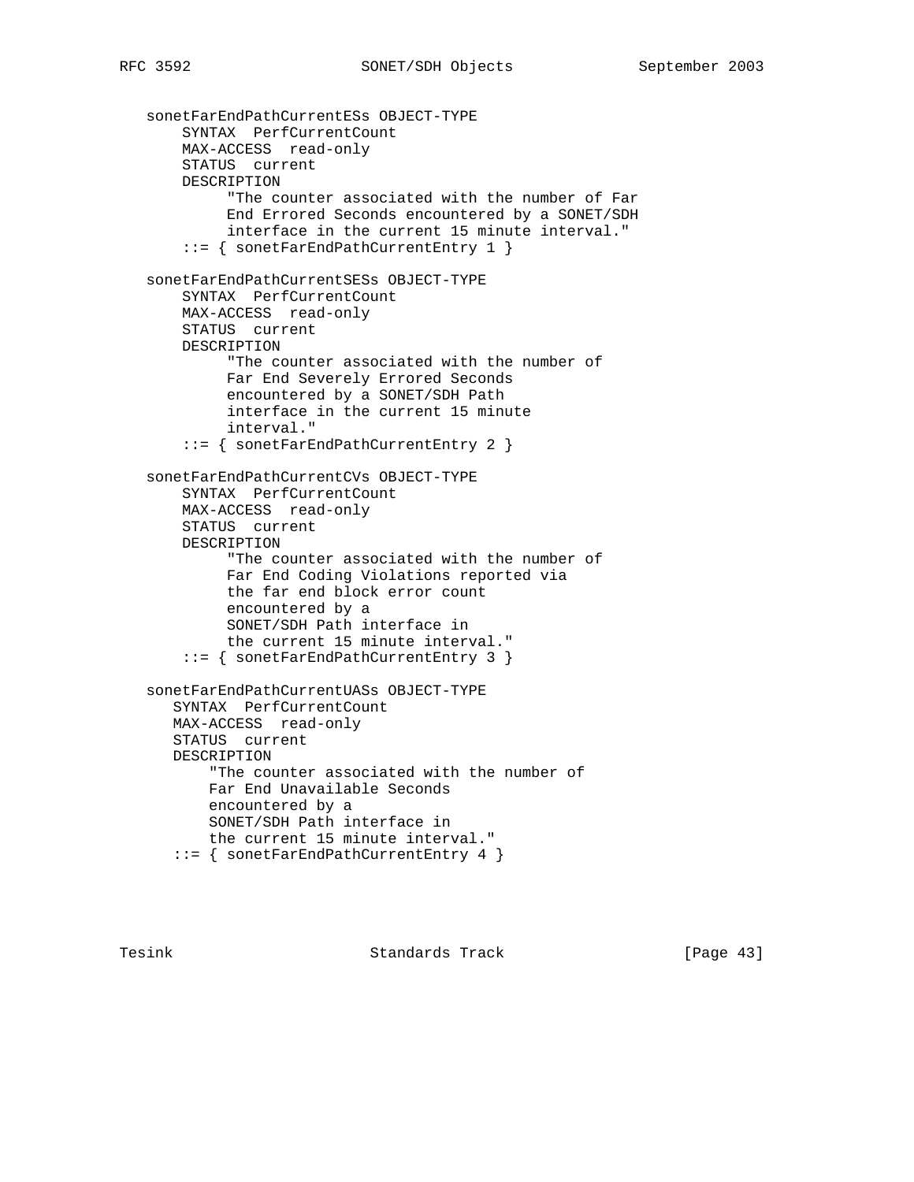```
   sonetFarEndPathCurrentESs OBJECT-TYPE
       SYNTAX  PerfCurrentCount
       MAX-ACCESS  read-only
       STATUS  current
       DESCRIPTION
            "The counter associated with the number of Far
            End Errored Seconds encountered by a SONET/SDH
            interface in the current 15 minute interval."
       ::= { sonetFarEndPathCurrentEntry 1 }

   sonetFarEndPathCurrentSESs OBJECT-TYPE
       SYNTAX  PerfCurrentCount
       MAX-ACCESS  read-only
       STATUS  current
       DESCRIPTION
            "The counter associated with the number of
            Far End Severely Errored Seconds
            encountered by a SONET/SDH Path
            interface in the current 15 minute
            interval."
       ::= { sonetFarEndPathCurrentEntry 2 }

   sonetFarEndPathCurrentCVs OBJECT-TYPE
       SYNTAX  PerfCurrentCount
       MAX-ACCESS  read-only
       STATUS  current
       DESCRIPTION
            "The counter associated with the number of
            Far End Coding Violations reported via
            the far end block error count
            encountered by a
            SONET/SDH Path interface in
            the current 15 minute interval."
       ::= { sonetFarEndPathCurrentEntry 3 }

   sonetFarEndPathCurrentUASs OBJECT-TYPE
      SYNTAX  PerfCurrentCount
      MAX-ACCESS  read-only
      STATUS  current
      DESCRIPTION
          "The counter associated with the number of
          Far End Unavailable Seconds
          encountered by a
          SONET/SDH Path interface in
          the current 15 minute interval."
      ::= { sonetFarEndPathCurrentEntry 4 }
```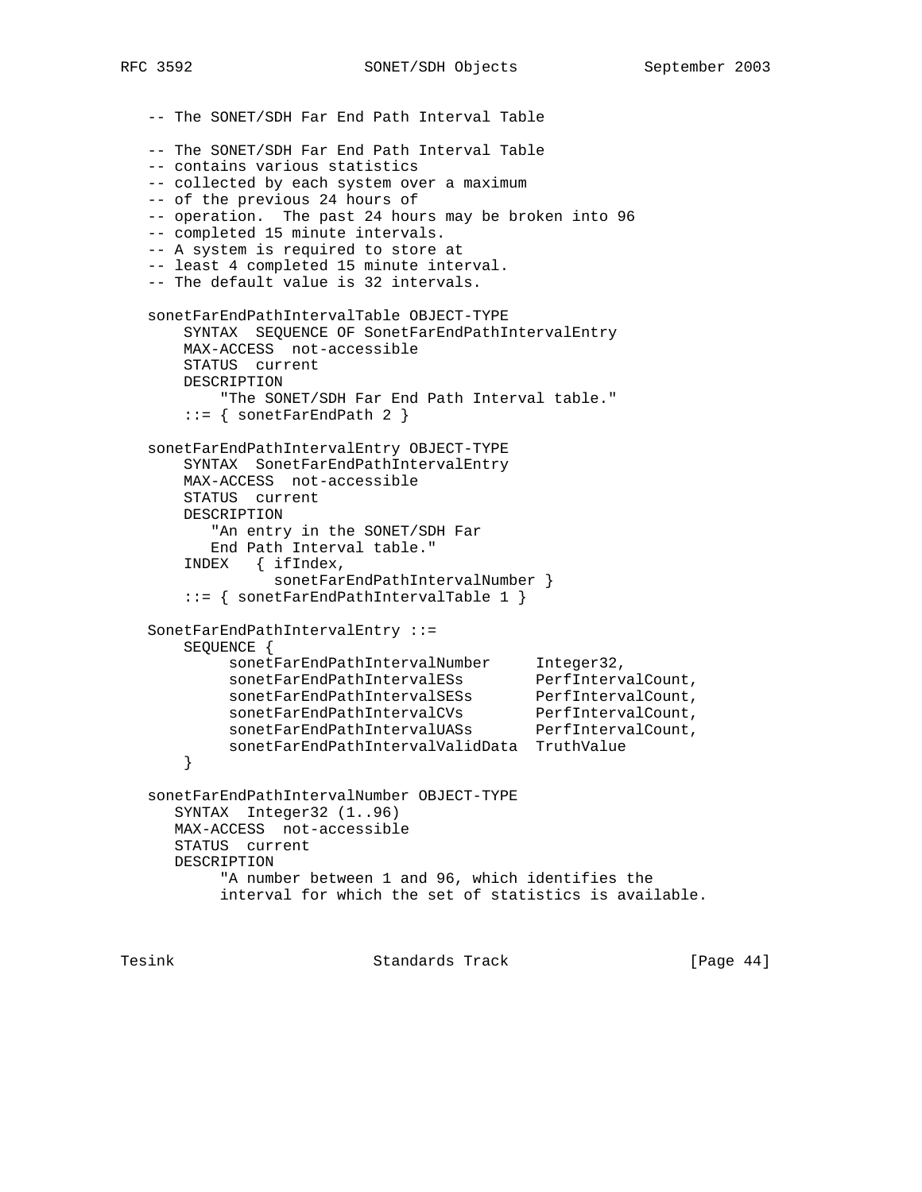```
   -- The SONET/SDH Far End Path Interval Table

   -- The SONET/SDH Far End Path Interval Table
   -- contains various statistics
   -- collected by each system over a maximum
   -- of the previous 24 hours of
   -- operation.  The past 24 hours may be broken into 96
   -- completed 15 minute intervals.
   -- A system is required to store at
   -- least 4 completed 15 minute interval.
   -- The default value is 32 intervals.

   sonetFarEndPathIntervalTable OBJECT-TYPE
       SYNTAX  SEQUENCE OF SonetFarEndPathIntervalEntry
       MAX-ACCESS  not-accessible
       STATUS  current
       DESCRIPTION
           "The SONET/SDH Far End Path Interval table."
       ::= { sonetFarEndPath 2 }

   sonetFarEndPathIntervalEntry OBJECT-TYPE
       SYNTAX  SonetFarEndPathIntervalEntry
       MAX-ACCESS  not-accessible
       STATUS  current
       DESCRIPTION
          "An entry in the SONET/SDH Far
          End Path Interval table."
       INDEX   { ifIndex,
                 sonetFarEndPathIntervalNumber }
       ::= { sonetFarEndPathIntervalTable 1 }

   SonetFarEndPathIntervalEntry ::=
       SEQUENCE {
            sonetFarEndPathIntervalNumber     Integer32,
            sonetFarEndPathIntervalESs        PerfIntervalCount,
            sonetFarEndPathIntervalSESs       PerfIntervalCount,
            sonetFarEndPathIntervalCVs        PerfIntervalCount,
            sonetFarEndPathIntervalUASs       PerfIntervalCount,
            sonetFarEndPathIntervalValidData  TruthValue
       }

   sonetFarEndPathIntervalNumber OBJECT-TYPE
      SYNTAX  Integer32 (1..96)
      MAX-ACCESS  not-accessible
      STATUS  current
      DESCRIPTION
           "A number between 1 and 96, which identifies the
           interval for which the set of statistics is available.
```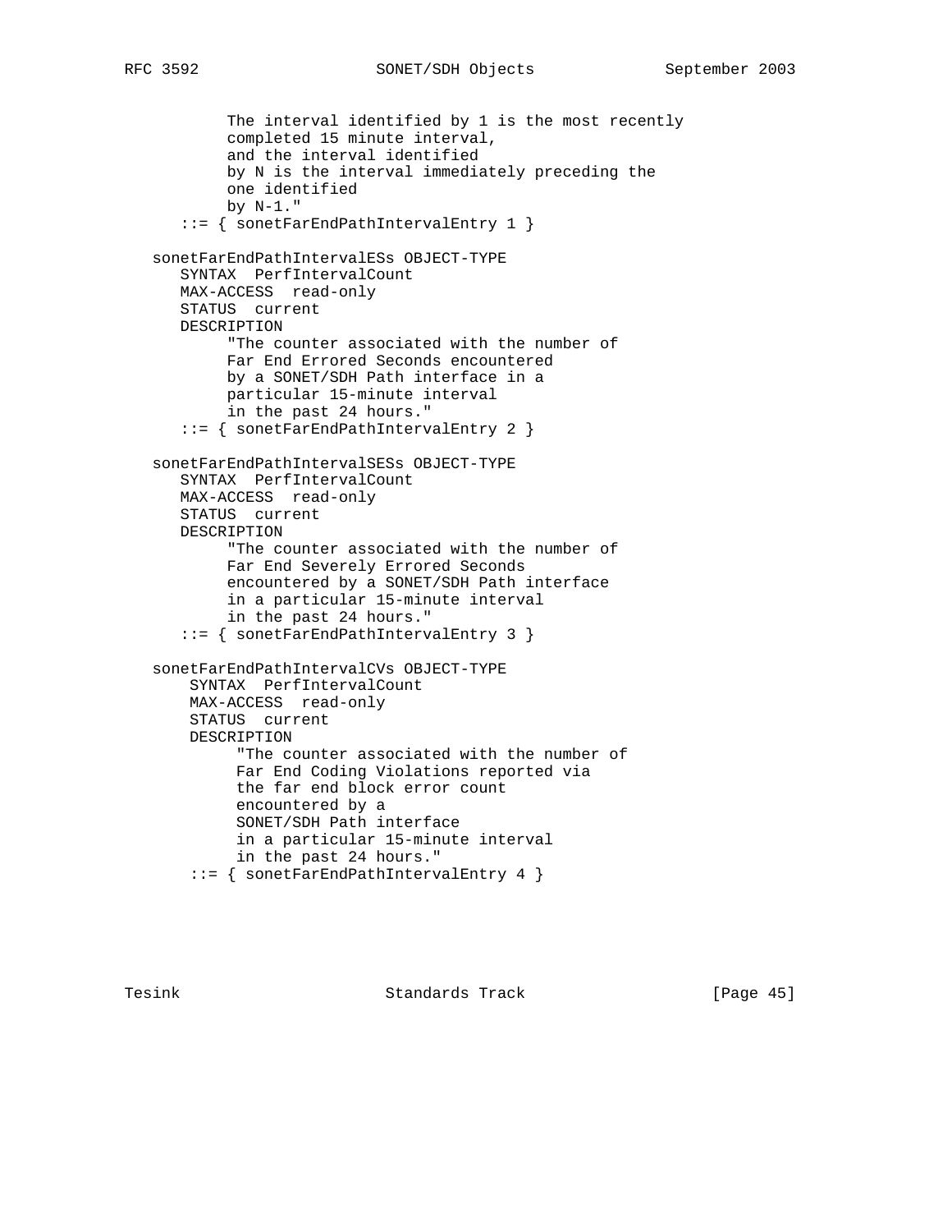```
           The interval identified by 1 is the most recently
           completed 15 minute interval,
           and the interval identified
           by N is the interval immediately preceding the
           one identified
           by N-1."
      ::= { sonetFarEndPathIntervalEntry 1 }

   sonetFarEndPathIntervalESs OBJECT-TYPE
      SYNTAX  PerfIntervalCount
      MAX-ACCESS  read-only
      STATUS  current
      DESCRIPTION
           "The counter associated with the number of
           Far End Errored Seconds encountered
           by a SONET/SDH Path interface in a
           particular 15-minute interval
           in the past 24 hours."
      ::= { sonetFarEndPathIntervalEntry 2 }

   sonetFarEndPathIntervalSESs OBJECT-TYPE
      SYNTAX  PerfIntervalCount
      MAX-ACCESS  read-only
      STATUS  current
      DESCRIPTION
           "The counter associated with the number of
           Far End Severely Errored Seconds
           encountered by a SONET/SDH Path interface
           in a particular 15-minute interval
           in the past 24 hours."
      ::= { sonetFarEndPathIntervalEntry 3 }

   sonetFarEndPathIntervalCVs OBJECT-TYPE
       SYNTAX  PerfIntervalCount
       MAX-ACCESS  read-only
       STATUS  current
       DESCRIPTION
            "The counter associated with the number of
            Far End Coding Violations reported via
            the far end block error count
            encountered by a
            SONET/SDH Path interface
            in a particular 15-minute interval
            in the past 24 hours."
       ::= { sonetFarEndPathIntervalEntry 4 }
```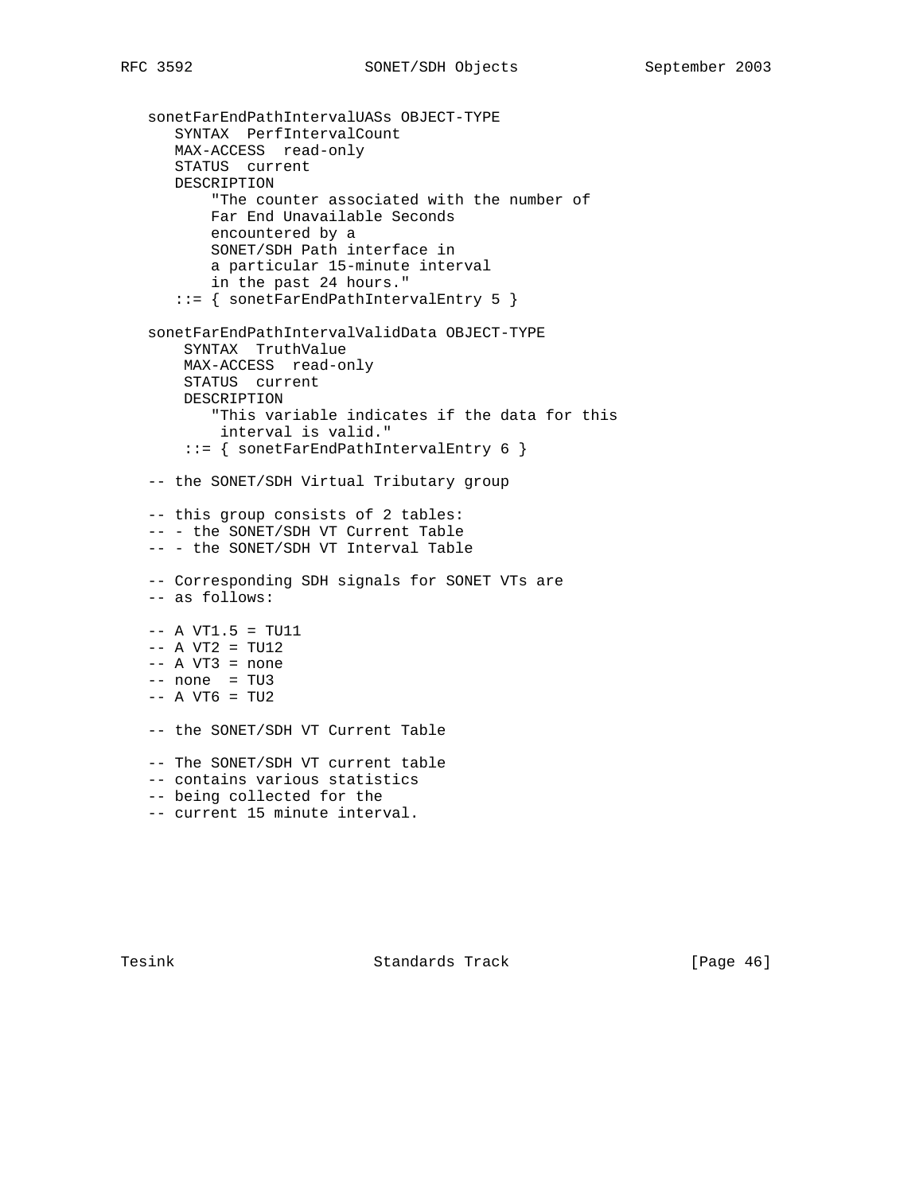```
   sonetFarEndPathIntervalUASs OBJECT-TYPE
      SYNTAX  PerfIntervalCount
      MAX-ACCESS  read-only
      STATUS  current
      DESCRIPTION
          "The counter associated with the number of
          Far End Unavailable Seconds
          encountered by a
          SONET/SDH Path interface in
          a particular 15-minute interval
          in the past 24 hours."
      ::= { sonetFarEndPathIntervalEntry 5 }

   sonetFarEndPathIntervalValidData OBJECT-TYPE
       SYNTAX  TruthValue
       MAX-ACCESS  read-only
       STATUS  current
       DESCRIPTION
          "This variable indicates if the data for this
           interval is valid."
       ::= { sonetFarEndPathIntervalEntry 6 }

   -- the SONET/SDH Virtual Tributary group

   -- this group consists of 2 tables:
   -- - the SONET/SDH VT Current Table
   -- - the SONET/SDH VT Interval Table

   -- Corresponding SDH signals for SONET VTs are
   -- as follows:

   -- A VT1.5 = TU11
   -- A VT2 = TU12
   -- A VT3 = none
   -- none  = TU3
   -- A VT6 = TU2

   -- the SONET/SDH VT Current Table

   -- The SONET/SDH VT current table
   -- contains various statistics
   -- being collected for the
   -- current 15 minute interval.
```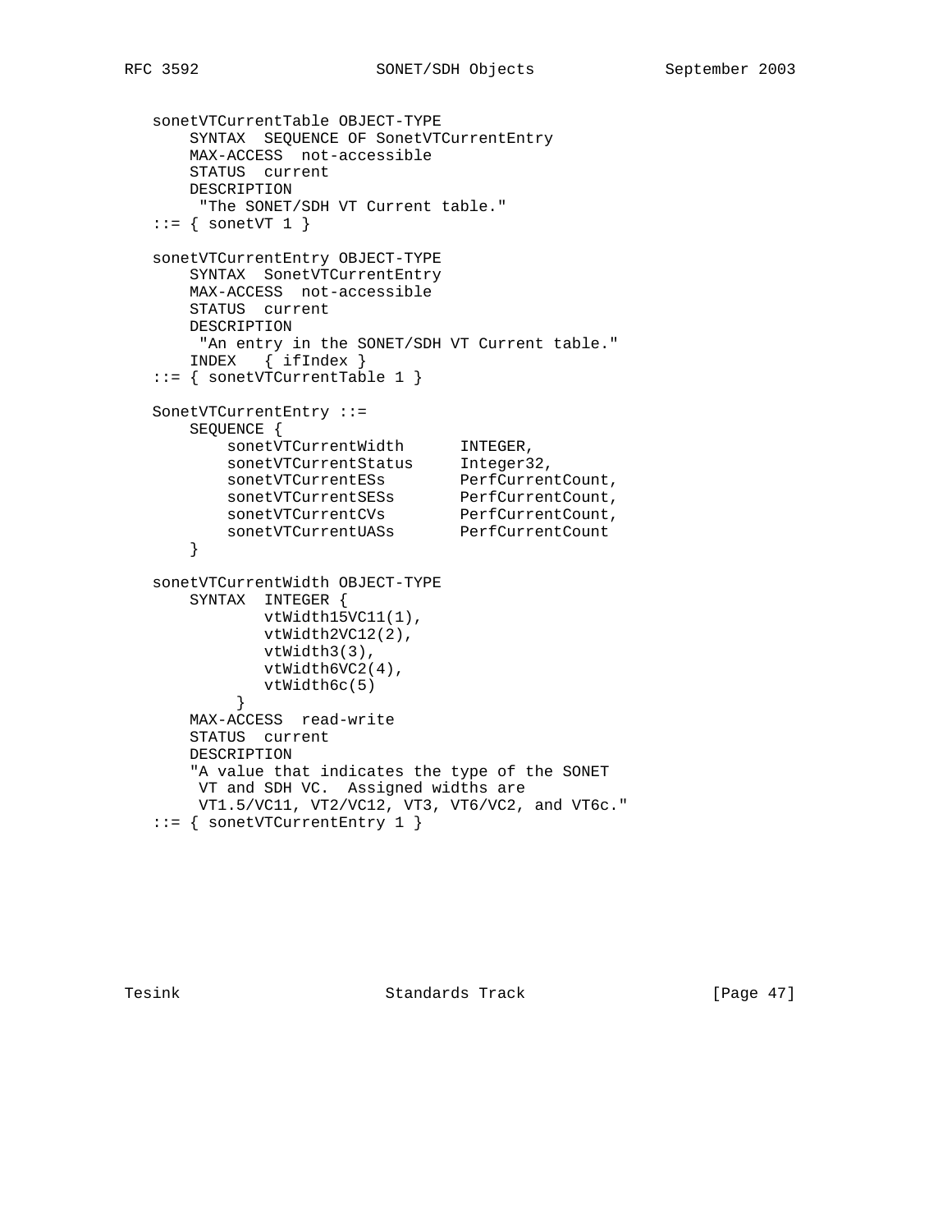```
   sonetVTCurrentTable OBJECT-TYPE
       SYNTAX  SEQUENCE OF SonetVTCurrentEntry
       MAX-ACCESS  not-accessible
       STATUS  current
       DESCRIPTION
        "The SONET/SDH VT Current table."
   ::= { sonetVT 1 }

   sonetVTCurrentEntry OBJECT-TYPE
       SYNTAX  SonetVTCurrentEntry
       MAX-ACCESS  not-accessible
       STATUS  current
       DESCRIPTION
        "An entry in the SONET/SDH VT Current table."
       INDEX   { ifIndex }
   ::= { sonetVTCurrentTable 1 }

   SonetVTCurrentEntry ::=
       SEQUENCE {
           sonetVTCurrentWidth      INTEGER,
           sonetVTCurrentStatus     Integer32,
           sonetVTCurrentESs        PerfCurrentCount,
           sonetVTCurrentSESs       PerfCurrentCount,
           sonetVTCurrentCVs        PerfCurrentCount,
           sonetVTCurrentUASs       PerfCurrentCount
       }

   sonetVTCurrentWidth OBJECT-TYPE
       SYNTAX  INTEGER {
               vtWidth15VC11(1),
               vtWidth2VC12(2),
               vtWidth3(3),
               vtWidth6VC2(4),
               vtWidth6c(5)
            }
       MAX-ACCESS  read-write
       STATUS  current
       DESCRIPTION
       "A value that indicates the type of the SONET
        VT and SDH VC.  Assigned widths are
        VT1.5/VC11, VT2/VC12, VT3, VT6/VC2, and VT6c."
   ::= { sonetVTCurrentEntry 1 }
```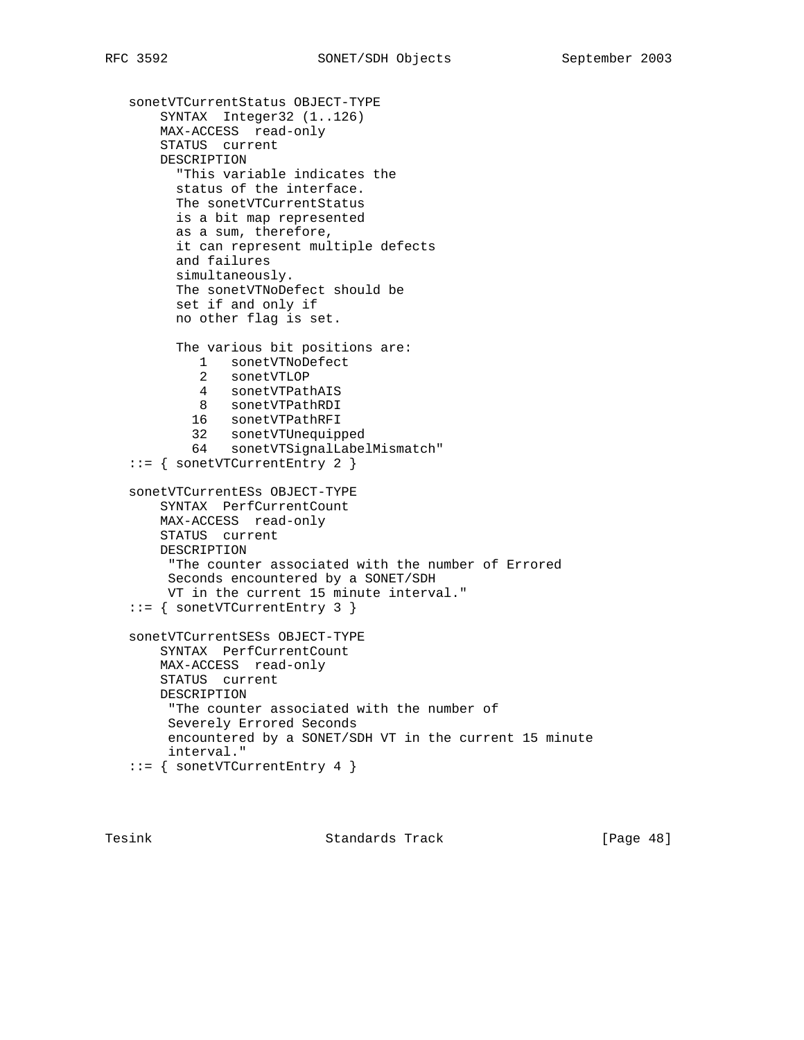```
   sonetVTCurrentStatus OBJECT-TYPE
       SYNTAX  Integer32 (1..126)
       MAX-ACCESS  read-only
       STATUS  current
       DESCRIPTION
         "This variable indicates the
         status of the interface.
         The sonetVTCurrentStatus
         is a bit map represented
         as a sum, therefore,
         it can represent multiple defects
         and failures
         simultaneously.
         The sonetVTNoDefect should be
         set if and only if
         no other flag is set.

         The various bit positions are:
            1   sonetVTNoDefect
            2   sonetVTLOP
            4   sonetVTPathAIS
            8   sonetVTPathRDI
           16   sonetVTPathRFI
           32   sonetVTUnequipped
           64   sonetVTSignalLabelMismatch"
   ::= { sonetVTCurrentEntry 2 }

   sonetVTCurrentESs OBJECT-TYPE
       SYNTAX  PerfCurrentCount
       MAX-ACCESS  read-only
       STATUS  current
       DESCRIPTION
        "The counter associated with the number of Errored
        Seconds encountered by a SONET/SDH
        VT in the current 15 minute interval."
   ::= { sonetVTCurrentEntry 3 }

   sonetVTCurrentSESs OBJECT-TYPE
       SYNTAX  PerfCurrentCount
       MAX-ACCESS  read-only
       STATUS  current
       DESCRIPTION
        "The counter associated with the number of
        Severely Errored Seconds
        encountered by a SONET/SDH VT in the current 15 minute
        interval."
   ::= { sonetVTCurrentEntry 4 }
```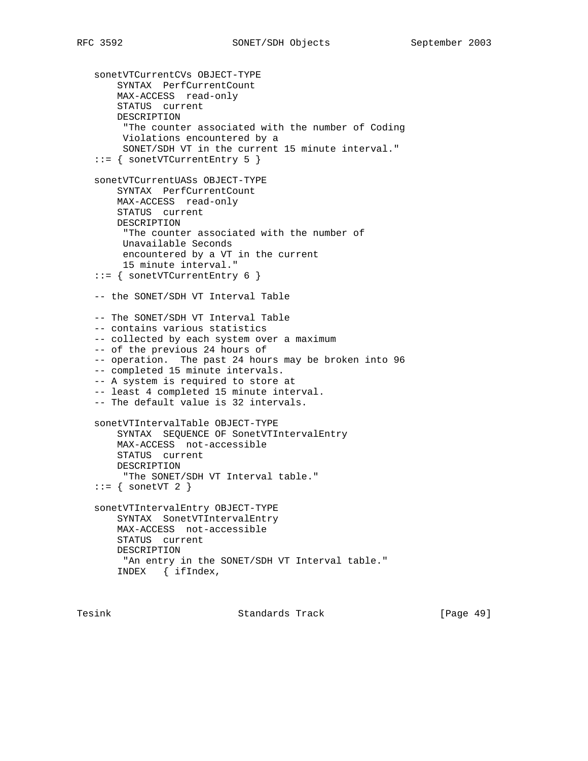```
   sonetVTCurrentCVs OBJECT-TYPE
       SYNTAX  PerfCurrentCount
       MAX-ACCESS  read-only
       STATUS  current
       DESCRIPTION
        "The counter associated with the number of Coding
        Violations encountered by a
        SONET/SDH VT in the current 15 minute interval."
   ::= { sonetVTCurrentEntry 5 }

   sonetVTCurrentUASs OBJECT-TYPE
       SYNTAX  PerfCurrentCount
       MAX-ACCESS  read-only
       STATUS  current
       DESCRIPTION
        "The counter associated with the number of
        Unavailable Seconds
        encountered by a VT in the current
        15 minute interval."
   ::= { sonetVTCurrentEntry 6 }

   -- the SONET/SDH VT Interval Table

   -- The SONET/SDH VT Interval Table
   -- contains various statistics
   -- collected by each system over a maximum
   -- of the previous 24 hours of
   -- operation.  The past 24 hours may be broken into 96
   -- completed 15 minute intervals.
   -- A system is required to store at
   -- least 4 completed 15 minute interval.
   -- The default value is 32 intervals.

   sonetVTIntervalTable OBJECT-TYPE
       SYNTAX  SEQUENCE OF SonetVTIntervalEntry
       MAX-ACCESS  not-accessible
       STATUS  current
       DESCRIPTION
        "The SONET/SDH VT Interval table."
   ::= { sonetVT 2 }

   sonetVTIntervalEntry OBJECT-TYPE
       SYNTAX  SonetVTIntervalEntry
       MAX-ACCESS  not-accessible
       STATUS  current
       DESCRIPTION
        "An entry in the SONET/SDH VT Interval table."
       INDEX   { ifIndex,
```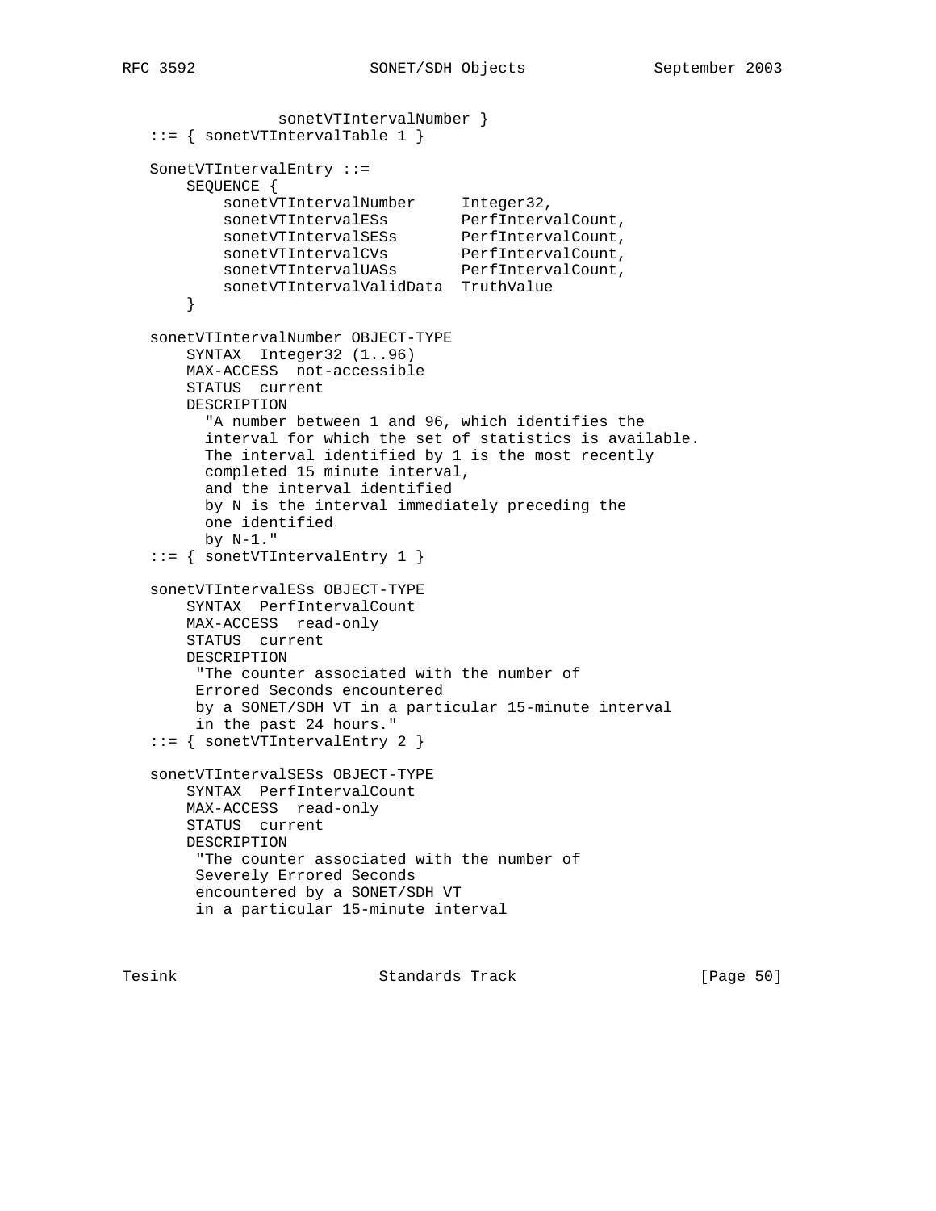```
                 sonetVTIntervalNumber }
   ::= { sonetVTIntervalTable 1 }

   SonetVTIntervalEntry ::=
       SEQUENCE {
           sonetVTIntervalNumber     Integer32,
           sonetVTIntervalESs        PerfIntervalCount,
           sonetVTIntervalSESs       PerfIntervalCount,
           sonetVTIntervalCVs        PerfIntervalCount,
           sonetVTIntervalUASs       PerfIntervalCount,
           sonetVTIntervalValidData  TruthValue
       }

   sonetVTIntervalNumber OBJECT-TYPE
       SYNTAX  Integer32 (1..96)
       MAX-ACCESS  not-accessible
       STATUS  current
       DESCRIPTION
         "A number between 1 and 96, which identifies the
         interval for which the set of statistics is available.
         The interval identified by 1 is the most recently
         completed 15 minute interval,
         and the interval identified
         by N is the interval immediately preceding the
         one identified
         by N-1."
   ::= { sonetVTIntervalEntry 1 }

   sonetVTIntervalESs OBJECT-TYPE
       SYNTAX  PerfIntervalCount
       MAX-ACCESS  read-only
       STATUS  current
       DESCRIPTION
        "The counter associated with the number of
        Errored Seconds encountered
        by a SONET/SDH VT in a particular 15-minute interval
        in the past 24 hours."
   ::= { sonetVTIntervalEntry 2 }

   sonetVTIntervalSESs OBJECT-TYPE
       SYNTAX  PerfIntervalCount
       MAX-ACCESS  read-only
       STATUS  current
       DESCRIPTION
        "The counter associated with the number of
        Severely Errored Seconds
        encountered by a SONET/SDH VT
        in a particular 15-minute interval
```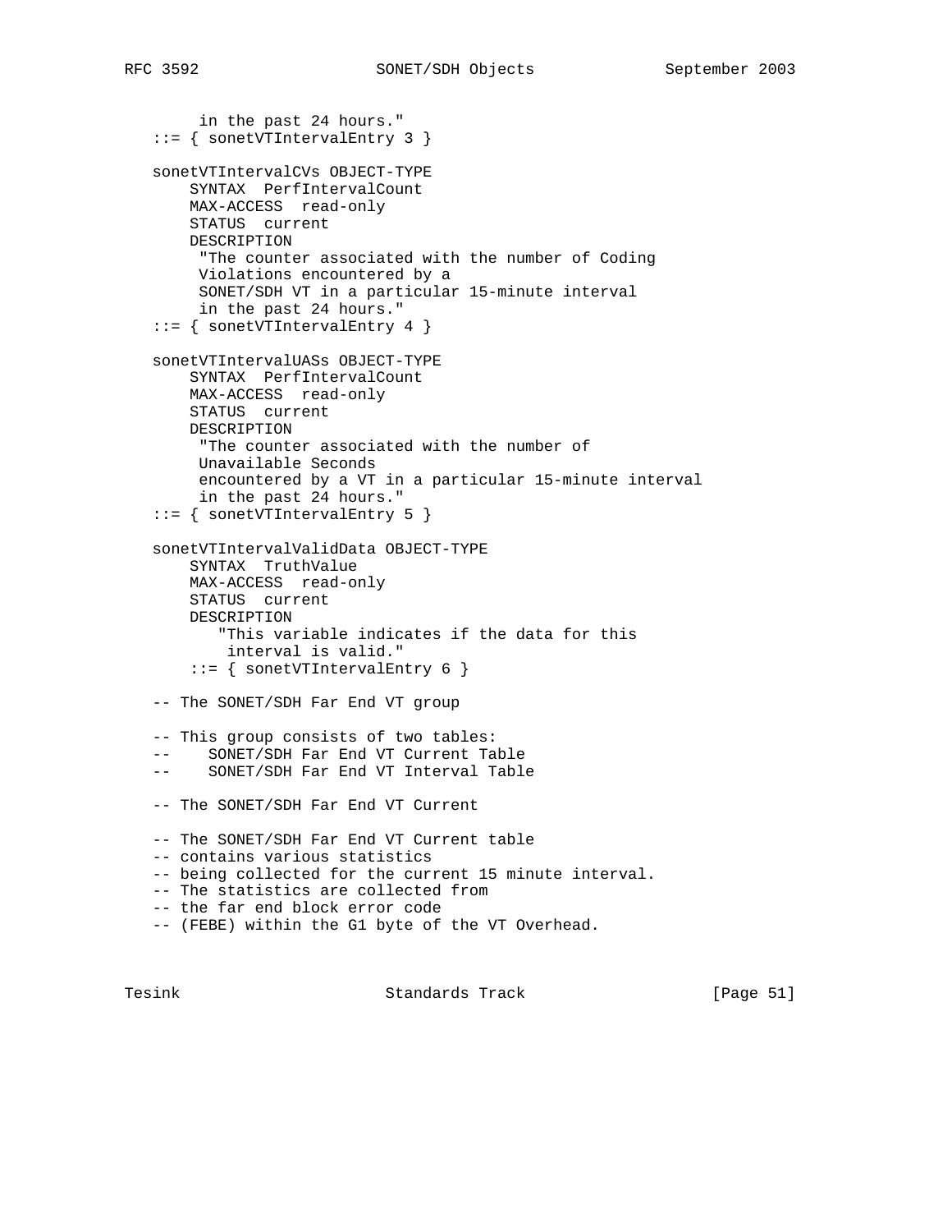```
        in the past 24 hours."
   ::= { sonetVTIntervalEntry 3 }

   sonetVTIntervalCVs OBJECT-TYPE
       SYNTAX  PerfIntervalCount
       MAX-ACCESS  read-only
       STATUS  current
       DESCRIPTION
        "The counter associated with the number of Coding
        Violations encountered by a
        SONET/SDH VT in a particular 15-minute interval
        in the past 24 hours."
   ::= { sonetVTIntervalEntry 4 }

   sonetVTIntervalUASs OBJECT-TYPE
       SYNTAX  PerfIntervalCount
       MAX-ACCESS  read-only
       STATUS  current
       DESCRIPTION
        "The counter associated with the number of
        Unavailable Seconds
        encountered by a VT in a particular 15-minute interval
        in the past 24 hours."
   ::= { sonetVTIntervalEntry 5 }

   sonetVTIntervalValidData OBJECT-TYPE
       SYNTAX  TruthValue
       MAX-ACCESS  read-only
       STATUS  current
       DESCRIPTION
          "This variable indicates if the data for this
           interval is valid."
       ::= { sonetVTIntervalEntry 6 }

   -- The SONET/SDH Far End VT group

   -- This group consists of two tables:
   --    SONET/SDH Far End VT Current Table
   --    SONET/SDH Far End VT Interval Table

   -- The SONET/SDH Far End VT Current

   -- The SONET/SDH Far End VT Current table
   -- contains various statistics
   -- being collected for the current 15 minute interval.
   -- The statistics are collected from
   -- the far end block error code
   -- (FEBE) within the G1 byte of the VT Overhead.
```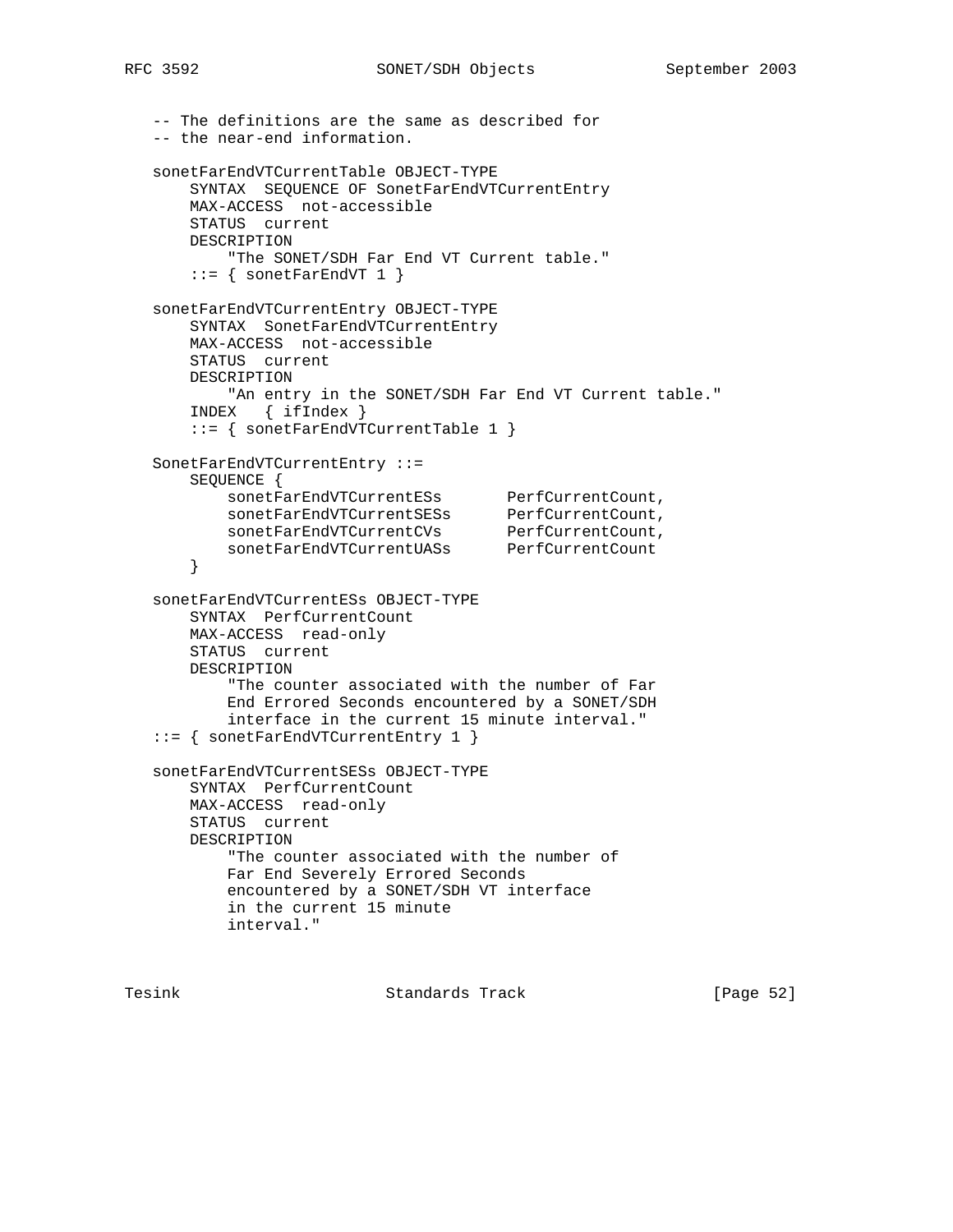```
   -- The definitions are the same as described for
   -- the near-end information.

   sonetFarEndVTCurrentTable OBJECT-TYPE
       SYNTAX  SEQUENCE OF SonetFarEndVTCurrentEntry
       MAX-ACCESS  not-accessible
       STATUS  current
       DESCRIPTION
           "The SONET/SDH Far End VT Current table."
       ::= { sonetFarEndVT 1 }

   sonetFarEndVTCurrentEntry OBJECT-TYPE
       SYNTAX  SonetFarEndVTCurrentEntry
       MAX-ACCESS  not-accessible
       STATUS  current
       DESCRIPTION
           "An entry in the SONET/SDH Far End VT Current table."
       INDEX   { ifIndex }
       ::= { sonetFarEndVTCurrentTable 1 }

   SonetFarEndVTCurrentEntry ::=
       SEQUENCE {
           sonetFarEndVTCurrentESs       PerfCurrentCount,
           sonetFarEndVTCurrentSESs      PerfCurrentCount,
           sonetFarEndVTCurrentCVs       PerfCurrentCount,
           sonetFarEndVTCurrentUASs      PerfCurrentCount
       }

   sonetFarEndVTCurrentESs OBJECT-TYPE
       SYNTAX  PerfCurrentCount
       MAX-ACCESS  read-only
       STATUS  current
       DESCRIPTION
           "The counter associated with the number of Far
           End Errored Seconds encountered by a SONET/SDH
           interface in the current 15 minute interval."
   ::= { sonetFarEndVTCurrentEntry 1 }

   sonetFarEndVTCurrentSESs OBJECT-TYPE
       SYNTAX  PerfCurrentCount
       MAX-ACCESS  read-only
       STATUS  current
       DESCRIPTION
           "The counter associated with the number of
           Far End Severely Errored Seconds
           encountered by a SONET/SDH VT interface
           in the current 15 minute
           interval."
```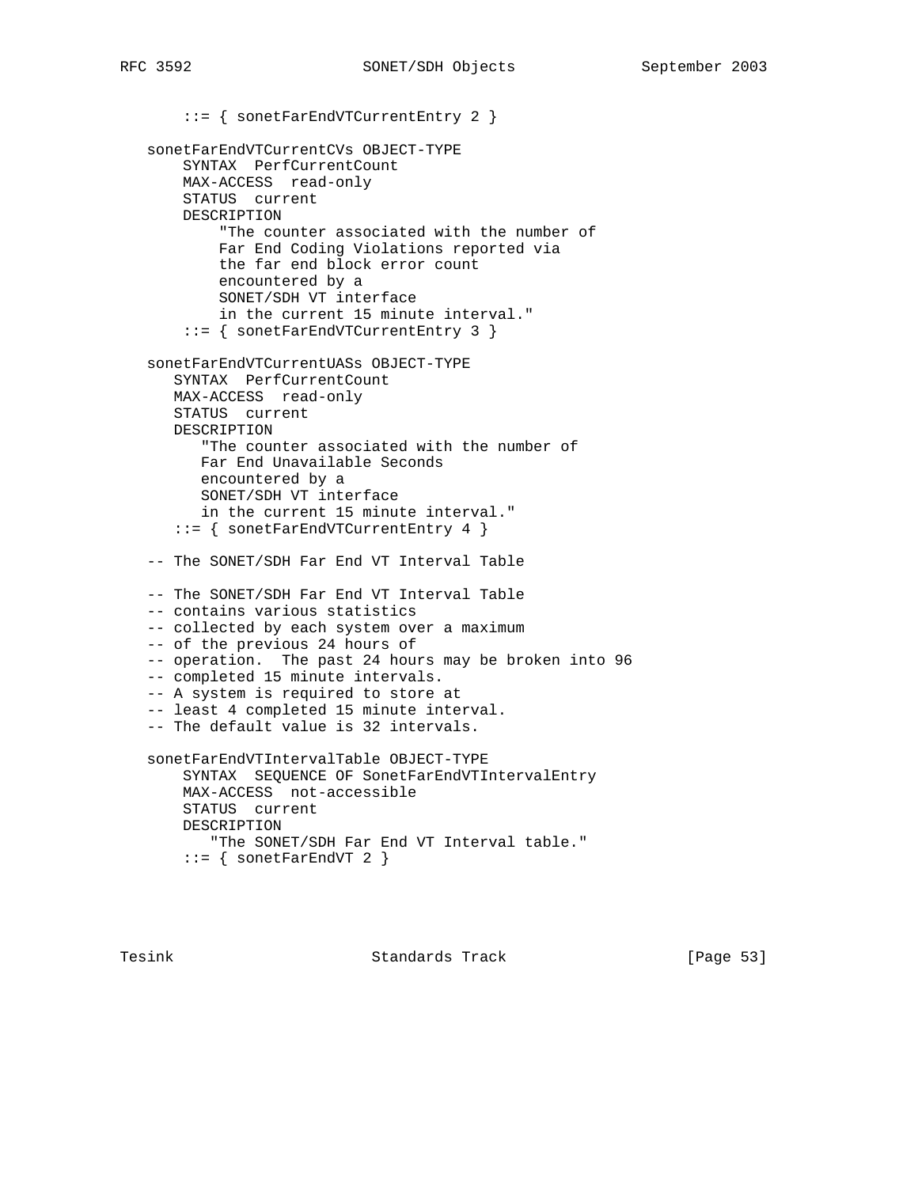```
       ::= { sonetFarEndVTCurrentEntry 2 }

   sonetFarEndVTCurrentCVs OBJECT-TYPE
       SYNTAX  PerfCurrentCount
       MAX-ACCESS  read-only
       STATUS  current
       DESCRIPTION
           "The counter associated with the number of
           Far End Coding Violations reported via
           the far end block error count
           encountered by a
           SONET/SDH VT interface
           in the current 15 minute interval."
       ::= { sonetFarEndVTCurrentEntry 3 }

   sonetFarEndVTCurrentUASs OBJECT-TYPE
      SYNTAX  PerfCurrentCount
      MAX-ACCESS  read-only
      STATUS  current
      DESCRIPTION
         "The counter associated with the number of
         Far End Unavailable Seconds
         encountered by a
         SONET/SDH VT interface
         in the current 15 minute interval."
      ::= { sonetFarEndVTCurrentEntry 4 }

   -- The SONET/SDH Far End VT Interval Table

   -- The SONET/SDH Far End VT Interval Table
   -- contains various statistics
   -- collected by each system over a maximum
   -- of the previous 24 hours of
   -- operation.  The past 24 hours may be broken into 96
   -- completed 15 minute intervals.
   -- A system is required to store at
   -- least 4 completed 15 minute interval.
   -- The default value is 32 intervals.

   sonetFarEndVTIntervalTable OBJECT-TYPE
       SYNTAX  SEQUENCE OF SonetFarEndVTIntervalEntry
       MAX-ACCESS  not-accessible
       STATUS  current
       DESCRIPTION
          "The SONET/SDH Far End VT Interval table."
       ::= { sonetFarEndVT 2 }
```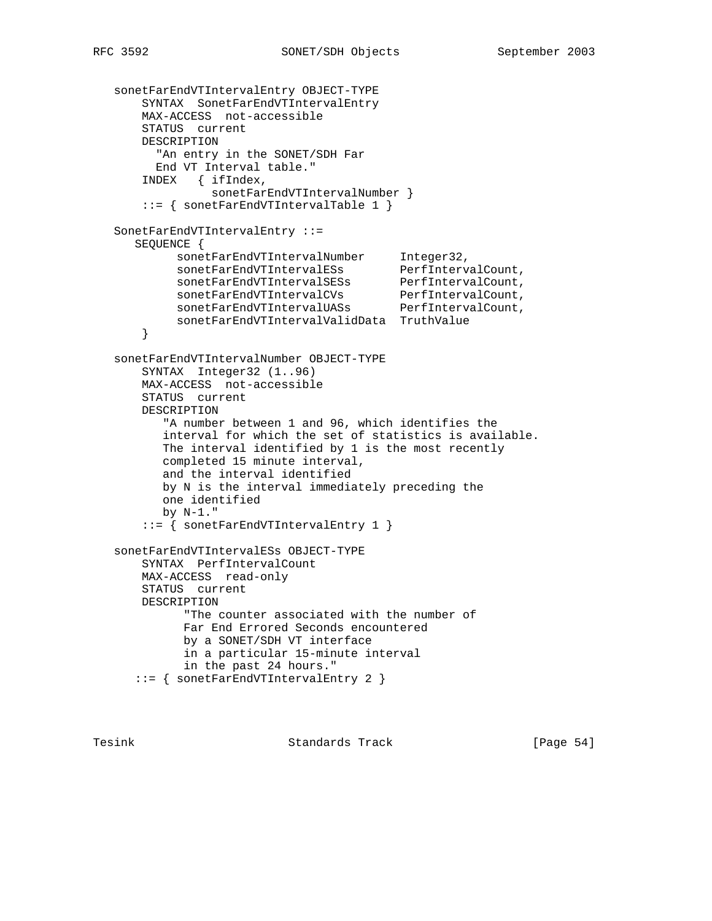```
   sonetFarEndVTIntervalEntry OBJECT-TYPE
       SYNTAX  SonetFarEndVTIntervalEntry
       MAX-ACCESS  not-accessible
       STATUS  current
       DESCRIPTION
         "An entry in the SONET/SDH Far
         End VT Interval table."
       INDEX   { ifIndex,
                 sonetFarEndVTIntervalNumber }
       ::= { sonetFarEndVTIntervalTable 1 }

   SonetFarEndVTIntervalEntry ::=
      SEQUENCE {
            sonetFarEndVTIntervalNumber     Integer32,
            sonetFarEndVTIntervalESs        PerfIntervalCount,
            sonetFarEndVTIntervalSESs       PerfIntervalCount,
            sonetFarEndVTIntervalCVs        PerfIntervalCount,
            sonetFarEndVTIntervalUASs       PerfIntervalCount,
            sonetFarEndVTIntervalValidData  TruthValue
       }

   sonetFarEndVTIntervalNumber OBJECT-TYPE
       SYNTAX  Integer32 (1..96)
       MAX-ACCESS  not-accessible
       STATUS  current
       DESCRIPTION
          "A number between 1 and 96, which identifies the
          interval for which the set of statistics is available.
          The interval identified by 1 is the most recently
          completed 15 minute interval,
          and the interval identified
          by N is the interval immediately preceding the
          one identified
          by N-1."
       ::= { sonetFarEndVTIntervalEntry 1 }

   sonetFarEndVTIntervalESs OBJECT-TYPE
       SYNTAX  PerfIntervalCount
       MAX-ACCESS  read-only
       STATUS  current
       DESCRIPTION
             "The counter associated with the number of
             Far End Errored Seconds encountered
             by a SONET/SDH VT interface
             in a particular 15-minute interval
             in the past 24 hours."
      ::= { sonetFarEndVTIntervalEntry 2 }
```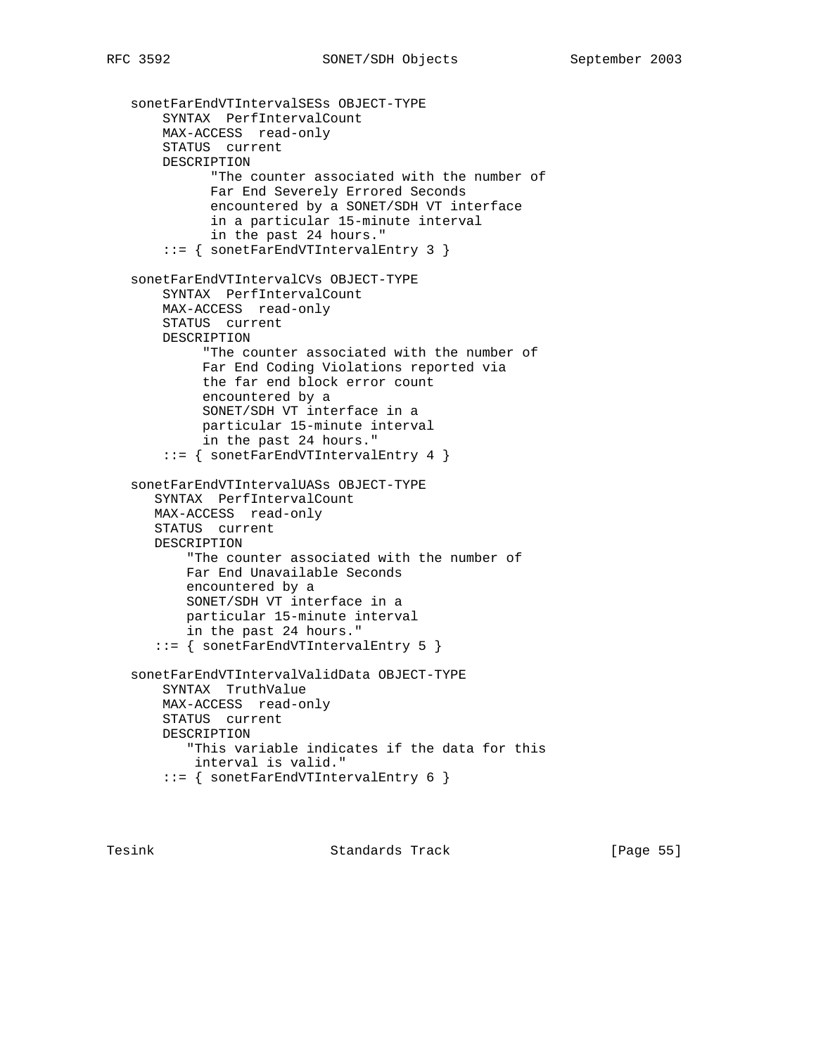```
   sonetFarEndVTIntervalSESs OBJECT-TYPE
       SYNTAX  PerfIntervalCount
       MAX-ACCESS  read-only
       STATUS  current
       DESCRIPTION
             "The counter associated with the number of
             Far End Severely Errored Seconds
             encountered by a SONET/SDH VT interface
             in a particular 15-minute interval
             in the past 24 hours."
       ::= { sonetFarEndVTIntervalEntry 3 }

   sonetFarEndVTIntervalCVs OBJECT-TYPE
       SYNTAX  PerfIntervalCount
       MAX-ACCESS  read-only
       STATUS  current
       DESCRIPTION
            "The counter associated with the number of
            Far End Coding Violations reported via
            the far end block error count
            encountered by a
            SONET/SDH VT interface in a
            particular 15-minute interval
            in the past 24 hours."
       ::= { sonetFarEndVTIntervalEntry 4 }

   sonetFarEndVTIntervalUASs OBJECT-TYPE
      SYNTAX  PerfIntervalCount
      MAX-ACCESS  read-only
      STATUS  current
      DESCRIPTION
          "The counter associated with the number of
          Far End Unavailable Seconds
          encountered by a
          SONET/SDH VT interface in a
          particular 15-minute interval
          in the past 24 hours."
      ::= { sonetFarEndVTIntervalEntry 5 }

   sonetFarEndVTIntervalValidData OBJECT-TYPE
       SYNTAX  TruthValue
       MAX-ACCESS  read-only
       STATUS  current
       DESCRIPTION
          "This variable indicates if the data for this
           interval is valid."
       ::= { sonetFarEndVTIntervalEntry 6 }
```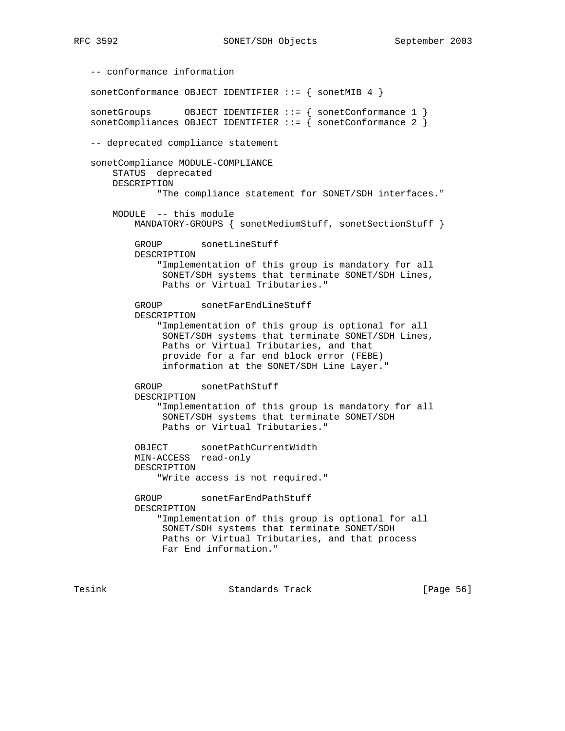```
-- conformance information

sonetConformance OBJECT IDENTIFIER ::= { sonetMIB 4 }

sonetGroups      OBJECT IDENTIFIER ::= { sonetConformance 1 }
sonetCompliances OBJECT IDENTIFIER ::= { sonetConformance 2 }

-- deprecated compliance statement

sonetCompliance MODULE-COMPLIANCE
    STATUS  deprecated
    DESCRIPTION
            "The compliance statement for SONET/SDH interfaces."

    MODULE  -- this module
        MANDATORY-GROUPS { sonetMediumStuff, sonetSectionStuff }

        GROUP       sonetLineStuff
        DESCRIPTION
            "Implementation of this group is mandatory for all
             SONET/SDH systems that terminate SONET/SDH Lines,
             Paths or Virtual Tributaries."

        GROUP       sonetFarEndLineStuff
        DESCRIPTION
            "Implementation of this group is optional for all
             SONET/SDH systems that terminate SONET/SDH Lines,
             Paths or Virtual Tributaries, and that
             provide for a far end block error (FEBE)
             information at the SONET/SDH Line Layer."

        GROUP       sonetPathStuff
        DESCRIPTION
            "Implementation of this group is mandatory for all
             SONET/SDH systems that terminate SONET/SDH
             Paths or Virtual Tributaries."

        OBJECT      sonetPathCurrentWidth
        MIN-ACCESS  read-only
        DESCRIPTION
            "Write access is not required."

        GROUP       sonetFarEndPathStuff
        DESCRIPTION
            "Implementation of this group is optional for all
             SONET/SDH systems that terminate SONET/SDH
             Paths or Virtual Tributaries, and that process
             Far End information."
```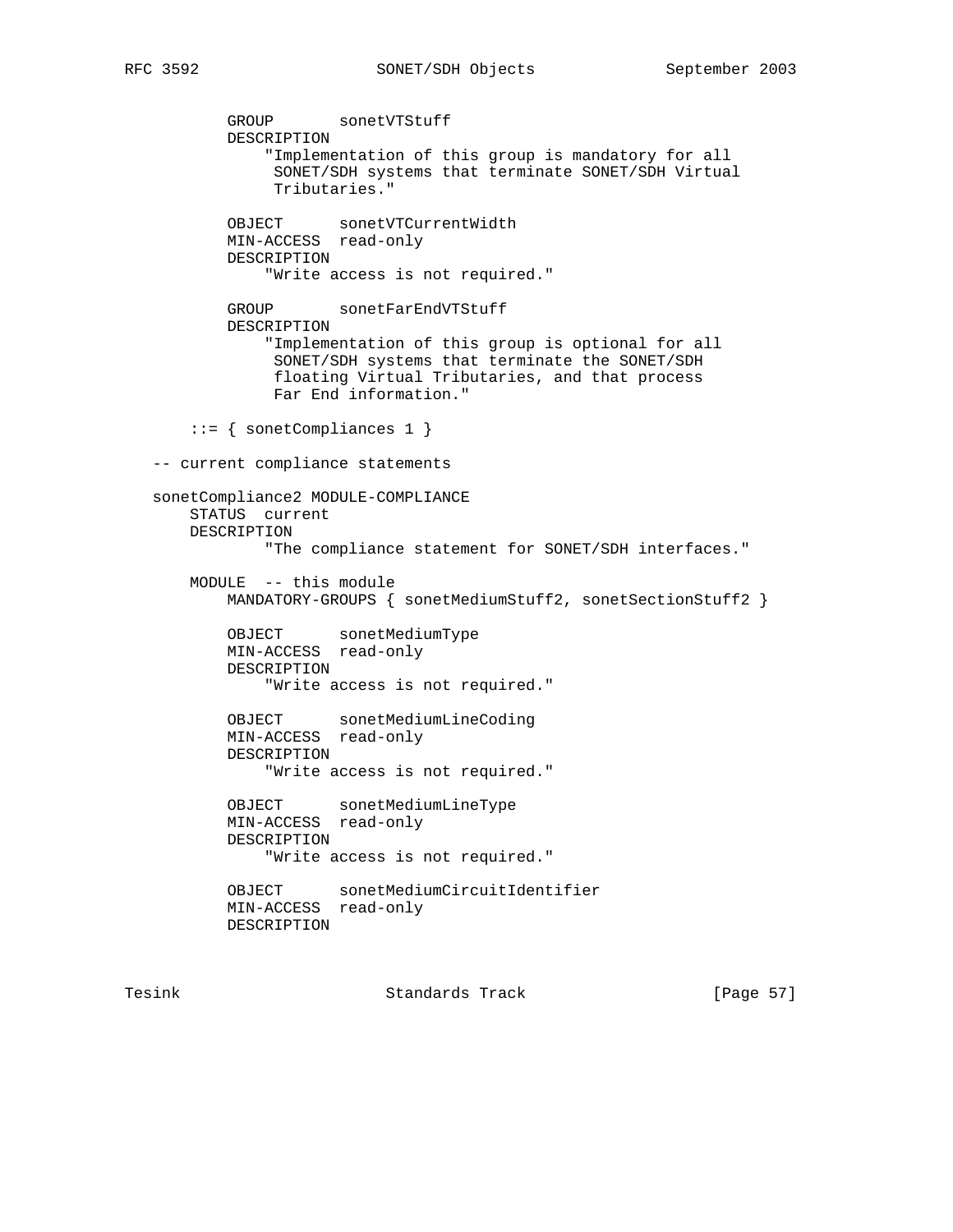```
          GROUP       sonetVTStuff
          DESCRIPTION
              "Implementation of this group is mandatory for all
               SONET/SDH systems that terminate SONET/SDH Virtual
               Tributaries."

          OBJECT      sonetVTCurrentWidth
          MIN-ACCESS  read-only
          DESCRIPTION
              "Write access is not required."

          GROUP       sonetFarEndVTStuff
          DESCRIPTION
              "Implementation of this group is optional for all
               SONET/SDH systems that terminate the SONET/SDH
               floating Virtual Tributaries, and that process
               Far End information."

      ::= { sonetCompliances 1 }

  -- current compliance statements

  sonetCompliance2 MODULE-COMPLIANCE
      STATUS  current
      DESCRIPTION
             "The compliance statement for SONET/SDH interfaces."

      MODULE  -- this module
          MANDATORY-GROUPS { sonetMediumStuff2, sonetSectionStuff2 }

          OBJECT      sonetMediumType
          MIN-ACCESS  read-only
          DESCRIPTION
              "Write access is not required."

          OBJECT      sonetMediumLineCoding
          MIN-ACCESS  read-only
          DESCRIPTION
              "Write access is not required."

          OBJECT      sonetMediumLineType
          MIN-ACCESS  read-only
          DESCRIPTION
              "Write access is not required."

          OBJECT      sonetMediumCircuitIdentifier
          MIN-ACCESS  read-only
          DESCRIPTION
```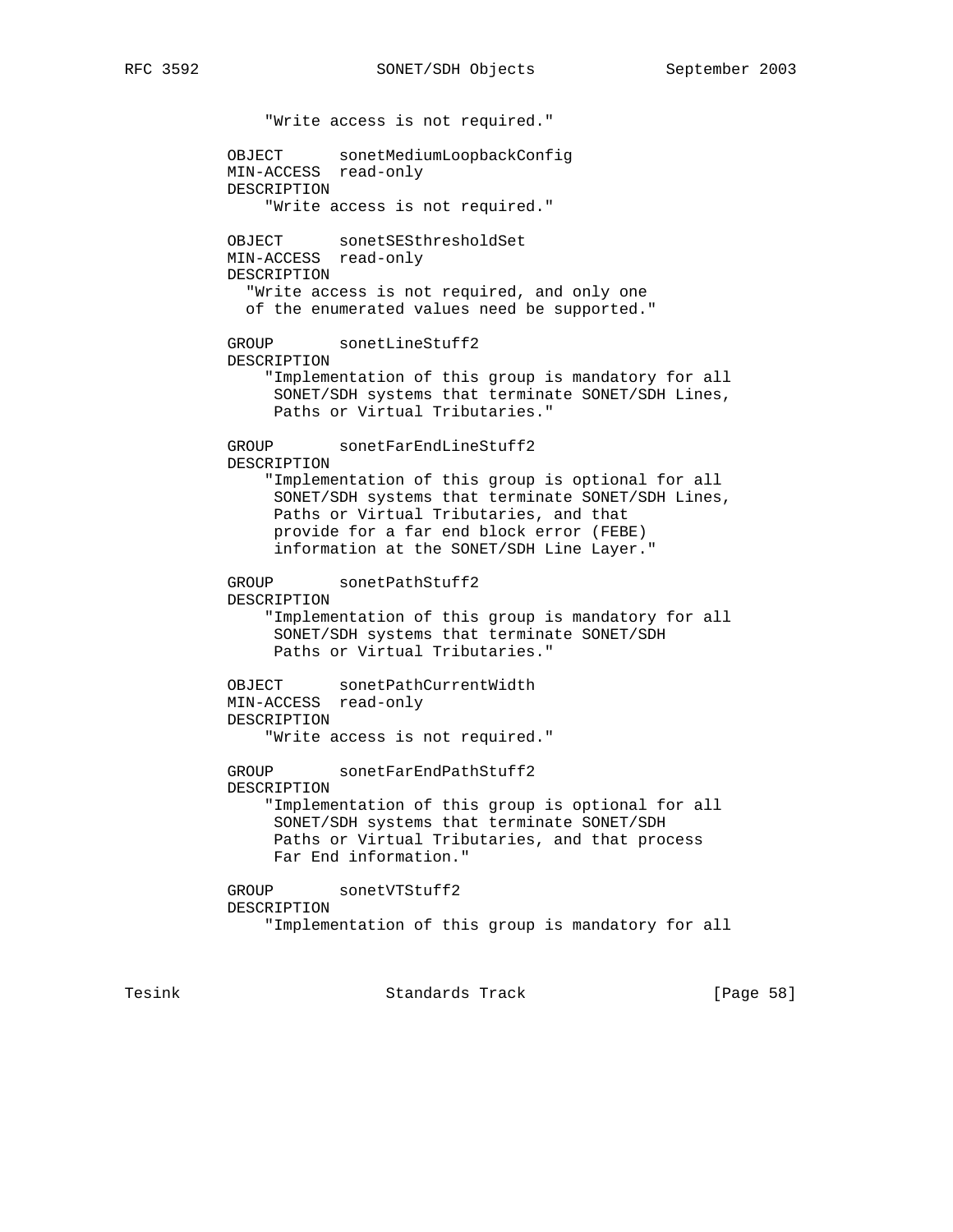```
                 "Write access is not required."

             OBJECT      sonetMediumLoopbackConfig
             MIN-ACCESS  read-only
             DESCRIPTION
                 "Write access is not required."

             OBJECT      sonetSESthresholdSet
             MIN-ACCESS  read-only
             DESCRIPTION
               "Write access is not required, and only one
               of the enumerated values need be supported."

             GROUP       sonetLineStuff2
             DESCRIPTION
                 "Implementation of this group is mandatory for all
                  SONET/SDH systems that terminate SONET/SDH Lines,
                  Paths or Virtual Tributaries."

             GROUP       sonetFarEndLineStuff2
             DESCRIPTION
                 "Implementation of this group is optional for all
                  SONET/SDH systems that terminate SONET/SDH Lines,
                  Paths or Virtual Tributaries, and that
                  provide for a far end block error (FEBE)
                  information at the SONET/SDH Line Layer."

             GROUP       sonetPathStuff2
             DESCRIPTION
                 "Implementation of this group is mandatory for all
                  SONET/SDH systems that terminate SONET/SDH
                  Paths or Virtual Tributaries."

             OBJECT      sonetPathCurrentWidth
             MIN-ACCESS  read-only
             DESCRIPTION
                 "Write access is not required."

             GROUP       sonetFarEndPathStuff2
             DESCRIPTION
                 "Implementation of this group is optional for all
                  SONET/SDH systems that terminate SONET/SDH
                  Paths or Virtual Tributaries, and that process
                  Far End information."

             GROUP       sonetVTStuff2
             DESCRIPTION
                 "Implementation of this group is mandatory for all
```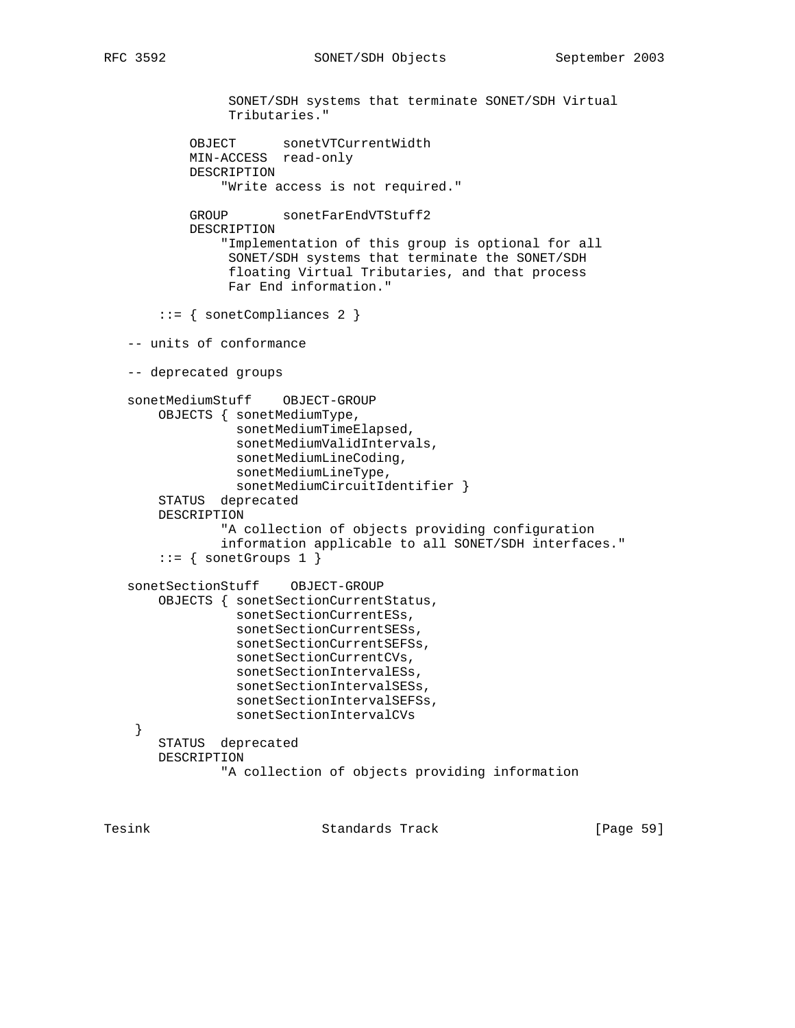```
                SONET/SDH systems that terminate SONET/SDH Virtual
                Tributaries."

          OBJECT      sonetVTCurrentWidth
          MIN-ACCESS  read-only
          DESCRIPTION
              "Write access is not required."

          GROUP       sonetFarEndVTStuff2
          DESCRIPTION
              "Implementation of this group is optional for all
               SONET/SDH systems that terminate the SONET/SDH
               floating Virtual Tributaries, and that process
               Far End information."

      ::= { sonetCompliances 2 }

  -- units of conformance

  -- deprecated groups

  sonetMediumStuff    OBJECT-GROUP
      OBJECTS { sonetMediumType,
                sonetMediumTimeElapsed,
                sonetMediumValidIntervals,
                sonetMediumLineCoding,
                sonetMediumLineType,
                sonetMediumCircuitIdentifier }
      STATUS  deprecated
      DESCRIPTION
              "A collection of objects providing configuration
              information applicable to all SONET/SDH interfaces."
      ::= { sonetGroups 1 }

  sonetSectionStuff    OBJECT-GROUP
      OBJECTS { sonetSectionCurrentStatus,
                sonetSectionCurrentESs,
                sonetSectionCurrentSESs,
                sonetSectionCurrentSEFSs,
                sonetSectionCurrentCVs,
                sonetSectionIntervalESs,
                sonetSectionIntervalSESs,
                sonetSectionIntervalSEFSs,
                sonetSectionIntervalCVs
   }
      STATUS  deprecated
      DESCRIPTION
              "A collection of objects providing information
```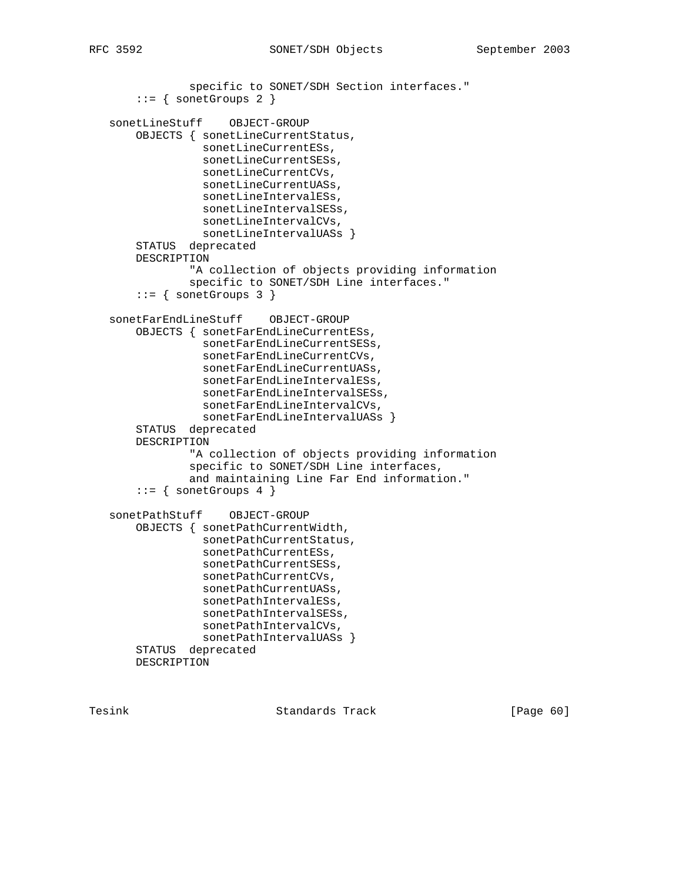```
               specific to SONET/SDH Section interfaces."
       ::= { sonetGroups 2 }

   sonetLineStuff    OBJECT-GROUP
       OBJECTS { sonetLineCurrentStatus,
                 sonetLineCurrentESs,
                 sonetLineCurrentSESs,
                 sonetLineCurrentCVs,
                 sonetLineCurrentUASs,
                 sonetLineIntervalESs,
                 sonetLineIntervalSESs,
                 sonetLineIntervalCVs,
                 sonetLineIntervalUASs }
       STATUS  deprecated
       DESCRIPTION
               "A collection of objects providing information
               specific to SONET/SDH Line interfaces."
       ::= { sonetGroups 3 }

   sonetFarEndLineStuff    OBJECT-GROUP
       OBJECTS { sonetFarEndLineCurrentESs,
                 sonetFarEndLineCurrentSESs,
                 sonetFarEndLineCurrentCVs,
                 sonetFarEndLineCurrentUASs,
                 sonetFarEndLineIntervalESs,
                 sonetFarEndLineIntervalSESs,
                 sonetFarEndLineIntervalCVs,
                 sonetFarEndLineIntervalUASs }
       STATUS  deprecated
       DESCRIPTION
               "A collection of objects providing information
               specific to SONET/SDH Line interfaces,
               and maintaining Line Far End information."
       ::= { sonetGroups 4 }

   sonetPathStuff    OBJECT-GROUP
       OBJECTS { sonetPathCurrentWidth,
                 sonetPathCurrentStatus,
                 sonetPathCurrentESs,
                 sonetPathCurrentSESs,
                 sonetPathCurrentCVs,
                 sonetPathCurrentUASs,
                 sonetPathIntervalESs,
                 sonetPathIntervalSESs,
                 sonetPathIntervalCVs,
                 sonetPathIntervalUASs }
       STATUS  deprecated
       DESCRIPTION
```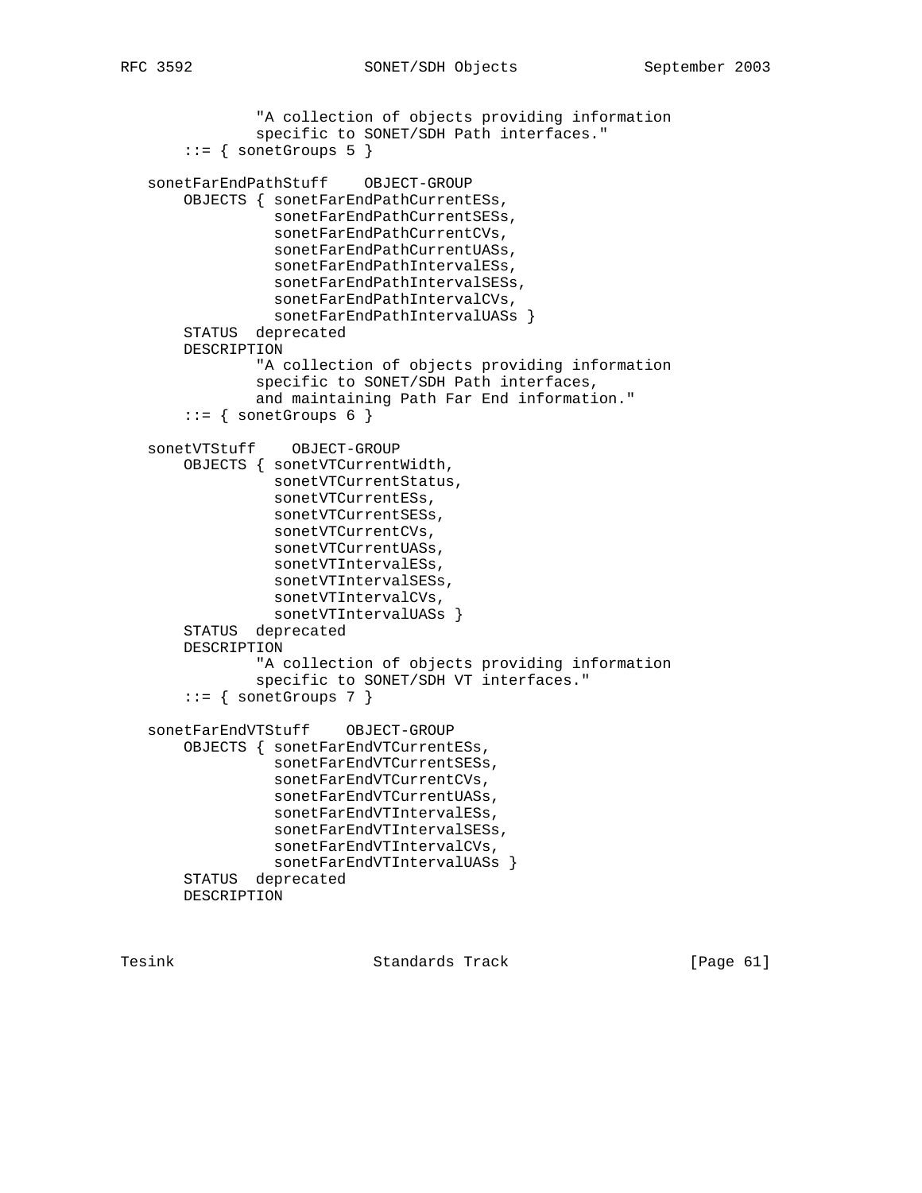```
               "A collection of objects providing information
               specific to SONET/SDH Path interfaces."
       ::= { sonetGroups 5 }

   sonetFarEndPathStuff    OBJECT-GROUP
       OBJECTS { sonetFarEndPathCurrentESs,
                 sonetFarEndPathCurrentSESs,
                 sonetFarEndPathCurrentCVs,
                 sonetFarEndPathCurrentUASs,
                 sonetFarEndPathIntervalESs,
                 sonetFarEndPathIntervalSESs,
                 sonetFarEndPathIntervalCVs,
                 sonetFarEndPathIntervalUASs }
       STATUS  deprecated
       DESCRIPTION
               "A collection of objects providing information
               specific to SONET/SDH Path interfaces,
               and maintaining Path Far End information."
       ::= { sonetGroups 6 }

   sonetVTStuff    OBJECT-GROUP
       OBJECTS { sonetVTCurrentWidth,
                 sonetVTCurrentStatus,
                 sonetVTCurrentESs,
                 sonetVTCurrentSESs,
                 sonetVTCurrentCVs,
                 sonetVTCurrentUASs,
                 sonetVTIntervalESs,
                 sonetVTIntervalSESs,
                 sonetVTIntervalCVs,
                 sonetVTIntervalUASs }
       STATUS  deprecated
       DESCRIPTION
               "A collection of objects providing information
               specific to SONET/SDH VT interfaces."
       ::= { sonetGroups 7 }

   sonetFarEndVTStuff    OBJECT-GROUP
       OBJECTS { sonetFarEndVTCurrentESs,
                 sonetFarEndVTCurrentSESs,
                 sonetFarEndVTCurrentCVs,
                 sonetFarEndVTCurrentUASs,
                 sonetFarEndVTIntervalESs,
                 sonetFarEndVTIntervalSESs,
                 sonetFarEndVTIntervalCVs,
                 sonetFarEndVTIntervalUASs }
       STATUS  deprecated
       DESCRIPTION
```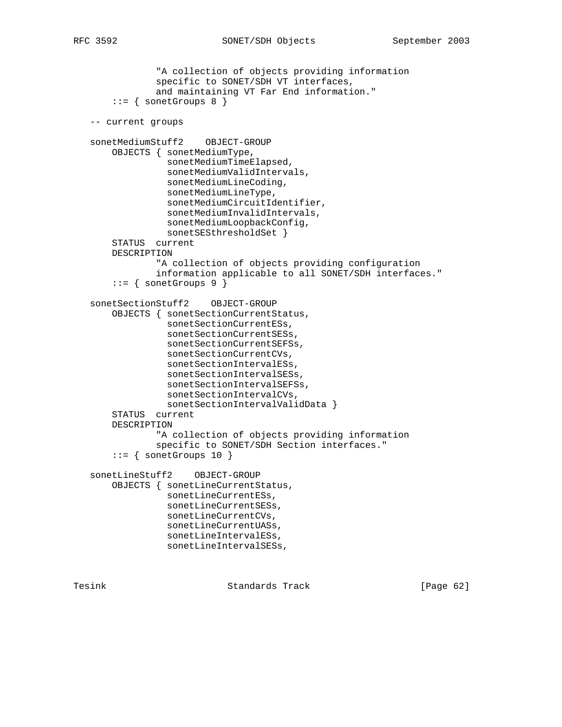```
                "A collection of objects providing information
                specific to SONET/SDH VT interfaces,
                and maintaining VT Far End information."
        ::= { sonetGroups 8 }

   -- current groups

   sonetMediumStuff2    OBJECT-GROUP
       OBJECTS { sonetMediumType,
                 sonetMediumTimeElapsed,
                 sonetMediumValidIntervals,
                 sonetMediumLineCoding,
                 sonetMediumLineType,
                 sonetMediumCircuitIdentifier,
                 sonetMediumInvalidIntervals,
                 sonetMediumLoopbackConfig,
                 sonetSESthresholdSet }
       STATUS  current
       DESCRIPTION
               "A collection of objects providing configuration
               information applicable to all SONET/SDH interfaces."
       ::= { sonetGroups 9 }

   sonetSectionStuff2    OBJECT-GROUP
       OBJECTS { sonetSectionCurrentStatus,
                 sonetSectionCurrentESs,
                 sonetSectionCurrentSESs,
                 sonetSectionCurrentSEFSs,
                 sonetSectionCurrentCVs,
                 sonetSectionIntervalESs,
                 sonetSectionIntervalSESs,
                 sonetSectionIntervalSEFSs,
                 sonetSectionIntervalCVs,
                 sonetSectionIntervalValidData }
       STATUS  current
       DESCRIPTION
               "A collection of objects providing information
               specific to SONET/SDH Section interfaces."
       ::= { sonetGroups 10 }

   sonetLineStuff2    OBJECT-GROUP
       OBJECTS { sonetLineCurrentStatus,
                 sonetLineCurrentESs,
                 sonetLineCurrentSESs,
                 sonetLineCurrentCVs,
                 sonetLineCurrentUASs,
                 sonetLineIntervalESs,
                 sonetLineIntervalSESs,
```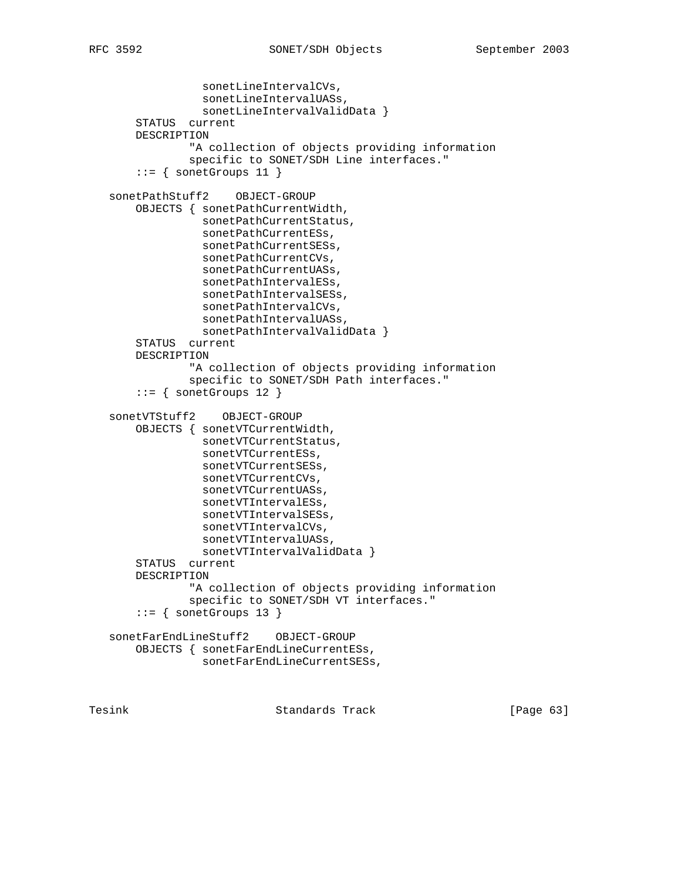```
                 sonetLineIntervalCVs,
                 sonetLineIntervalUASs,
                 sonetLineIntervalValidData }
       STATUS  current
       DESCRIPTION
              "A collection of objects providing information
              specific to SONET/SDH Line interfaces."
       ::= { sonetGroups 11 }

   sonetPathStuff2    OBJECT-GROUP
       OBJECTS { sonetPathCurrentWidth,
                 sonetPathCurrentStatus,
                 sonetPathCurrentESs,
                 sonetPathCurrentSESs,
                 sonetPathCurrentCVs,
                 sonetPathCurrentUASs,
                 sonetPathIntervalESs,
                 sonetPathIntervalSESs,
                 sonetPathIntervalCVs,
                 sonetPathIntervalUASs,
                 sonetPathIntervalValidData }
       STATUS  current
       DESCRIPTION
              "A collection of objects providing information
              specific to SONET/SDH Path interfaces."
       ::= { sonetGroups 12 }

   sonetVTStuff2    OBJECT-GROUP
       OBJECTS { sonetVTCurrentWidth,
                 sonetVTCurrentStatus,
                 sonetVTCurrentESs,
                 sonetVTCurrentSESs,
                 sonetVTCurrentCVs,
                 sonetVTCurrentUASs,
                 sonetVTIntervalESs,
                 sonetVTIntervalSESs,
                 sonetVTIntervalCVs,
                 sonetVTIntervalUASs,
                 sonetVTIntervalValidData }
       STATUS  current
       DESCRIPTION
              "A collection of objects providing information
              specific to SONET/SDH VT interfaces."
       ::= { sonetGroups 13 }

   sonetFarEndLineStuff2    OBJECT-GROUP
       OBJECTS { sonetFarEndLineCurrentESs,
                 sonetFarEndLineCurrentSESs,
```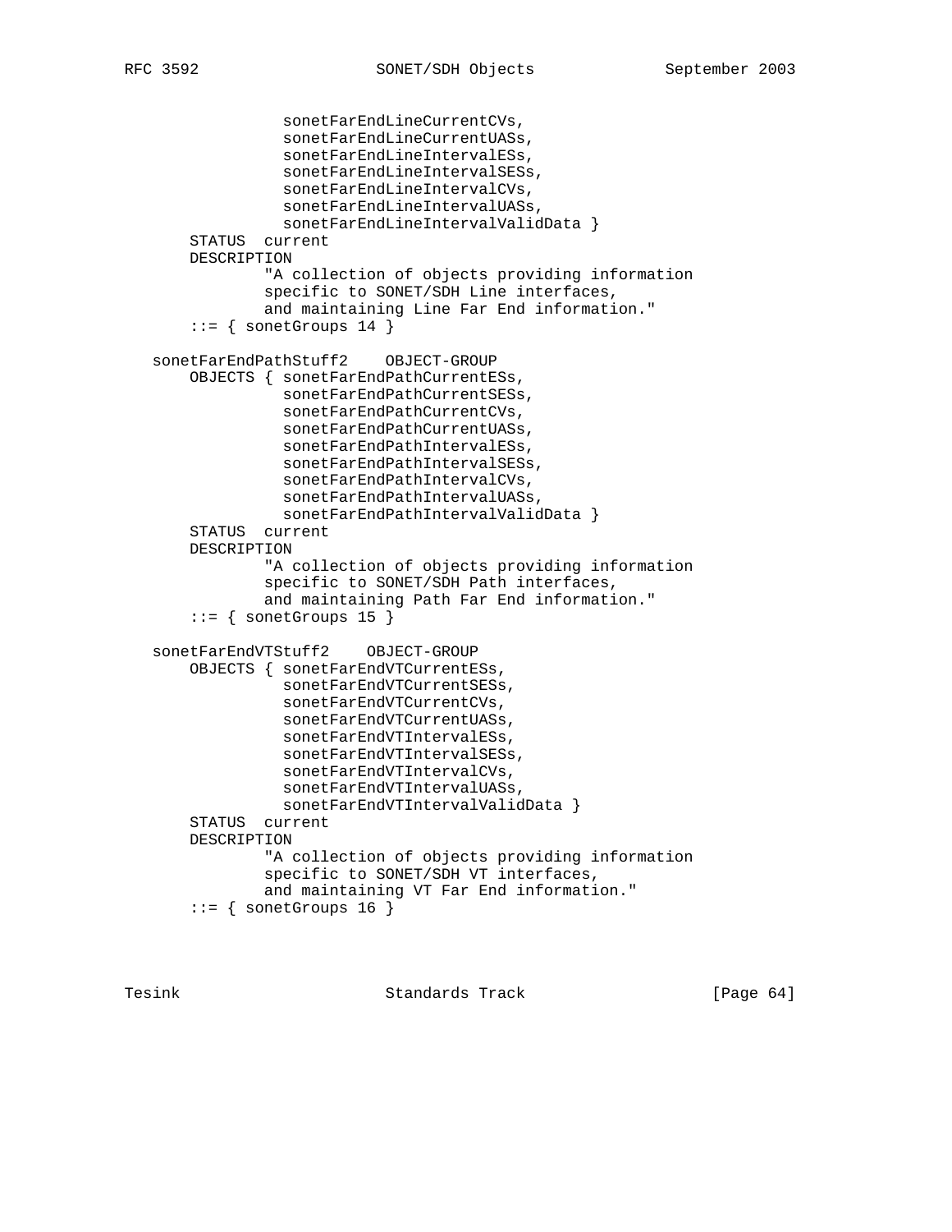```
                 sonetFarEndLineCurrentCVs,
                 sonetFarEndLineCurrentUASs,
                 sonetFarEndLineIntervalESs,
                 sonetFarEndLineIntervalSESs,
                 sonetFarEndLineIntervalCVs,
                 sonetFarEndLineIntervalUASs,
                 sonetFarEndLineIntervalValidData }
       STATUS  current
       DESCRIPTION
               "A collection of objects providing information
               specific to SONET/SDH Line interfaces,
               and maintaining Line Far End information."
       ::= { sonetGroups 14 }

   sonetFarEndPathStuff2    OBJECT-GROUP
       OBJECTS { sonetFarEndPathCurrentESs,
                 sonetFarEndPathCurrentSESs,
                 sonetFarEndPathCurrentCVs,
                 sonetFarEndPathCurrentUASs,
                 sonetFarEndPathIntervalESs,
                 sonetFarEndPathIntervalSESs,
                 sonetFarEndPathIntervalCVs,
                 sonetFarEndPathIntervalUASs,
                 sonetFarEndPathIntervalValidData }
       STATUS  current
       DESCRIPTION
               "A collection of objects providing information
               specific to SONET/SDH Path interfaces,
               and maintaining Path Far End information."
       ::= { sonetGroups 15 }

   sonetFarEndVTStuff2    OBJECT-GROUP
       OBJECTS { sonetFarEndVTCurrentESs,
                 sonetFarEndVTCurrentSESs,
                 sonetFarEndVTCurrentCVs,
                 sonetFarEndVTCurrentUASs,
                 sonetFarEndVTIntervalESs,
                 sonetFarEndVTIntervalSESs,
                 sonetFarEndVTIntervalCVs,
                 sonetFarEndVTIntervalUASs,
                 sonetFarEndVTIntervalValidData }
       STATUS  current
       DESCRIPTION
               "A collection of objects providing information
               specific to SONET/SDH VT interfaces,
               and maintaining VT Far End information."
       ::= { sonetGroups 16 }
```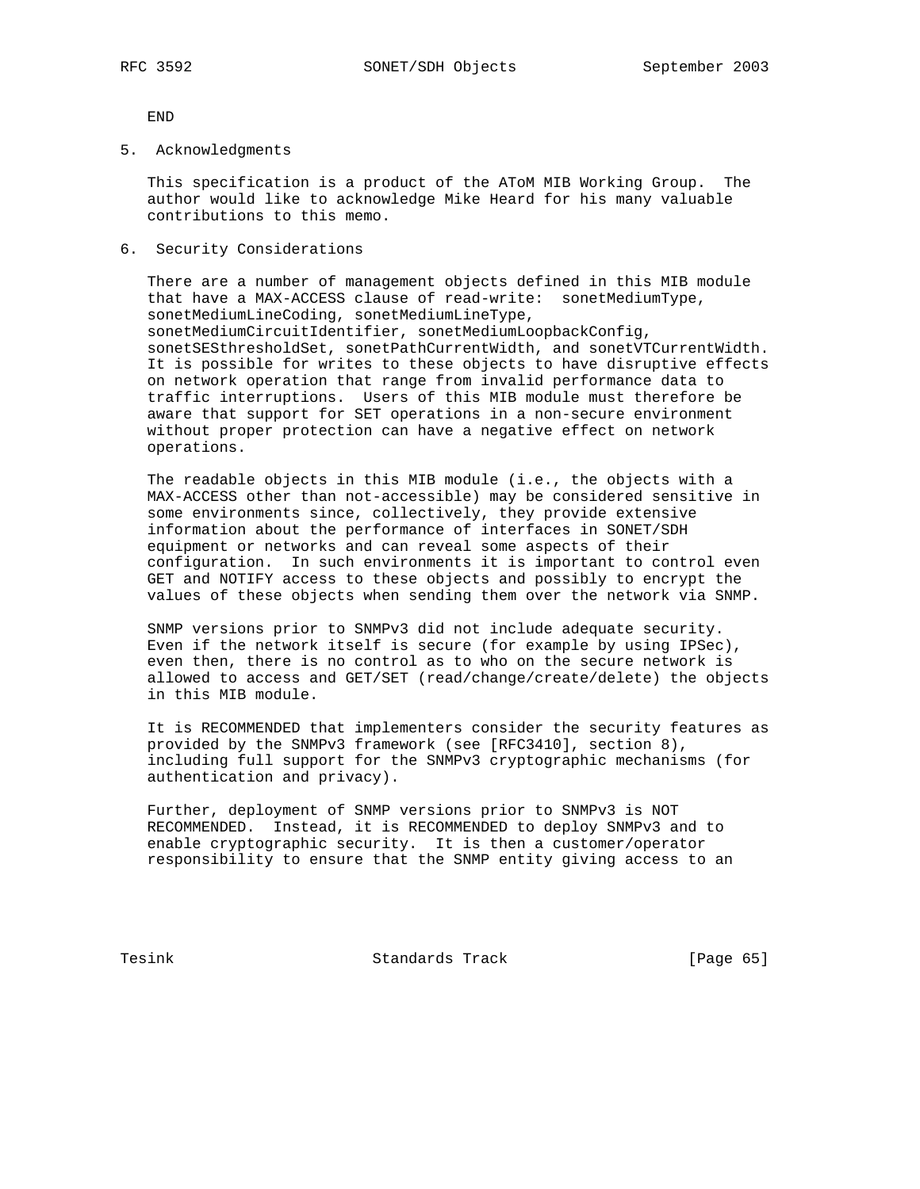END

## 5. Acknowledgments

This specification is a product of the AToM MIB Working Group. The author would like to acknowledge Mike Heard for his many valuable contributions to this memo.

## 6. Security Considerations

There are a number of management objects defined in this MIB module that have a MAX-ACCESS clause of read-write: sonetMediumType, sonetMediumLineCoding, sonetMediumLineType, sonetMediumCircuitIdentifier, sonetMediumLoopbackConfig, sonetSESthresholdSet, sonetPathCurrentWidth, and sonetVTCurrentWidth. It is possible for writes to these objects to have disruptive effects on network operation that range from invalid performance data to traffic interruptions. Users of this MIB module must therefore be aware that support for SET operations in a non-secure environment without proper protection can have a negative effect on network operations.

The readable objects in this MIB module (i.e., the objects with a MAX-ACCESS other than not-accessible) may be considered sensitive in some environments since, collectively, they provide extensive information about the performance of interfaces in SONET/SDH equipment or networks and can reveal some aspects of their configuration. In such environments it is important to control even GET and NOTIFY access to these objects and possibly to encrypt the values of these objects when sending them over the network via SNMP.

SNMP versions prior to SNMPv3 did not include adequate security. Even if the network itself is secure (for example by using IPSec), even then, there is no control as to who on the secure network is allowed to access and GET/SET (read/change/create/delete) the objects in this MIB module.

It is RECOMMENDED that implementers consider the security features as provided by the SNMPv3 framework (see [RFC3410], section 8), including full support for the SNMPv3 cryptographic mechanisms (for authentication and privacy).

Further, deployment of SNMP versions prior to SNMPv3 is NOT RECOMMENDED. Instead, it is RECOMMENDED to deploy SNMPv3 and to enable cryptographic security. It is then a customer/operator responsibility to ensure that the SNMP entity giving access to an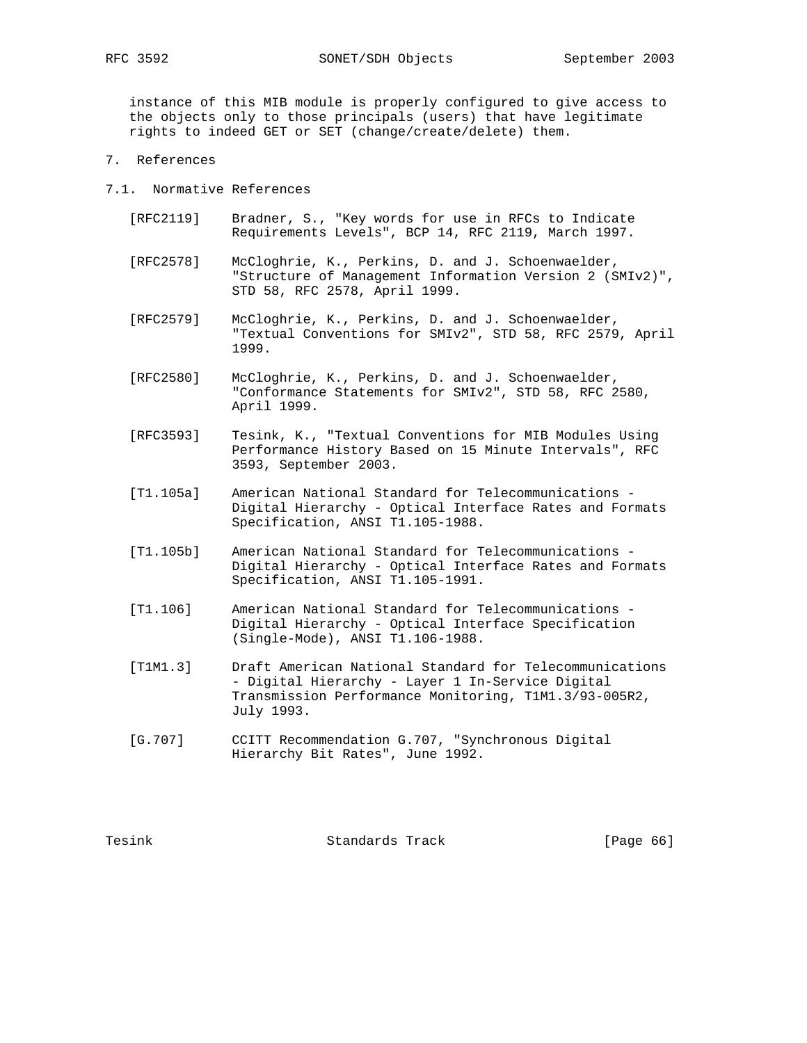instance of this MIB module is properly configured to give access to the objects only to those principals (users) that have legitimate rights to indeed GET or SET (change/create/delete) them.

# 7. References

## 7.1. Normative References

[RFC2119] Bradner, S., "Key words for use in RFCs to Indicate Requirements Levels", BCP 14, RFC 2119, March 1997.

[RFC2578] McCloghrie, K., Perkins, D. and J. Schoenwaelder, "Structure of Management Information Version 2 (SMIv2)", STD 58, RFC 2578, April 1999.

[RFC2579] McCloghrie, K., Perkins, D. and J. Schoenwaelder, "Textual Conventions for SMIv2", STD 58, RFC 2579, April 1999.

[RFC2580] McCloghrie, K., Perkins, D. and J. Schoenwaelder, "Conformance Statements for SMIv2", STD 58, RFC 2580, April 1999.

[RFC3593] Tesink, K., "Textual Conventions for MIB Modules Using Performance History Based on 15 Minute Intervals", RFC 3593, September 2003.

[T1.105a] American National Standard for Telecommunications - Digital Hierarchy - Optical Interface Rates and Formats Specification, ANSI T1.105-1988.

[T1.105b] American National Standard for Telecommunications - Digital Hierarchy - Optical Interface Rates and Formats Specification, ANSI T1.105-1991.

[T1.106] American National Standard for Telecommunications - Digital Hierarchy - Optical Interface Specification (Single-Mode), ANSI T1.106-1988.

[T1M1.3] Draft American National Standard for Telecommunications - Digital Hierarchy - Layer 1 In-Service Digital Transmission Performance Monitoring, T1M1.3/93-005R2, July 1993.

[G.707] CCITT Recommendation G.707, "Synchronous Digital Hierarchy Bit Rates", June 1992.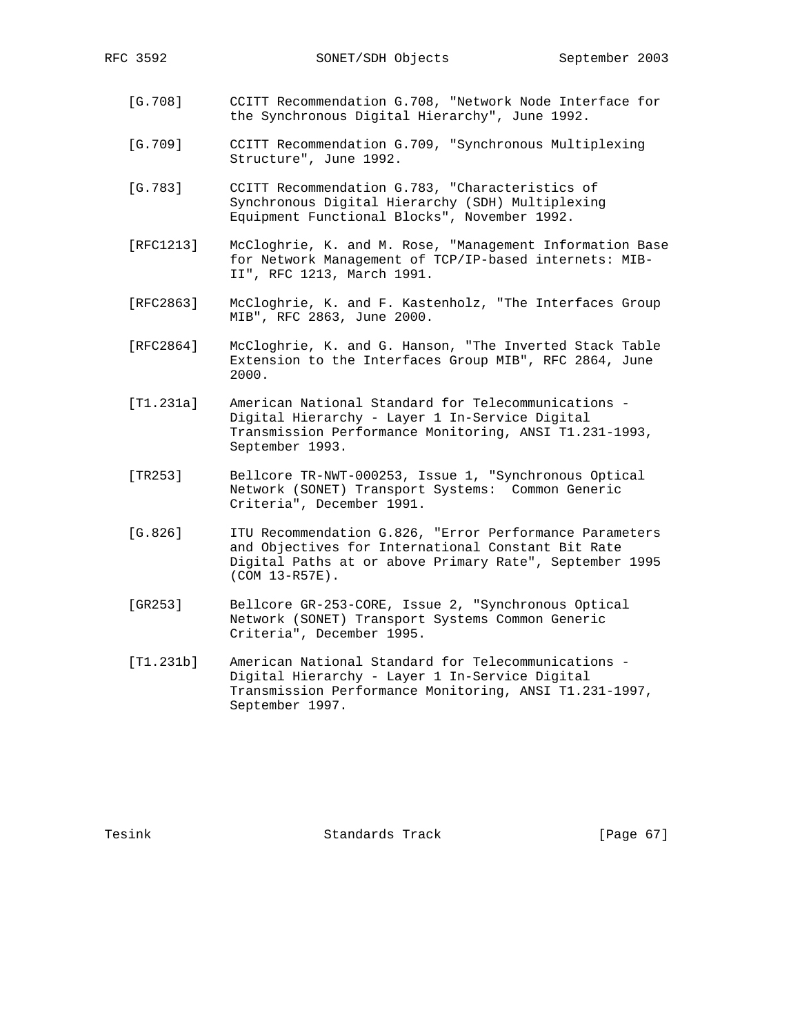[G.708] CCITT Recommendation G.708, "Network Node Interface for the Synchronous Digital Hierarchy", June 1992.

[G.709] CCITT Recommendation G.709, "Synchronous Multiplexing Structure", June 1992.

[G.783] CCITT Recommendation G.783, "Characteristics of Synchronous Digital Hierarchy (SDH) Multiplexing Equipment Functional Blocks", November 1992.

[RFC1213] McCloghrie, K. and M. Rose, "Management Information Base for Network Management of TCP/IP-based internets: MIB-II", RFC 1213, March 1991.

[RFC2863] McCloghrie, K. and F. Kastenholz, "The Interfaces Group MIB", RFC 2863, June 2000.

[RFC2864] McCloghrie, K. and G. Hanson, "The Inverted Stack Table Extension to the Interfaces Group MIB", RFC 2864, June 2000.

[T1.231a] American National Standard for Telecommunications - Digital Hierarchy - Layer 1 In-Service Digital Transmission Performance Monitoring, ANSI T1.231-1993, September 1993.

[TR253] Bellcore TR-NWT-000253, Issue 1, "Synchronous Optical Network (SONET) Transport Systems: Common Generic Criteria", December 1991.

[G.826] ITU Recommendation G.826, "Error Performance Parameters and Objectives for International Constant Bit Rate Digital Paths at or above Primary Rate", September 1995 (COM 13-R57E).

[GR253] Bellcore GR-253-CORE, Issue 2, "Synchronous Optical Network (SONET) Transport Systems Common Generic Criteria", December 1995.

[T1.231b] American National Standard for Telecommunications - Digital Hierarchy - Layer 1 In-Service Digital Transmission Performance Monitoring, ANSI T1.231-1997, September 1997.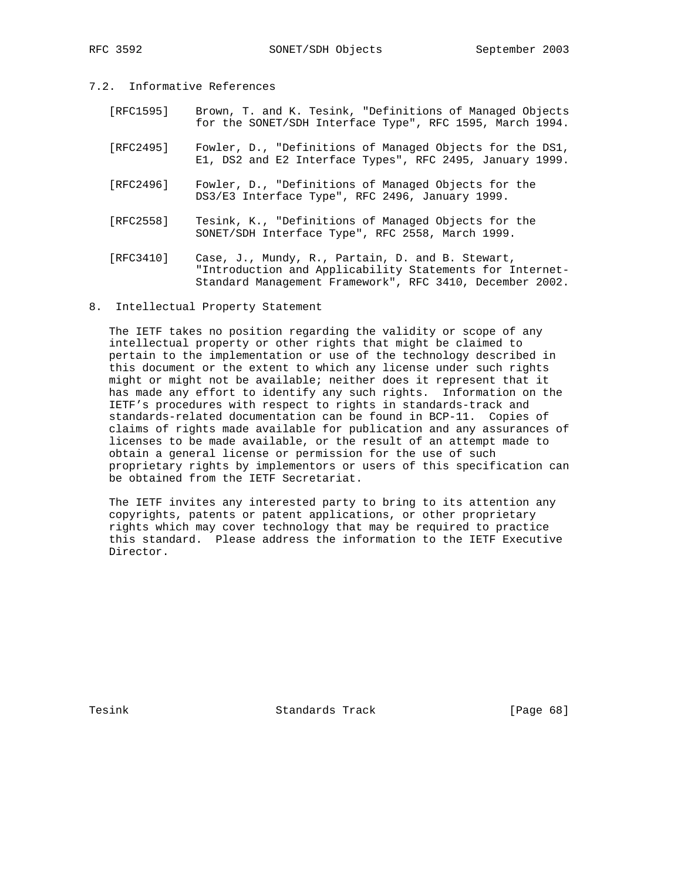### 7.2. Informative References

[RFC1595] Brown, T. and K. Tesink, "Definitions of Managed Objects for the SONET/SDH Interface Type", RFC 1595, March 1994.

[RFC2495] Fowler, D., "Definitions of Managed Objects for the DS1, E1, DS2 and E2 Interface Types", RFC 2495, January 1999.

[RFC2496] Fowler, D., "Definitions of Managed Objects for the DS3/E3 Interface Type", RFC 2496, January 1999.

[RFC2558] Tesink, K., "Definitions of Managed Objects for the SONET/SDH Interface Type", RFC 2558, March 1999.

[RFC3410] Case, J., Mundy, R., Partain, D. and B. Stewart, "Introduction and Applicability Statements for Internet-Standard Management Framework", RFC 3410, December 2002.

## 8. Intellectual Property Statement

The IETF takes no position regarding the validity or scope of any intellectual property or other rights that might be claimed to pertain to the implementation or use of the technology described in this document or the extent to which any license under such rights might or might not be available; neither does it represent that it has made any effort to identify any such rights. Information on the IETF's procedures with respect to rights in standards-track and standards-related documentation can be found in BCP-11. Copies of claims of rights made available for publication and any assurances of licenses to be made available, or the result of an attempt made to obtain a general license or permission for the use of such proprietary rights by implementors or users of this specification can be obtained from the IETF Secretariat.

The IETF invites any interested party to bring to its attention any copyrights, patents or patent applications, or other proprietary rights which may cover technology that may be required to practice this standard. Please address the information to the IETF Executive Director.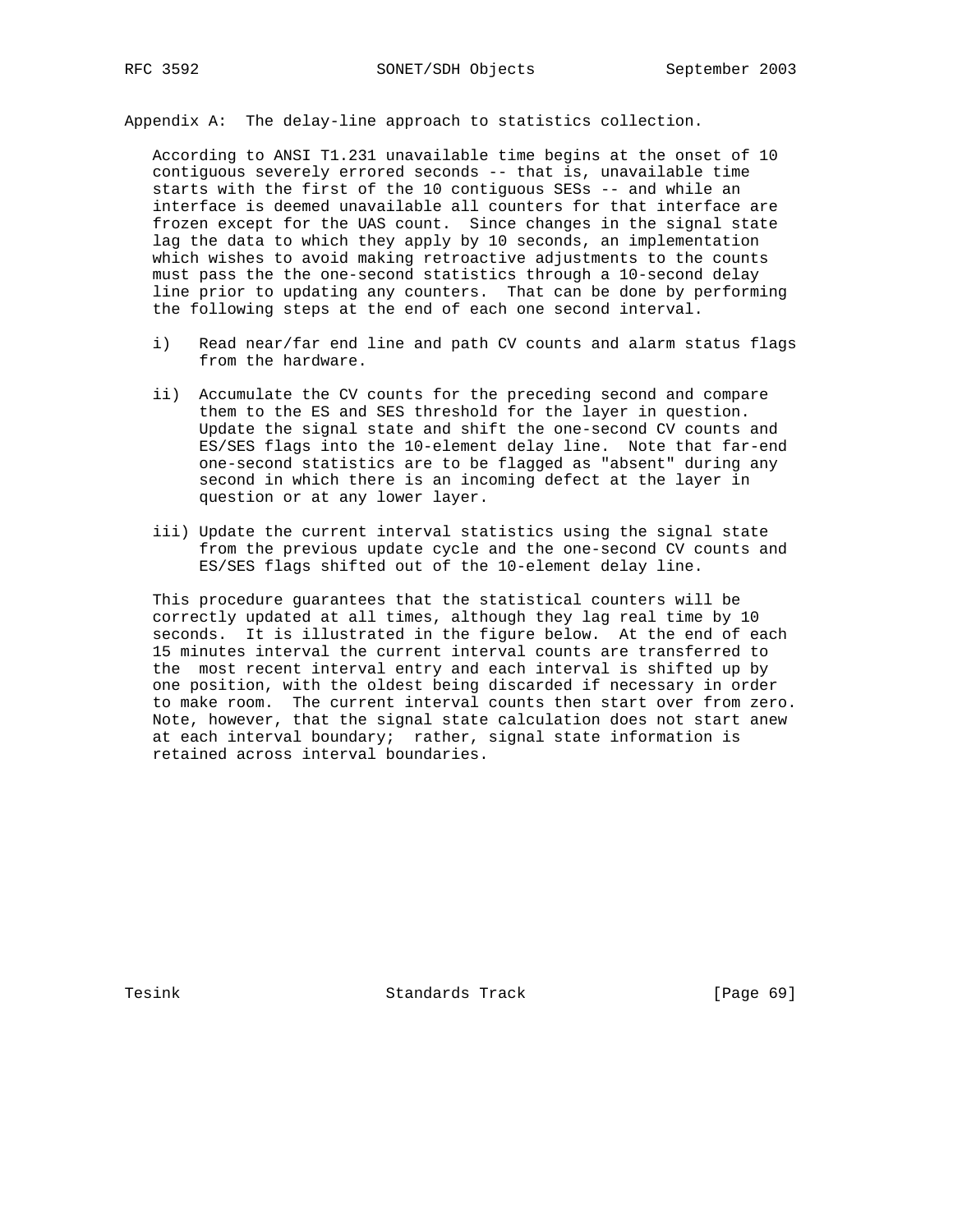## Appendix A: The delay-line approach to statistics collection.

According to ANSI T1.231 unavailable time begins at the onset of 10 contiguous severely errored seconds -- that is, unavailable time starts with the first of the 10 contiguous SESs -- and while an interface is deemed unavailable all counters for that interface are frozen except for the UAS count. Since changes in the signal state lag the data to which they apply by 10 seconds, an implementation which wishes to avoid making retroactive adjustments to the counts must pass the the one-second statistics through a 10-second delay line prior to updating any counters. That can be done by performing the following steps at the end of each one second interval.

i) Read near/far end line and path CV counts and alarm status flags from the hardware.

ii) Accumulate the CV counts for the preceding second and compare them to the ES and SES threshold for the layer in question. Update the signal state and shift the one-second CV counts and ES/SES flags into the 10-element delay line. Note that far-end one-second statistics are to be flagged as "absent" during any second in which there is an incoming defect at the layer in question or at any lower layer.

iii) Update the current interval statistics using the signal state from the previous update cycle and the one-second CV counts and ES/SES flags shifted out of the 10-element delay line.

This procedure guarantees that the statistical counters will be correctly updated at all times, although they lag real time by 10 seconds. It is illustrated in the figure below. At the end of each 15 minutes interval the current interval counts are transferred to the most recent interval entry and each interval is shifted up by one position, with the oldest being discarded if necessary in order to make room. The current interval counts then start over from zero. Note, however, that the signal state calculation does not start anew at each interval boundary; rather, signal state information is retained across interval boundaries.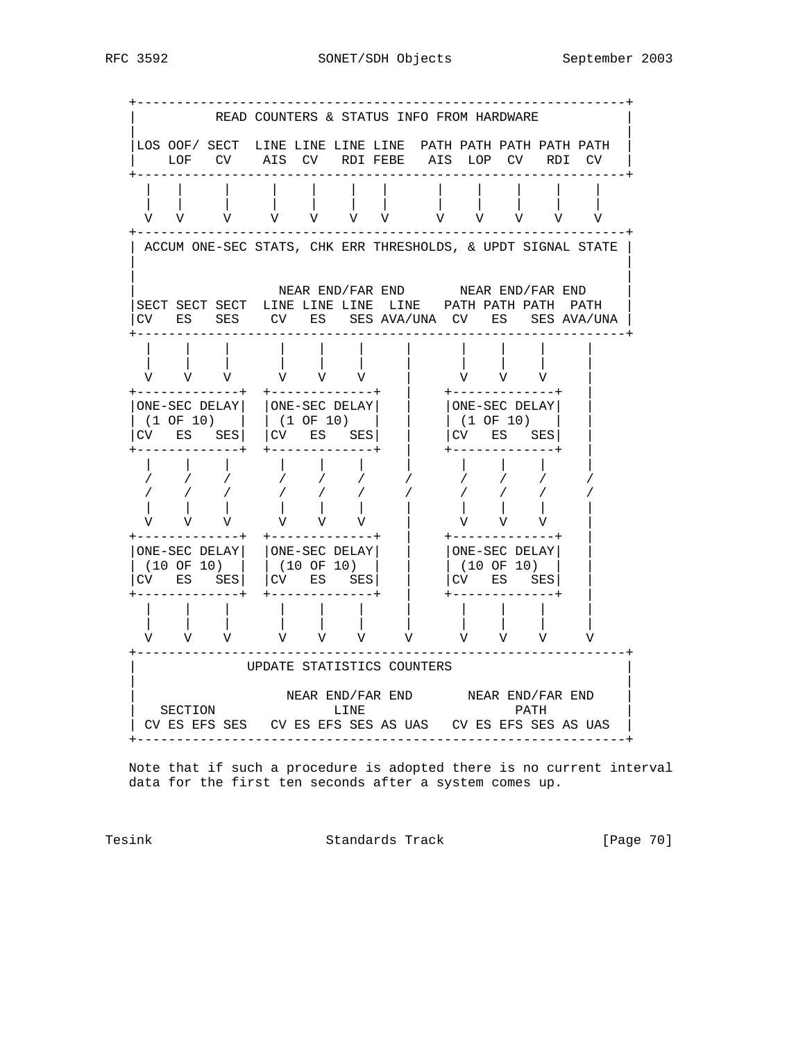```
   +-------------------------------------------------------------+
   |          READ COUNTERS & STATUS INFO FROM HARDWARE           |
   |                                                              |
   |LOS OOF/ SECT  LINE LINE LINE LINE  PATH PATH PATH PATH PATH  |
   |    LOF   CV    AIS  CV   RDI FEBE   AIS  LOP  CV   RDI  CV   |
   +-------------------------------------------------------------+
     |   |     |     |    |    |   |      |    |    |    |    |
     |   |     |     |    |    |   |      |    |    |    |    |
     V   V     V     V    V    V   V      V    V    V    V    V
   +-------------------------------------------------------------+
   | ACCUM ONE-SEC STATS, CHK ERR THRESHOLDS, & UPDT SIGNAL STATE |
   |                                                              |
   |                                                              |
   |                    NEAR END/FAR END       NEAR END/FAR END   |
   |SECT SECT SECT  LINE LINE LINE  LINE   PATH PATH PATH  PATH   |
   |CV   ES   SES    CV   ES   SES AVA/UNA  CV   ES   SES AVA/UNA |
   +-------------------------------------------------------------+
     |    |    |      |    |    |      |      |    |    |     |
     |    |    |      |    |    |      |      |    |    |     |
     V    V    V      V    V    V      |      V    V    V     |
   +-------------+  +-------------+    |    +-------------+    |
   |ONE-SEC DELAY|  |ONE-SEC DELAY|    |    |ONE-SEC DELAY|    |
   | (1 OF 10)   |  | (1 OF 10)   |    |    | (1 OF 10)   |    |
   |CV   ES   SES|  |CV   ES   SES|    |    |CV   ES   SES|    |
   +-------------+  +-------------+    |    +-------------+    |
     |    |    |      |    |    |      |      |    |    |     |
    /    /    /      /    /    /      /      /    /    /     /
   /    /    /      /    /    /      /      /    /    /     /
   |    |    |      |    |    |      |      |    |    |     |
   V    V    V      V    V    V      |      V    V    V     |
   +-------------+  +-------------+    |    +-------------+    |
   |ONE-SEC DELAY|  |ONE-SEC DELAY|    |    |ONE-SEC DELAY|    |
   | (10 OF 10)  |  | (10 OF 10)  |    |    | (10 OF 10)  |    |
   |CV   ES   SES|  |CV   ES   SES|    |    |CV   ES   SES|    |
   +-------------+  +-------------+    |    +-------------+    |
     |    |    |      |    |    |      |      |    |    |     |
     |    |    |      |    |    |      |      |    |    |     |
     V    V    V      V    V    V      V      V    V    V     V
   +-------------------------------------------------------------+
   |               UPDATE STATISTICS COUNTERS                     |
   |                                                              |
   |                     NEAR END/FAR END       NEAR END/FAR END  |
   |   SECTION                 LINE                   PATH        |
   | CV ES EFS SES   CV ES EFS SES AS UAS   CV ES EFS SES AS UAS  |
   +-------------------------------------------------------------+
```

Note that if such a procedure is adopted there is no current interval data for the first ten seconds after a system comes up.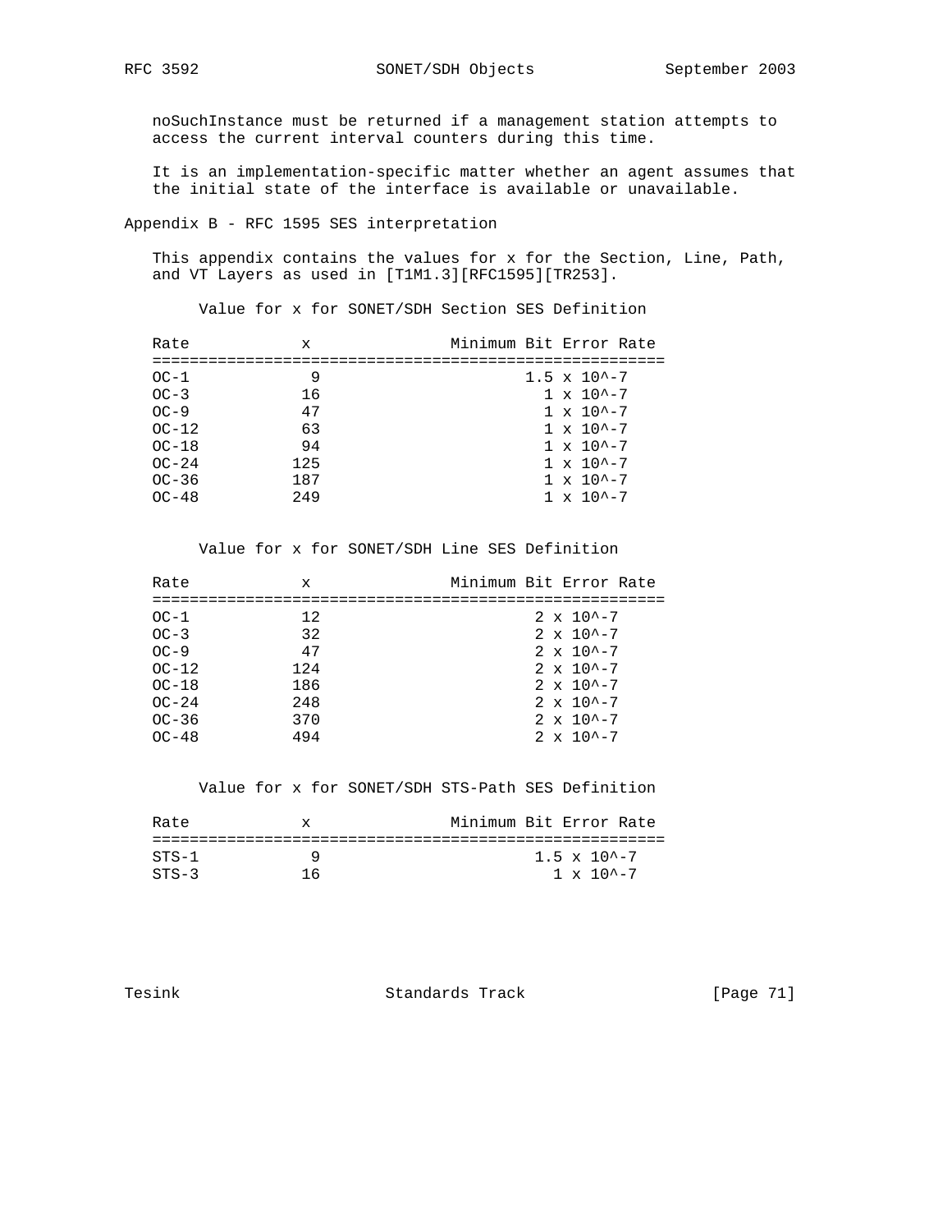noSuchInstance must be returned if a management station attempts to access the current interval counters during this time.

It is an implementation-specific matter whether an agent assumes that the initial state of the interface is available or unavailable.

## Appendix B - RFC 1595 SES interpretation

This appendix contains the values for x for the Section, Line, Path, and VT Layers as used in [T1M1.3][RFC1595][TR253].

Value for x for SONET/SDH Section SES Definition

| Rate | x | Minimum Bit Error Rate |
|---|---|---|
| OC-1 | 9 | 1.5 x 10^-7 |
| OC-3 | 16 | 1 x 10^-7 |
| OC-9 | 47 | 1 x 10^-7 |
| OC-12 | 63 | 1 x 10^-7 |
| OC-18 | 94 | 1 x 10^-7 |
| OC-24 | 125 | 1 x 10^-7 |
| OC-36 | 187 | 1 x 10^-7 |
| OC-48 | 249 | 1 x 10^-7 |

Value for x for SONET/SDH Line SES Definition

| Rate | x | Minimum Bit Error Rate |
|---|---|---|
| OC-1 | 12 | 2 x 10^-7 |
| OC-3 | 32 | 2 x 10^-7 |
| OC-9 | 47 | 2 x 10^-7 |
| OC-12 | 124 | 2 x 10^-7 |
| OC-18 | 186 | 2 x 10^-7 |
| OC-24 | 248 | 2 x 10^-7 |
| OC-36 | 370 | 2 x 10^-7 |
| OC-48 | 494 | 2 x 10^-7 |

Value for x for SONET/SDH STS-Path SES Definition

| Rate | x | Minimum Bit Error Rate |
|---|---|---|
| STS-1 | 9 | 1.5 x 10^-7 |
| STS-3 | 16 | 1 x 10^-7 |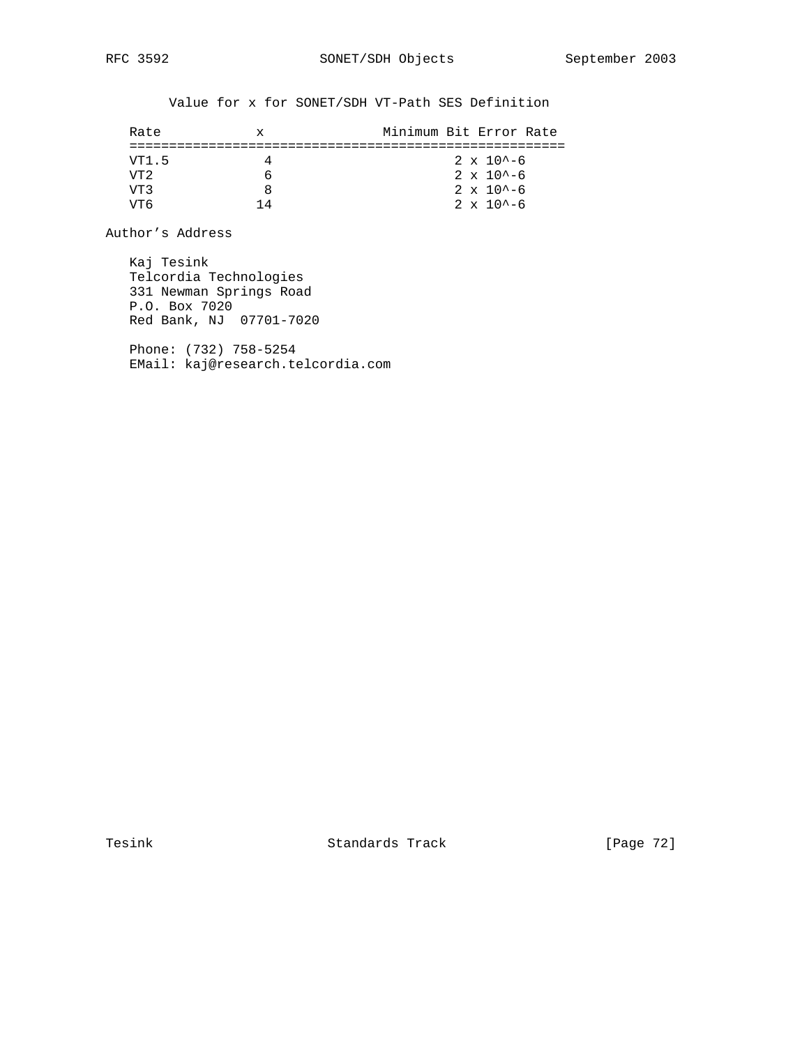Value for x for SONET/SDH VT-Path SES Definition

| Rate | x | Minimum Bit Error Rate |
|---|---|---|
| VT1.5 | 4 | $2 \times 10^{-6}$ |
| VT2 | 6 | $2 \times 10^{-6}$ |
| VT3 | 8 | $2 \times 10^{-6}$ |
| VT6 | 14 | $2 \times 10^{-6}$ |

## Author's Address

Kaj Tesink
Telcordia Technologies
331 Newman Springs Road
P.O. Box 7020
Red Bank, NJ 07701-7020

Phone: (732) 758-5254
EMail: kaj@research.telcordia.com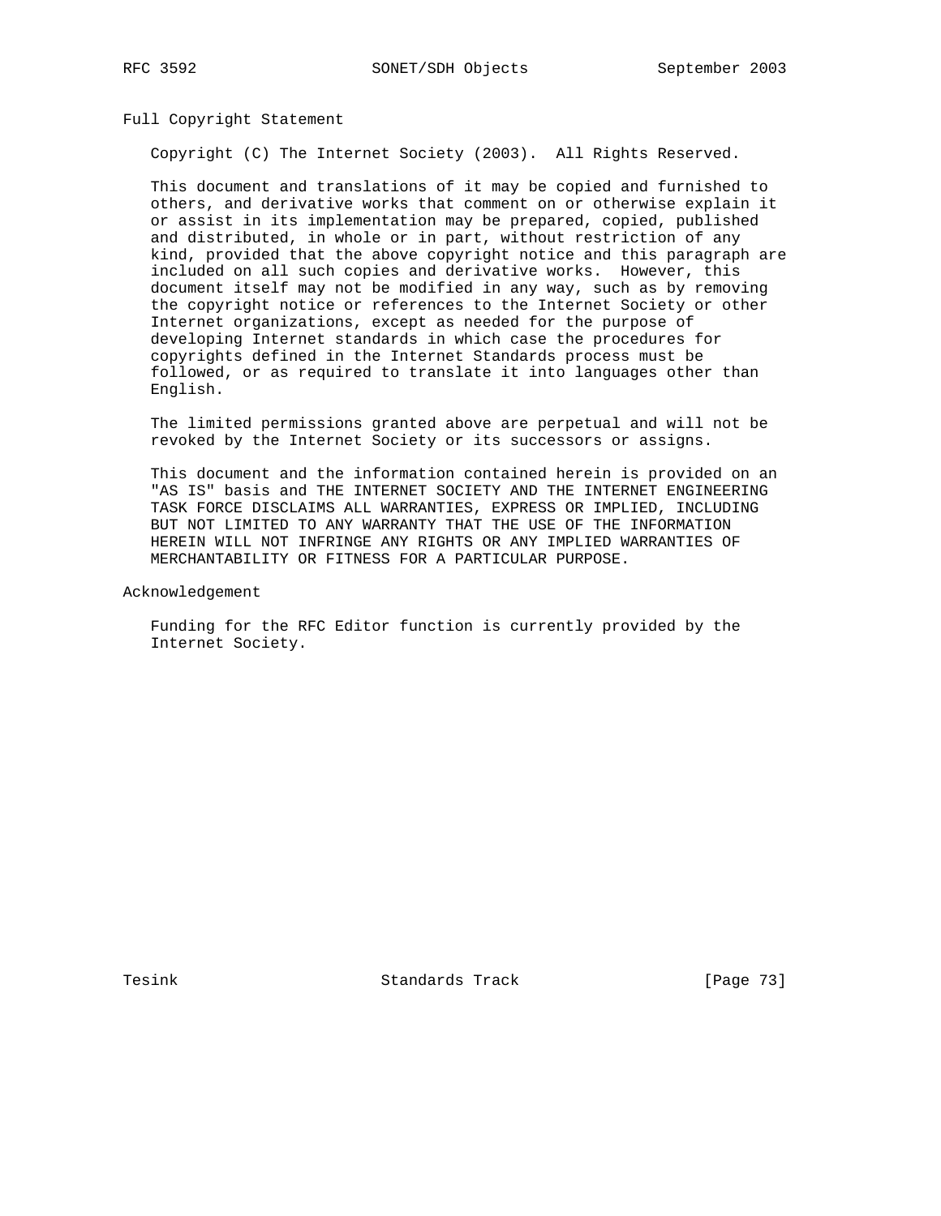## Full Copyright Statement

Copyright (C) The Internet Society (2003). All Rights Reserved.

This document and translations of it may be copied and furnished to others, and derivative works that comment on or otherwise explain it or assist in its implementation may be prepared, copied, published and distributed, in whole or in part, without restriction of any kind, provided that the above copyright notice and this paragraph are included on all such copies and derivative works. However, this document itself may not be modified in any way, such as by removing the copyright notice or references to the Internet Society or other Internet organizations, except as needed for the purpose of developing Internet standards in which case the procedures for copyrights defined in the Internet Standards process must be followed, or as required to translate it into languages other than English.

The limited permissions granted above are perpetual and will not be revoked by the Internet Society or its successors or assigns.

This document and the information contained herein is provided on an "AS IS" basis and THE INTERNET SOCIETY AND THE INTERNET ENGINEERING TASK FORCE DISCLAIMS ALL WARRANTIES, EXPRESS OR IMPLIED, INCLUDING BUT NOT LIMITED TO ANY WARRANTY THAT THE USE OF THE INFORMATION HEREIN WILL NOT INFRINGE ANY RIGHTS OR ANY IMPLIED WARRANTIES OF MERCHANTABILITY OR FITNESS FOR A PARTICULAR PURPOSE.

## Acknowledgement

Funding for the RFC Editor function is currently provided by the Internet Society.